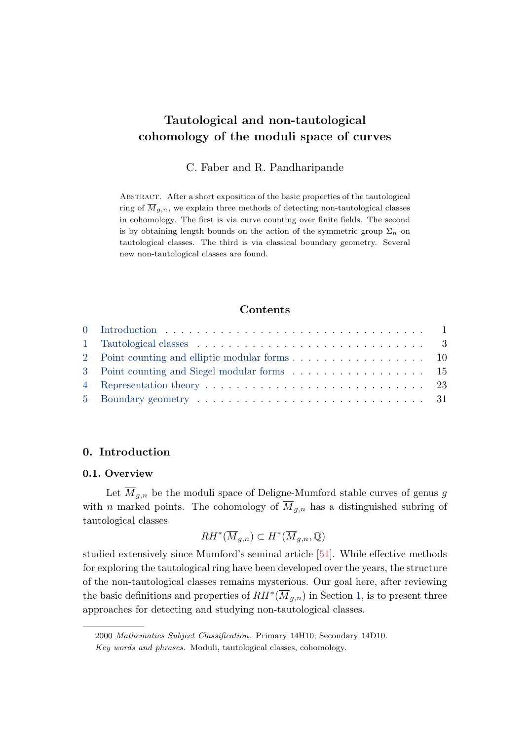# Tautological and non-tautological cohomology of the moduli space of curves

C. Faber and R. Pandharipande

Abstract. After a short exposition of the basic properties of the tautological ring of $\overline{M}_{g,n}$, we explain three methods of detecting non-tautological classes in cohomology. The first is via curve counting over finite fields. The second is by obtaining length bounds on the action of the symmetric group $\Sigma_n$ on tautological classes. The third is via classical boundary geometry. Several new non-tautological classes are found.

## Contents

| | | |
|---|---|---|
| 0 | Introduction | 1 |
| 1 | Tautological classes | 3 |
| 2 | Point counting and elliptic modular forms | 10 |
| 3 | Point counting and Siegel modular forms | 15 |
| 4 | Representation theory | 23 |
| 5 | Boundary geometry | 31 |

## 0. Introduction

### 0.1. Overview

Let $\overline{M}_{g,n}$ be the moduli space of Deligne-Mumford stable curves of genus $g$ with $n$ marked points. The cohomology of $\overline{M}_{g,n}$ has a distinguished subring of tautological classes

$$RH^*(\overline{M}_{g,n}) \subset H^*(\overline{M}_{g,n}, \mathbb{Q})$$

studied extensively since Mumford's seminal article [51]. While effective methods for exploring the tautological ring have been developed over the years, the structure of the non-tautological classes remains mysterious. Our goal here, after reviewing the basic definitions and properties of $RH^*(\overline{M}_{g,n})$ in Section 1, is to present three approaches for detecting and studying non-tautological classes.

2000 *Mathematics Subject Classification.* Primary 14H10; Secondary 14D10.

*Key words and phrases.* Moduli, tautological classes, cohomology.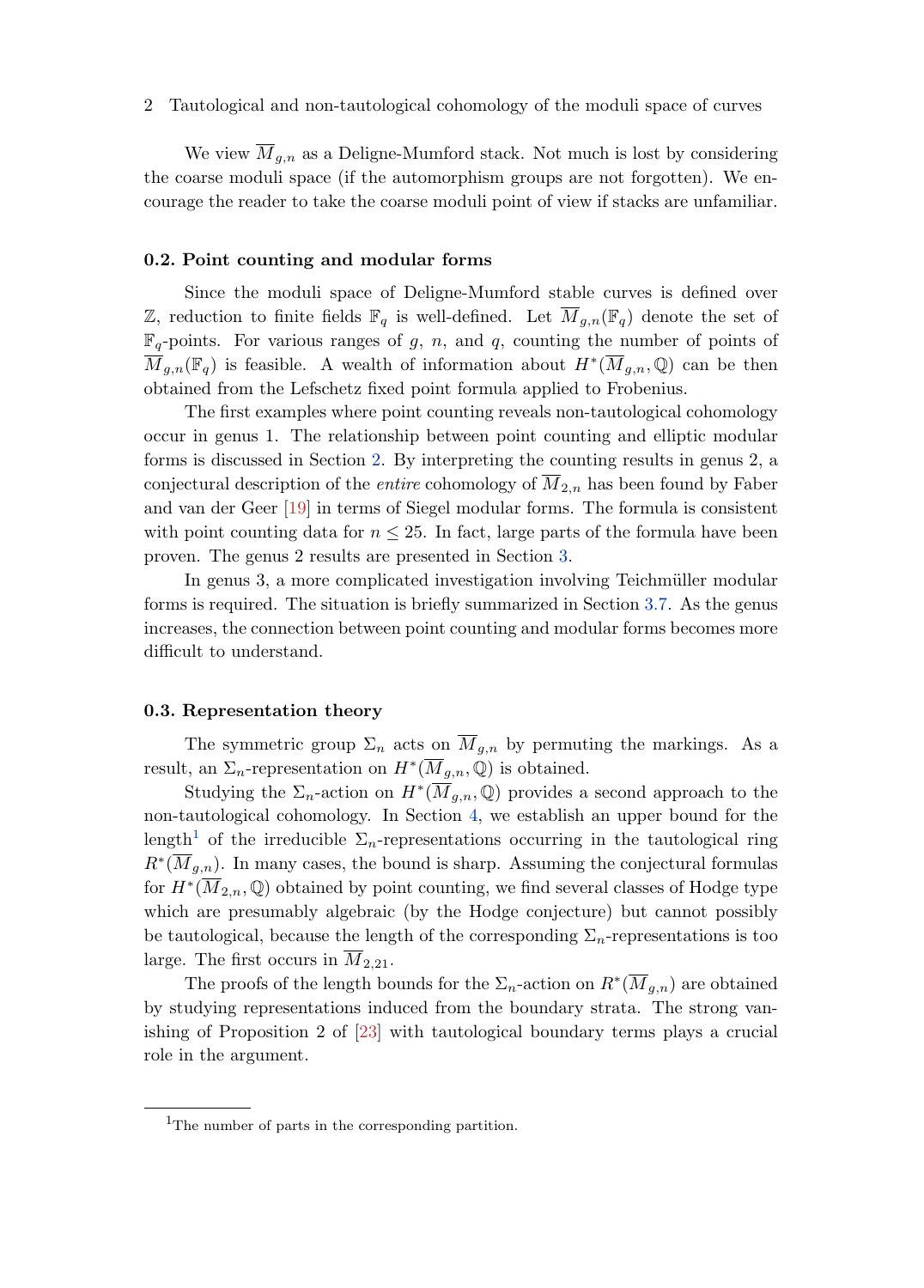We view $\overline{M}_{g,n}$ as a Deligne-Mumford stack. Not much is lost by considering the coarse moduli space (if the automorphism groups are not forgotten). We encourage the reader to take the coarse moduli point of view if stacks are unfamiliar.

### 0.2. Point counting and modular forms

Since the moduli space of Deligne-Mumford stable curves is defined over $\mathbb{Z}$, reduction to finite fields $\mathbb{F}_q$ is well-defined. Let $\overline{M}_{g,n}(\mathbb{F}_q)$ denote the set of $\mathbb{F}_q$-points. For various ranges of $g$, $n$, and $q$, counting the number of points of $\overline{M}_{g,n}(\mathbb{F}_q)$ is feasible. A wealth of information about $H^*(\overline{M}_{g,n}, \mathbb{Q})$ can be then obtained from the Lefschetz fixed point formula applied to Frobenius.

The first examples where point counting reveals non-tautological cohomology occur in genus 1. The relationship between point counting and elliptic modular forms is discussed in Section 2. By interpreting the counting results in genus 2, a conjectural description of the *entire* cohomology of $\overline{M}_{2,n}$ has been found by Faber and van der Geer [19] in terms of Siegel modular forms. The formula is consistent with point counting data for $n \leq 25$. In fact, large parts of the formula have been proven. The genus 2 results are presented in Section 3.

In genus 3, a more complicated investigation involving Teichmüller modular forms is required. The situation is briefly summarized in Section 3.7. As the genus increases, the connection between point counting and modular forms becomes more difficult to understand.

### 0.3. Representation theory

The symmetric group $\Sigma_n$ acts on $\overline{M}_{g,n}$ by permuting the markings. As a result, an $\Sigma_n$-representation on $H^*(\overline{M}_{g,n}, \mathbb{Q})$ is obtained.

Studying the $\Sigma_n$-action on $H^*(\overline{M}_{g,n}, \mathbb{Q})$ provides a second approach to the non-tautological cohomology. In Section 4, we establish an upper bound for the length[1] of the irreducible $\Sigma_n$-representations occurring in the tautological ring $R^*(\overline{M}_{g,n})$. In many cases, the bound is sharp. Assuming the conjectural formulas for $H^*(\overline{M}_{2,n}, \mathbb{Q})$ obtained by point counting, we find several classes of Hodge type which are presumably algebraic (by the Hodge conjecture) but cannot possibly be tautological, because the length of the corresponding $\Sigma_n$-representations is too large. The first occurs in $\overline{M}_{2,21}$.

The proofs of the length bounds for the $\Sigma_n$-action on $R^*(\overline{M}_{g,n})$ are obtained by studying representations induced from the boundary strata. The strong vanishing of Proposition 2 of [23] with tautological boundary terms plays a crucial role in the argument.

---

[1] The number of parts in the corresponding partition.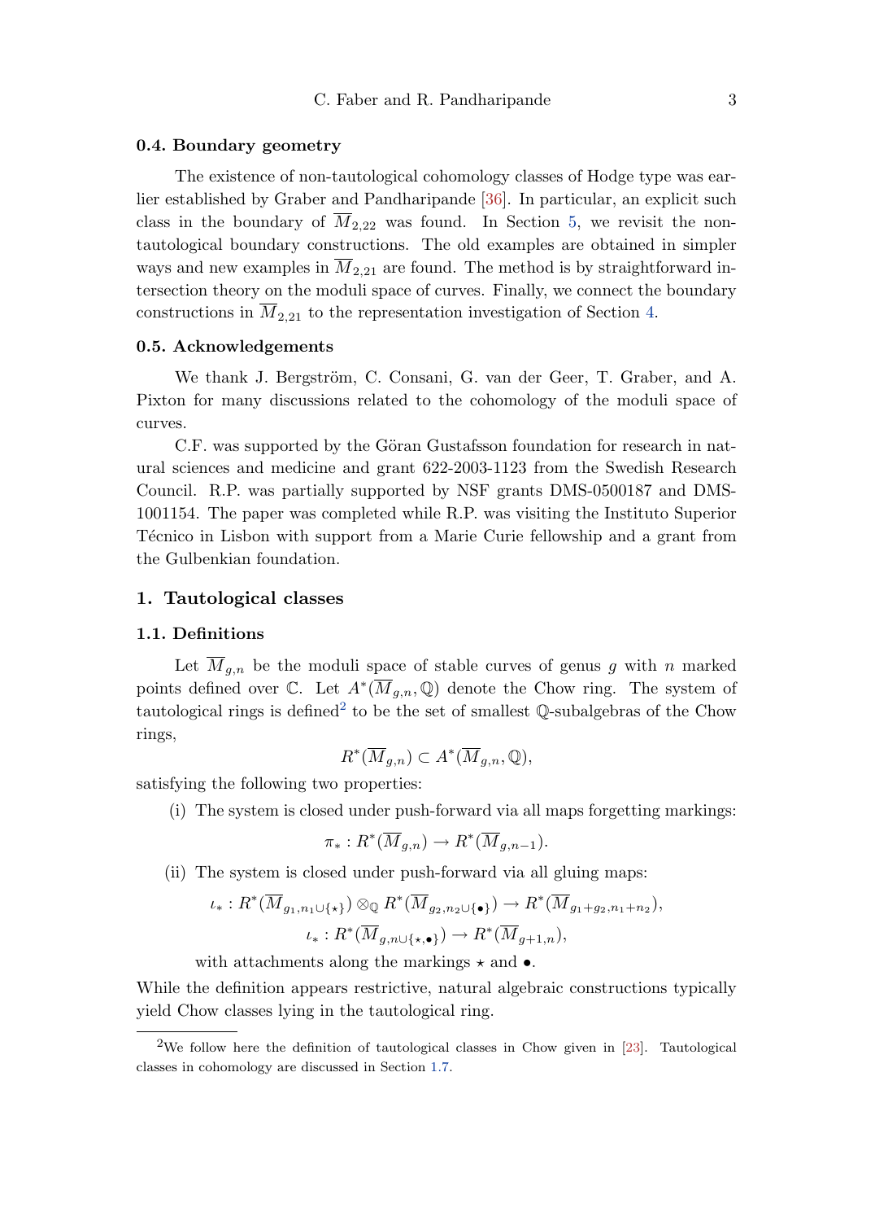### 0.4. Boundary geometry

The existence of non-tautological cohomology classes of Hodge type was earlier established by Graber and Pandharipande [36]. In particular, an explicit such class in the boundary of $\overline{M}_{2,22}$ was found. In Section 5, we revisit the non-tautological boundary constructions. The old examples are obtained in simpler ways and new examples in $\overline{M}_{2,21}$ are found. The method is by straightforward intersection theory on the moduli space of curves. Finally, we connect the boundary constructions in $\overline{M}_{2,21}$ to the representation investigation of Section 4.

### 0.5. Acknowledgements

We thank J. Bergström, C. Consani, G. van der Geer, T. Graber, and A. Pixton for many discussions related to the cohomology of the moduli space of curves.

C.F. was supported by the Göran Gustafsson foundation for research in natural sciences and medicine and grant 622-2003-1123 from the Swedish Research Council. R.P. was partially supported by NSF grants DMS-0500187 and DMS-1001154. The paper was completed while R.P. was visiting the Instituto Superior Técnico in Lisbon with support from a Marie Curie fellowship and a grant from the Gulbenkian foundation.

## 1. Tautological classes

### 1.1. Definitions

Let $\overline{M}_{g,n}$ be the moduli space of stable curves of genus $g$ with $n$ marked points defined over $\mathbb{C}$. Let $A^*(\overline{M}_{g,n}, \mathbb{Q})$ denote the Chow ring. The system of tautological rings is defined[2] to be the set of smallest $\mathbb{Q}$-subalgebras of the Chow rings,

$$R^*(\overline{M}_{g,n}) \subset A^*(\overline{M}_{g,n}, \mathbb{Q}),$$

satisfying the following two properties:

(i) The system is closed under push-forward via all maps forgetting markings:

$$\pi_* : R^*(\overline{M}_{g,n}) \to R^*(\overline{M}_{g,n-1}).$$

(ii) The system is closed under push-forward via all gluing maps:

$$\iota_* : R^*(\overline{M}_{g_1,n_1\cup\{\star\}}) \otimes_{\mathbb{Q}} R^*(\overline{M}_{g_2,n_2\cup\{\bullet\}}) \to R^*(\overline{M}_{g_1+g_2,n_1+n_2}),$$

$$\iota_* : R^*(\overline{M}_{g,n\cup\{\star,\bullet\}}) \to R^*(\overline{M}_{g+1,n}),$$

with attachments along the markings $\star$ and $\bullet$.

While the definition appears restrictive, natural algebraic constructions typically yield Chow classes lying in the tautological ring.

[2] We follow here the definition of tautological classes in Chow given in [23]. Tautological classes in cohomology are discussed in Section 1.7.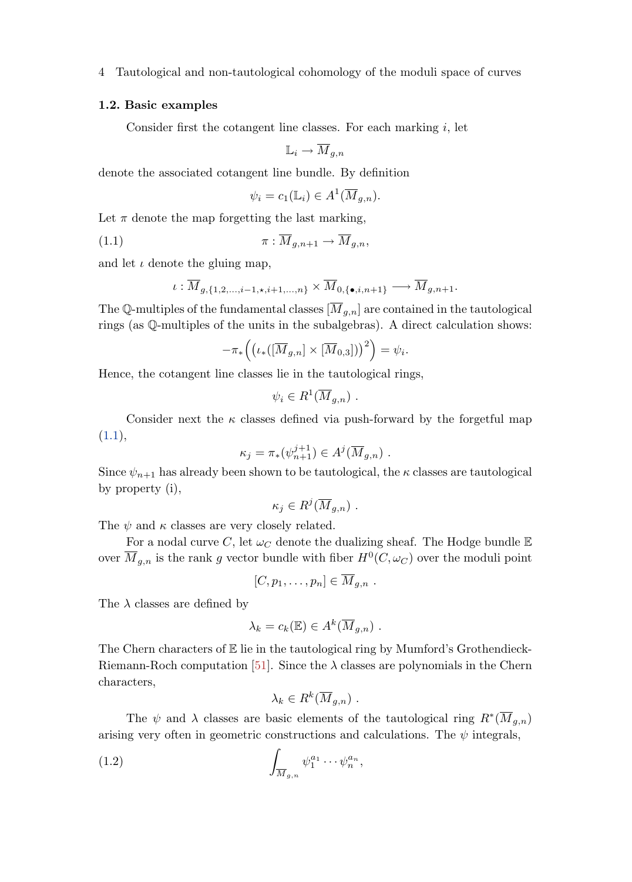### 1.2. Basic examples

Consider first the cotangent line classes. For each marking $i$, let

$$\mathbb{L}_i \to \overline{M}_{g,n}$$

denote the associated cotangent line bundle. By definition

$$\psi_i = c_1(\mathbb{L}_i) \in A^1(\overline{M}_{g,n}).$$

Let $\pi$ denote the map forgetting the last marking,

$$\pi : \overline{M}_{g,n+1} \to \overline{M}_{g,n}, \tag{1.1}$$

and let $\iota$ denote the gluing map,

$$\iota : \overline{M}_{g,\{1,2,\ldots,i-1,\star,i+1,\ldots,n\}} \times \overline{M}_{0,\{\bullet,i,n+1\}} \longrightarrow \overline{M}_{g,n+1}.$$

The $\mathbb{Q}$-multiples of the fundamental classes $[\overline{M}_{g,n}]$ are contained in the tautological rings (as $\mathbb{Q}$-multiples of the units in the subalgebras). A direct calculation shows:

$$-\pi_*\Big(\big(\iota_*([\overline{M}_{g,n}] \times [\overline{M}_{0,3}])\big)^2\Big) = \psi_i.$$

Hence, the cotangent line classes lie in the tautological rings,

$$\psi_i \in R^1(\overline{M}_{g,n}) \ .$$

Consider next the $\kappa$ classes defined via push-forward by the forgetful map (1.1),

$$\kappa_j = \pi_*(\psi_{n+1}^{j+1}) \in A^j(\overline{M}_{g,n}) \ .$$

Since $\psi_{n+1}$ has already been shown to be tautological, the $\kappa$ classes are tautological by property (i),

$$\kappa_j \in R^j(\overline{M}_{g,n}) \ .$$

The $\psi$ and $\kappa$ classes are very closely related.

For a nodal curve $C$, let $\omega_C$ denote the dualizing sheaf. The Hodge bundle $\mathbb{E}$ over $\overline{M}_{g,n}$ is the rank $g$ vector bundle with fiber $H^0(C, \omega_C)$ over the moduli point

$$[C, p_1, \ldots, p_n] \in \overline{M}_{g,n} \ .$$

The $\lambda$ classes are defined by

$$\lambda_k = c_k(\mathbb{E}) \in A^k(\overline{M}_{g,n}) \ .$$

The Chern characters of $\mathbb{E}$ lie in the tautological ring by Mumford's Grothendieck-Riemann-Roch computation [51]. Since the $\lambda$ classes are polynomials in the Chern characters,

$$\lambda_k \in R^k(\overline{M}_{g,n}) \ .$$

The $\psi$ and $\lambda$ classes are basic elements of the tautological ring $R^*(\overline{M}_{g,n})$ arising very often in geometric constructions and calculations. The $\psi$ integrals,

$$\int_{\overline{M}_{g,n}} \psi_1^{a_1} \cdots \psi_n^{a_n}, \tag{1.2}$$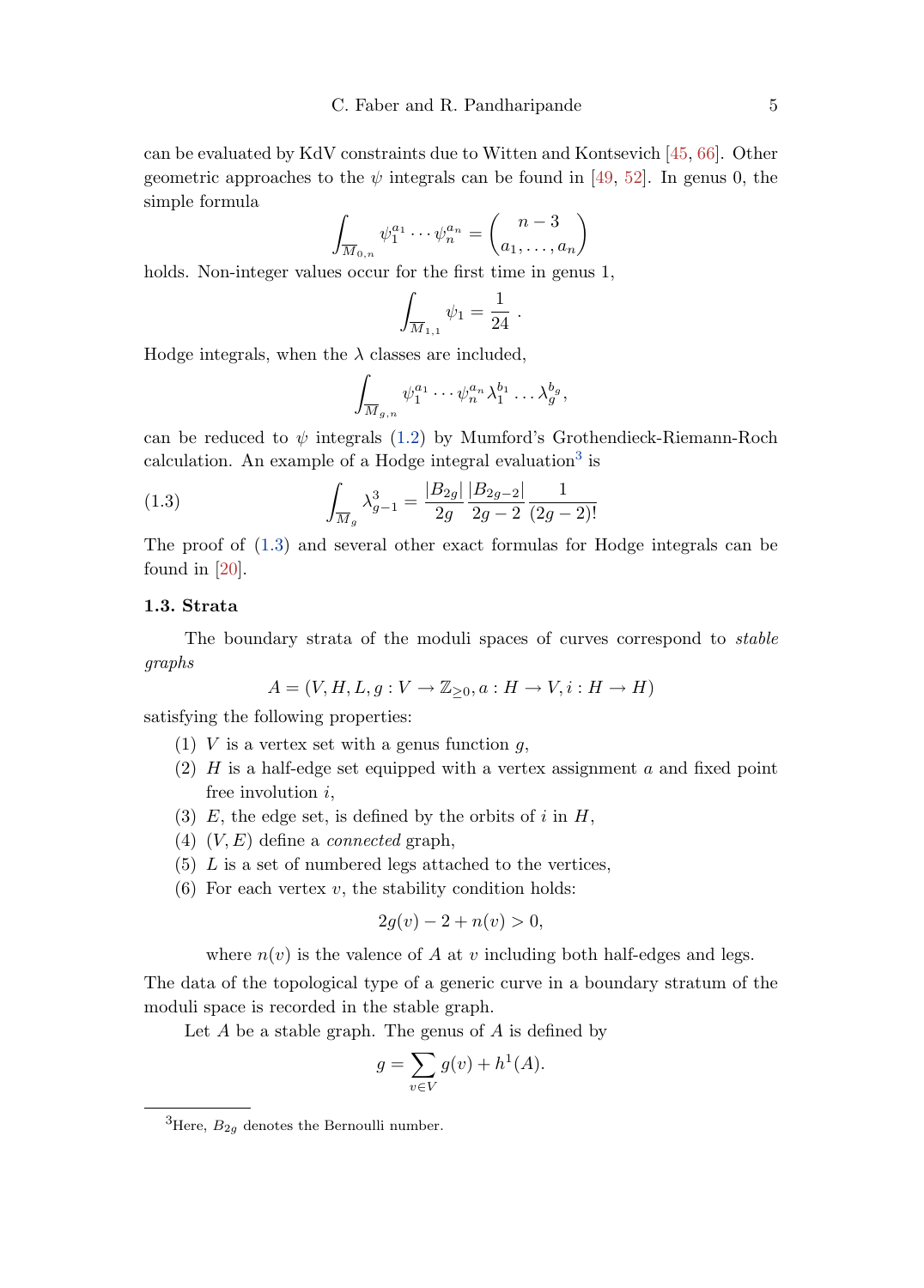can be evaluated by KdV constraints due to Witten and Kontsevich [45, 66]. Other geometric approaches to the $\psi$ integrals can be found in [49, 52]. In genus 0, the simple formula

$$\int_{\overline{M}_{0,n}} \psi_1^{a_1} \cdots \psi_n^{a_n} = \binom{n-3}{a_1, \ldots, a_n}$$

holds. Non-integer values occur for the first time in genus 1,

$$\int_{\overline{M}_{1,1}} \psi_1 = \frac{1}{24} \ .$$

Hodge integrals, when the $\lambda$ classes are included,

$$\int_{\overline{M}_{g,n}} \psi_1^{a_1} \cdots \psi_n^{a_n} \lambda_1^{b_1} \ldots \lambda_g^{b_g},$$

can be reduced to $\psi$ integrals (1.2) by Mumford's Grothendieck-Riemann-Roch calculation. An example of a Hodge integral evaluation[3] is

$$\int_{\overline{M}_g} \lambda_{g-1}^3 = \frac{|B_{2g}|}{2g} \frac{|B_{2g-2}|}{2g-2} \frac{1}{(2g-2)!} \tag{1.3}$$

The proof of (1.3) and several other exact formulas for Hodge integrals can be found in [20].

### 1.3. Strata

The boundary strata of the moduli spaces of curves correspond to *stable graphs*

$$A = (V, H, L, g : V \to \mathbb{Z}_{\geq 0}, a : H \to V, i : H \to H)$$

satisfying the following properties:

1. $V$ is a vertex set with a genus function $g$,
2. $H$ is a half-edge set equipped with a vertex assignment $a$ and fixed point free involution $i$,
3. $E$, the edge set, is defined by the orbits of $i$ in $H$,
4. $(V, E)$ define a *connected* graph,
5. $L$ is a set of numbered legs attached to the vertices,
6. For each vertex $v$, the stability condition holds:

$$2g(v) - 2 + n(v) > 0,$$

where $n(v)$ is the valence of $A$ at $v$ including both half-edges and legs.

The data of the topological type of a generic curve in a boundary stratum of the moduli space is recorded in the stable graph.

Let $A$ be a stable graph. The genus of $A$ is defined by

$$g = \sum_{v \in V} g(v) + h^1(A).$$

[3]Here, $B_{2g}$ denotes the Bernoulli number.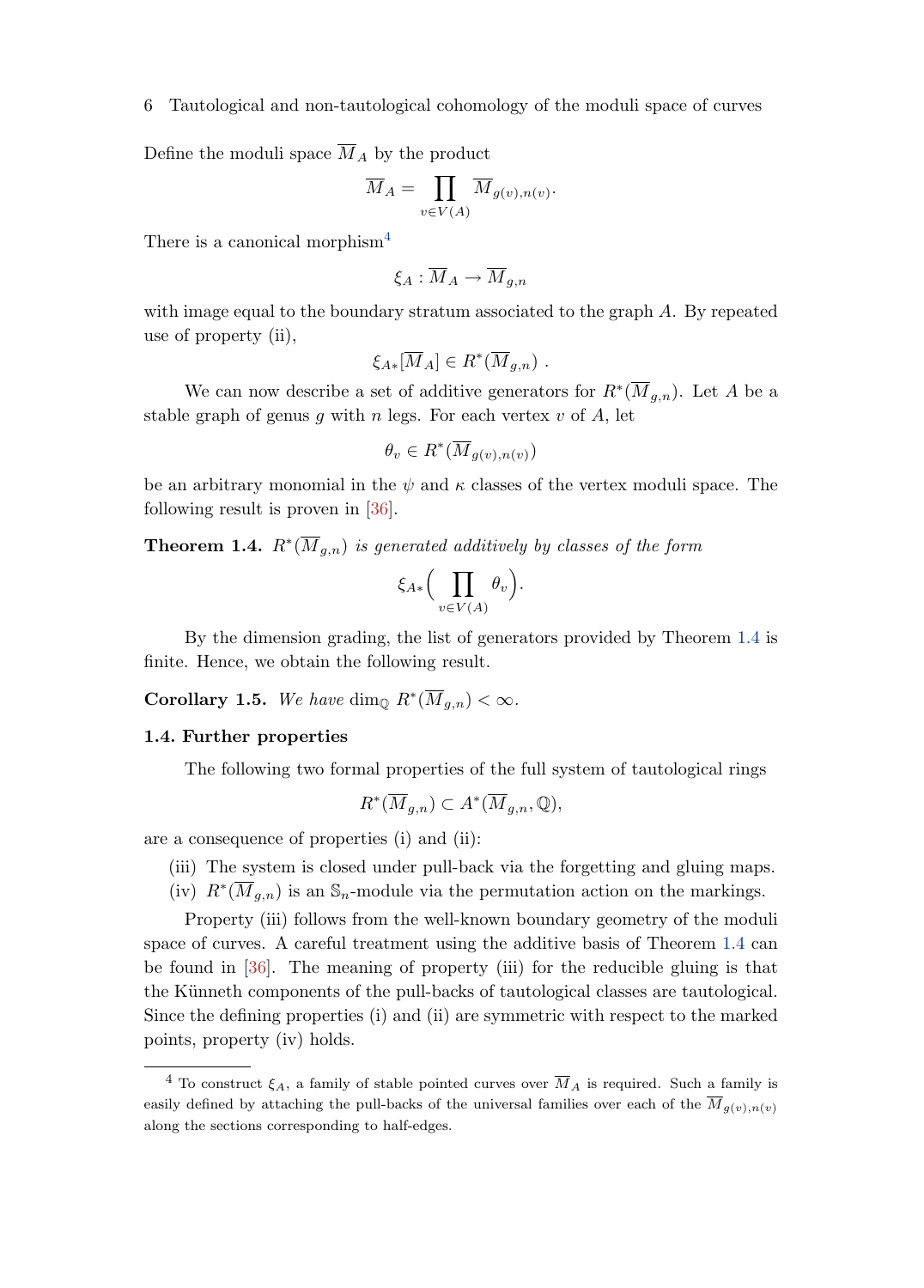Define the moduli space $\overline{M}_A$ by the product

$$\overline{M}_A = \prod_{v \in V(A)} \overline{M}_{g(v),n(v)}.$$

There is a canonical morphism[4]

$$\xi_A : \overline{M}_A \to \overline{M}_{g,n}$$

with image equal to the boundary stratum associated to the graph $A$. By repeated use of property (ii),

$$\xi_{A*}[\overline{M}_A] \in R^*(\overline{M}_{g,n}) \ .$$

We can now describe a set of additive generators for $R^*(\overline{M}_{g,n})$. Let $A$ be a stable graph of genus $g$ with $n$ legs. For each vertex $v$ of $A$, let

$$\theta_v \in R^*(\overline{M}_{g(v),n(v)})$$

be an arbitrary monomial in the $\psi$ and $\kappa$ classes of the vertex moduli space. The following result is proven in [36].

**Theorem 1.4.** *$R^*(\overline{M}_{g,n})$ is generated additively by classes of the form*

$$\xi_{A*}\Big(\prod_{v \in V(A)} \theta_v\Big).$$

By the dimension grading, the list of generators provided by Theorem 1.4 is finite. Hence, we obtain the following result.

**Corollary 1.5.** *We have $\dim_{\mathbb{Q}} R^*(\overline{M}_{g,n}) < \infty$.*

### 1.4. Further properties

The following two formal properties of the full system of tautological rings

$$R^*(\overline{M}_{g,n}) \subset A^*(\overline{M}_{g,n}, \mathbb{Q}),$$

are a consequence of properties (i) and (ii):

- (iii) The system is closed under pull-back via the forgetting and gluing maps.
- (iv) $R^*(\overline{M}_{g,n})$ is an $\mathbb{S}_n$-module via the permutation action on the markings.

Property (iii) follows from the well-known boundary geometry of the moduli space of curves. A careful treatment using the additive basis of Theorem 1.4 can be found in [36]. The meaning of property (iii) for the reducible gluing is that the Künneth components of the pull-backs of tautological classes are tautological. Since the defining properties (i) and (ii) are symmetric with respect to the marked points, property (iv) holds.

---

[4] To construct $\xi_A$, a family of stable pointed curves over $\overline{M}_A$ is required. Such a family is easily defined by attaching the pull-backs of the universal families over each of the $\overline{M}_{g(v),n(v)}$ along the sections corresponding to half-edges.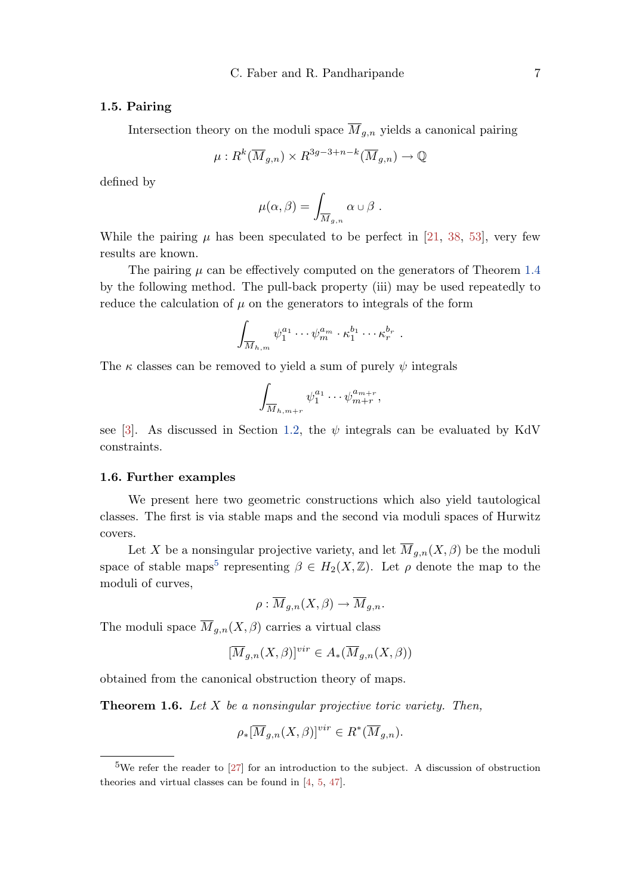### 1.5. Pairing

Intersection theory on the moduli space $\overline{M}_{g,n}$ yields a canonical pairing

$$\mu : R^k(\overline{M}_{g,n}) \times R^{3g-3+n-k}(\overline{M}_{g,n}) \to \mathbb{Q}$$

defined by

$$\mu(\alpha, \beta) = \int_{\overline{M}_{g,n}} \alpha \cup \beta \ .$$

While the pairing $\mu$ has been speculated to be perfect in [21, 38, 53], very few results are known.

The pairing $\mu$ can be effectively computed on the generators of Theorem 1.4 by the following method. The pull-back property (iii) may be used repeatedly to reduce the calculation of $\mu$ on the generators to integrals of the form

$$\int_{\overline{M}_{h,m}} \psi_1^{a_1} \cdots \psi_m^{a_m} \cdot \kappa_1^{b_1} \cdots \kappa_r^{b_r} \ .$$

The $\kappa$ classes can be removed to yield a sum of purely $\psi$ integrals

$$\int_{\overline{M}_{h,m+r}} \psi_1^{a_1} \cdots \psi_{m+r}^{a_{m+r}} ,$$

see [3]. As discussed in Section 1.2, the $\psi$ integrals can be evaluated by KdV constraints.

### 1.6. Further examples

We present here two geometric constructions which also yield tautological classes. The first is via stable maps and the second via moduli spaces of Hurwitz covers.

Let $X$ be a nonsingular projective variety, and let $\overline{M}_{g,n}(X, \beta)$ be the moduli space of stable maps[5] representing $\beta \in H_2(X, \mathbb{Z})$. Let $\rho$ denote the map to the moduli of curves,

$$\rho : \overline{M}_{g,n}(X, \beta) \to \overline{M}_{g,n}.$$

The moduli space $\overline{M}_{g,n}(X, \beta)$ carries a virtual class

$$[\overline{M}_{g,n}(X, \beta)]^{vir} \in A_*(\overline{M}_{g,n}(X, \beta))$$

obtained from the canonical obstruction theory of maps.

**Theorem 1.6.** *Let $X$ be a nonsingular projective toric variety. Then,*

$$\rho_*[\overline{M}_{g,n}(X, \beta)]^{vir} \in R^*(\overline{M}_{g,n}).$$

[5] We refer the reader to [27] for an introduction to the subject. A discussion of obstruction theories and virtual classes can be found in [4, 5, 47].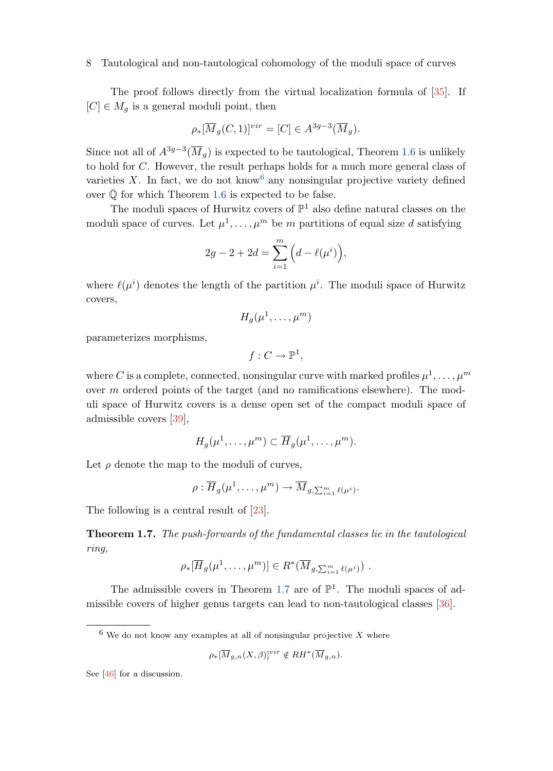The proof follows directly from the virtual localization formula of [35]. If $[C] \in M_g$ is a general moduli point, then

$$\rho_*[\overline{M}_g(C,1)]^{vir} = [C] \in A^{3g-3}(\overline{M}_g).$$

Since not all of $A^{3g-3}(\overline{M}_g)$ is expected to be tautological, Theorem 1.6 is unlikely to hold for $C$. However, the result perhaps holds for a much more general class of varieties $X$. In fact, we do not know[6] any nonsingular projective variety defined over $\overline{\mathbb{Q}}$ for which Theorem 1.6 is expected to be false.

The moduli spaces of Hurwitz covers of $\mathbb{P}^1$ also define natural classes on the moduli space of curves. Let $\mu^1, \ldots, \mu^m$ be $m$ partitions of equal size $d$ satisfying

$$2g - 2 + 2d = \sum_{i=1}^{m} \Big( d - \ell(\mu^i) \Big),$$

where $\ell(\mu^i)$ denotes the length of the partition $\mu^i$. The moduli space of Hurwitz covers,

$$H_g(\mu^1, \ldots, \mu^m)$$

parameterizes morphisms,

$$f : C \to \mathbb{P}^1,$$

where $C$ is a complete, connected, nonsingular curve with marked profiles $\mu^1, \ldots, \mu^m$ over $m$ ordered points of the target (and no ramifications elsewhere). The moduli space of Hurwitz covers is a dense open set of the compact moduli space of admissible covers [39],

$$H_g(\mu^1, \ldots, \mu^m) \subset \overline{H}_g(\mu^1, \ldots, \mu^m).$$

Let $\rho$ denote the map to the moduli of curves,

$$\rho : \overline{H}_g(\mu^1, \ldots, \mu^m) \to \overline{M}_{g, \sum_{i=1}^m \ell(\mu^i)}.$$

The following is a central result of [23].

**Theorem 1.7.** *The push-forwards of the fundamental classes lie in the tautological ring,*

$$\rho_*[\overline{H}_g(\mu^1, \ldots, \mu^m)] \in R^*(\overline{M}_{g, \sum_{i=1}^m \ell(\mu^i)}) \ .$$

The admissible covers in Theorem 1.7 are of $\mathbb{P}^1$. The moduli spaces of admissible covers of higher genus targets can lead to non-tautological classes [36].

---

[6] We do not know any examples at all of nonsingular projective $X$ where

$$\rho_*[\overline{M}_{g,n}(X,\beta)]^{vir} \notin RH^*(\overline{M}_{g,n}).$$

See [46] for a discussion.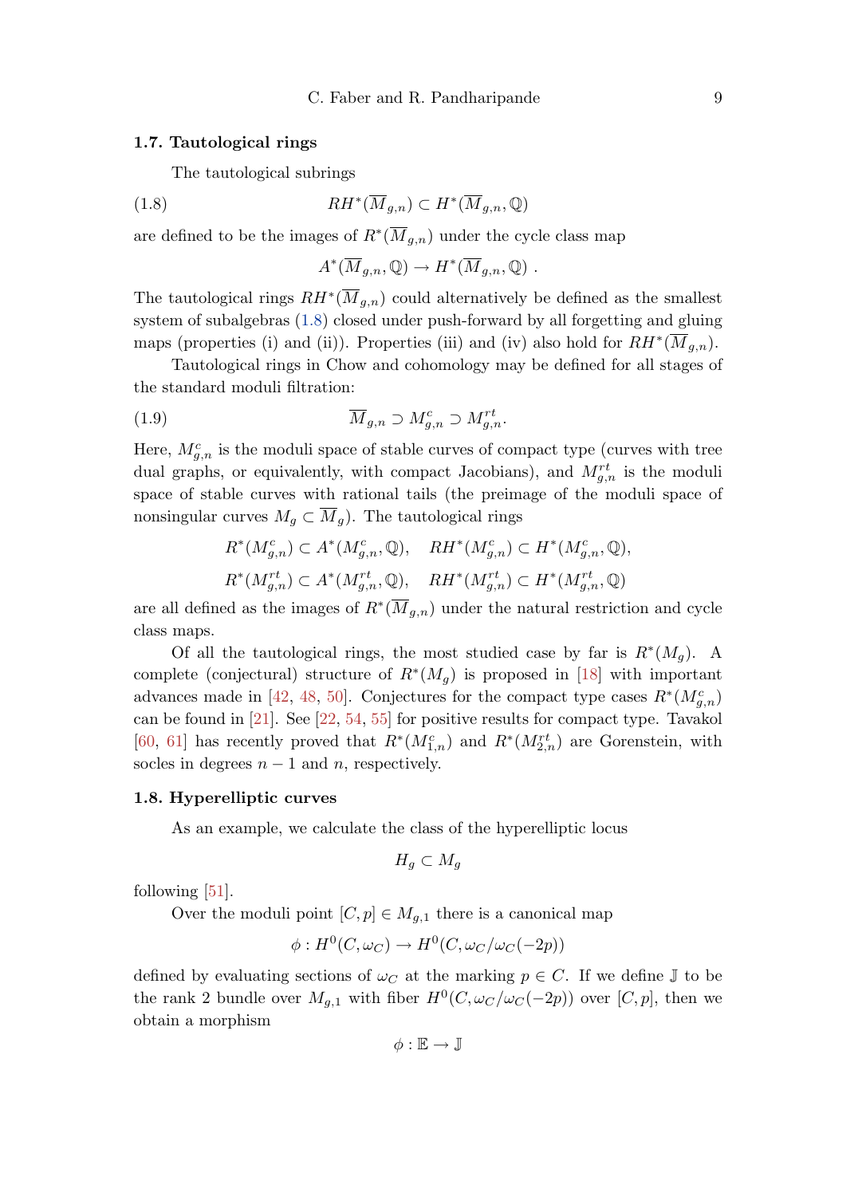### 1.7. Tautological rings

The tautological subrings

$$RH^*(\overline{M}_{g,n}) \subset H^*(\overline{M}_{g,n}, \mathbb{Q}) \tag{1.8}$$

are defined to be the images of $R^*(\overline{M}_{g,n})$ under the cycle class map

$$A^*(\overline{M}_{g,n}, \mathbb{Q}) \to H^*(\overline{M}_{g,n}, \mathbb{Q}) \ .$$

The tautological rings $RH^*(\overline{M}_{g,n})$ could alternatively be defined as the smallest system of subalgebras (1.8) closed under push-forward by all forgetting and gluing maps (properties (i) and (ii)). Properties (iii) and (iv) also hold for $RH^*(\overline{M}_{g,n})$.

Tautological rings in Chow and cohomology may be defined for all stages of the standard moduli filtration:

$$\overline{M}_{g,n} \supset M^c_{g,n} \supset M^{rt}_{g,n}. \tag{1.9}$$

Here, $M^c_{g,n}$ is the moduli space of stable curves of compact type (curves with tree dual graphs, or equivalently, with compact Jacobians), and $M^{rt}_{g,n}$ is the moduli space of stable curves with rational tails (the preimage of the moduli space of nonsingular curves $M_g \subset \overline{M}_g$). The tautological rings

$$R^*(M^c_{g,n}) \subset A^*(M^c_{g,n}, \mathbb{Q}), \quad RH^*(M^c_{g,n}) \subset H^*(M^c_{g,n}, \mathbb{Q}),$$
$$R^*(M^{rt}_{g,n}) \subset A^*(M^{rt}_{g,n}, \mathbb{Q}), \quad RH^*(M^{rt}_{g,n}) \subset H^*(M^{rt}_{g,n}, \mathbb{Q})$$

are all defined as the images of $R^*(\overline{M}_{g,n})$ under the natural restriction and cycle class maps.

Of all the tautological rings, the most studied case by far is $R^*(M_g)$. A complete (conjectural) structure of $R^*(M_g)$ is proposed in [18] with important advances made in [42, 48, 50]. Conjectures for the compact type cases $R^*(M^c_{g,n})$ can be found in [21]. See [22, 54, 55] for positive results for compact type. Tavakol [60, 61] has recently proved that $R^*(M^c_{1,n})$ and $R^*(M^{rt}_{2,n})$ are Gorenstein, with socles in degrees $n-1$ and $n$, respectively.

### 1.8. Hyperelliptic curves

As an example, we calculate the class of the hyperelliptic locus

$$H_g \subset M_g$$

following [51].

Over the moduli point $[C,p] \in M_{g,1}$ there is a canonical map

$$\phi : H^0(C, \omega_C) \to H^0(C, \omega_C/\omega_C(-2p))$$

defined by evaluating sections of $\omega_C$ at the marking $p \in C$. If we define $\mathbb{J}$ to be the rank 2 bundle over $M_{g,1}$ with fiber $H^0(C, \omega_C/\omega_C(-2p))$ over $[C,p]$, then we obtain a morphism

$$\phi : \mathbb{E} \to \mathbb{J}$$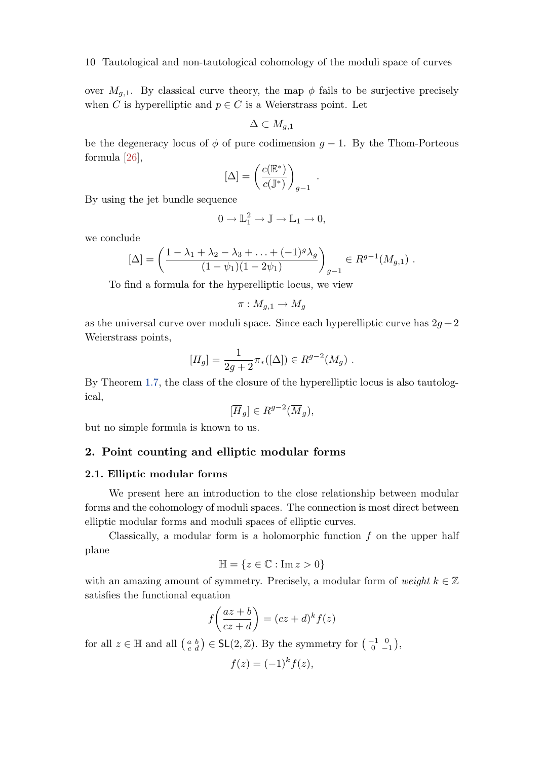over $M_{g,1}$. By classical curve theory, the map $\phi$ fails to be surjective precisely when $C$ is hyperelliptic and $p \in C$ is a Weierstrass point. Let

$$\Delta \subset M_{g,1}$$

be the degeneracy locus of $\phi$ of pure codimension $g-1$. By the Thom-Porteous formula [26],

$$[\Delta] = \left( \frac{c(\mathbb{E}^*)}{c(\mathbb{J}^*)} \right)_{g-1} .$$

By using the jet bundle sequence

$$0 \to \mathbb{L}_1^2 \to \mathbb{J} \to \mathbb{L}_1 \to 0,$$

we conclude

$$[\Delta] = \left( \frac{1 - \lambda_1 + \lambda_2 - \lambda_3 + \ldots + (-1)^g \lambda_g}{(1-\psi_1)(1-2\psi_1)} \right)_{g-1} \in R^{g-1}(M_{g,1}) .$$

To find a formula for the hyperelliptic locus, we view

$$\pi : M_{g,1} \to M_g$$

as the universal curve over moduli space. Since each hyperelliptic curve has $2g+2$ Weierstrass points,

$$[H_g] = \frac{1}{2g+2} \pi_*([\Delta]) \in R^{g-2}(M_g) .$$

By Theorem 1.7, the class of the closure of the hyperelliptic locus is also tautological,

$$[\overline{H}_g] \in R^{g-2}(\overline{M}_g),$$

but no simple formula is known to us.

## 2. Point counting and elliptic modular forms

### 2.1. Elliptic modular forms

We present here an introduction to the close relationship between modular forms and the cohomology of moduli spaces. The connection is most direct between elliptic modular forms and moduli spaces of elliptic curves.

Classically, a modular form is a holomorphic function $f$ on the upper half plane

$$\mathbb{H} = \{ z \in \mathbb{C} : \operatorname{Im} z > 0 \}$$

with an amazing amount of symmetry. Precisely, a modular form of *weight* $k \in \mathbb{Z}$ satisfies the functional equation

$$f\left( \frac{az+b}{cz+d} \right) = (cz+d)^k f(z)$$

for all $z \in \mathbb{H}$ and all $\left( \begin{smallmatrix} a & b \\ c & d \end{smallmatrix} \right) \in \mathsf{SL}(2, \mathbb{Z})$. By the symmetry for $\left( \begin{smallmatrix} -1 & 0 \\ 0 & -1 \end{smallmatrix} \right)$,

$$f(z) = (-1)^k f(z),$$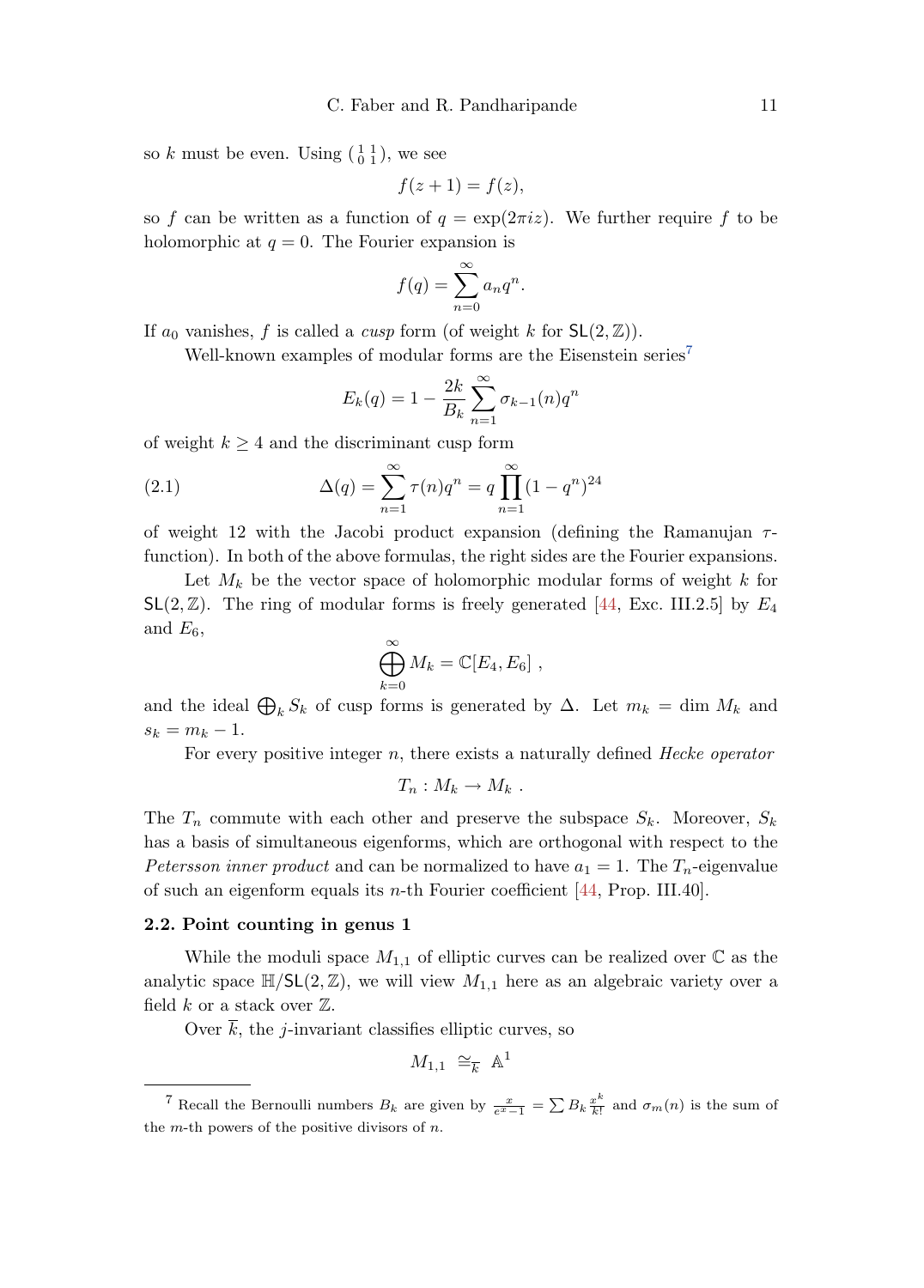so $k$ must be even. Using $\left(\begin{smallmatrix} 1 & 1 \\ 0 & 1 \end{smallmatrix}\right)$, we see

$$f(z+1) = f(z),$$

so $f$ can be written as a function of $q = \exp(2\pi i z)$. We further require $f$ to be holomorphic at $q = 0$. The Fourier expansion is

$$f(q) = \sum_{n=0}^{\infty} a_n q^n.$$

If $a_0$ vanishes, $f$ is called a *cusp* form (of weight $k$ for $\mathsf{SL}(2,\mathbb{Z})$).

Well-known examples of modular forms are the Eisenstein series[7]

$$E_k(q) = 1 - \frac{2k}{B_k} \sum_{n=1}^{\infty} \sigma_{k-1}(n) q^n$$

of weight $k \geq 4$ and the discriminant cusp form

$$\Delta(q) = \sum_{n=1}^{\infty} \tau(n) q^n = q \prod_{n=1}^{\infty} (1 - q^n)^{24} \tag{2.1}$$

of weight 12 with the Jacobi product expansion (defining the Ramanujan $\tau$-function). In both of the above formulas, the right sides are the Fourier expansions.

Let $M_k$ be the vector space of holomorphic modular forms of weight $k$ for $\mathsf{SL}(2,\mathbb{Z})$. The ring of modular forms is freely generated [44, Exc. III.2.5] by $E_4$ and $E_6$,

$$\bigoplus_{k=0}^{\infty} M_k = \mathbb{C}[E_4, E_6] \ ,$$

and the ideal $\bigoplus_k S_k$ of cusp forms is generated by $\Delta$. Let $m_k = \dim M_k$ and $s_k = m_k - 1$.

For every positive integer $n$, there exists a naturally defined *Hecke operator*

$$T_n : M_k \to M_k \ .$$

The $T_n$ commute with each other and preserve the subspace $S_k$. Moreover, $S_k$ has a basis of simultaneous eigenforms, which are orthogonal with respect to the *Petersson inner product* and can be normalized to have $a_1 = 1$. The $T_n$-eigenvalue of such an eigenform equals its $n$-th Fourier coefficient [44, Prop. III.40].

### 2.2. Point counting in genus 1

While the moduli space $M_{1,1}$ of elliptic curves can be realized over $\mathbb{C}$ as the analytic space $\mathbb{H}/\mathsf{SL}(2,\mathbb{Z})$, we will view $M_{1,1}$ here as an algebraic variety over a field $k$ or a stack over $\mathbb{Z}$.

Over $\overline{k}$, the $j$-invariant classifies elliptic curves, so

$$M_{1,1} \ \cong_{\overline{k}} \ \mathbb{A}^1$$

---

[7] Recall the Bernoulli numbers $B_k$ are given by $\frac{x}{e^x - 1} = \sum B_k \frac{x^k}{k!}$ and $\sigma_m(n)$ is the sum of the $m$-th powers of the positive divisors of $n$.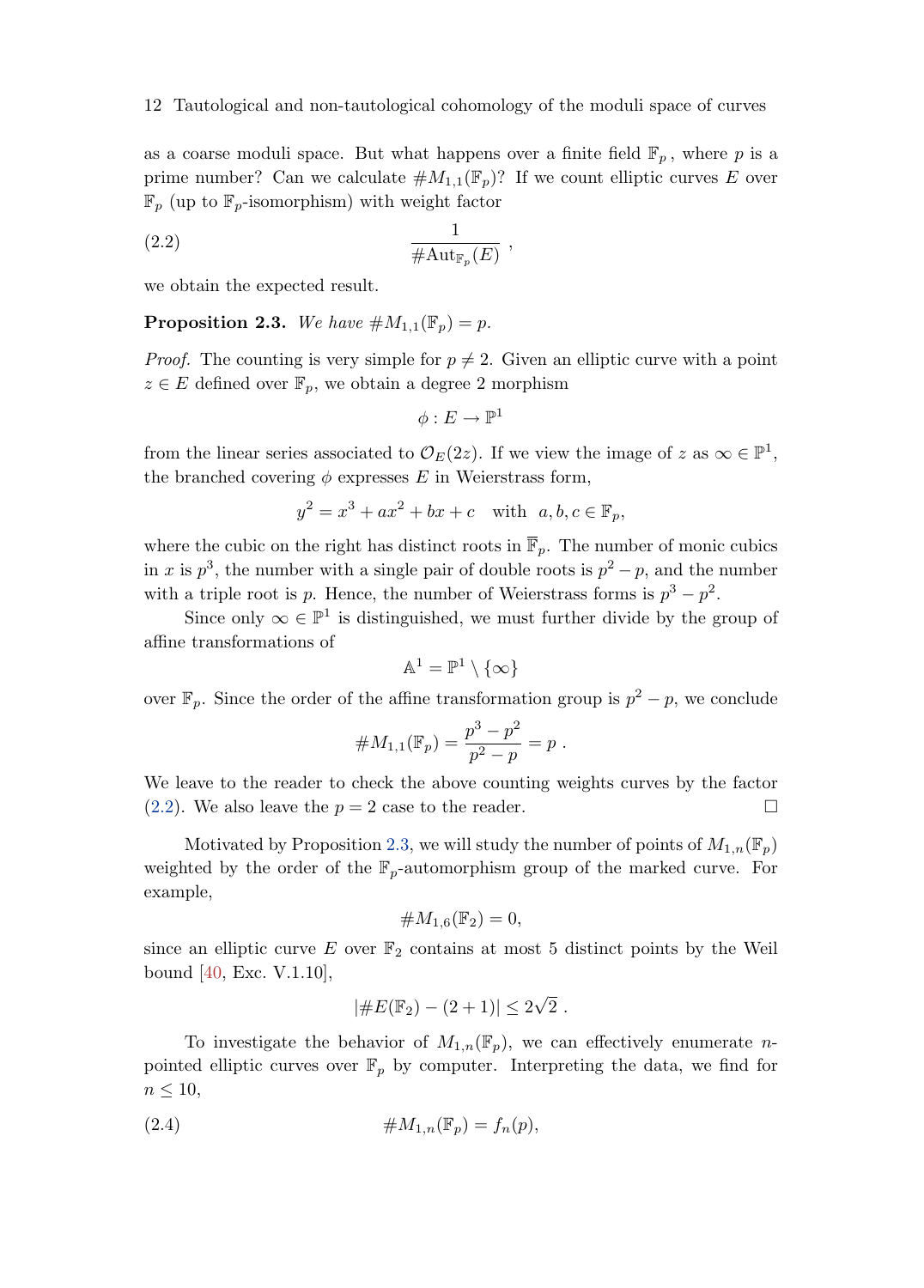as a coarse moduli space. But what happens over a finite field $\mathbb{F}_p$, where $p$ is a prime number? Can we calculate $\#M_{1,1}(\mathbb{F}_p)$? If we count elliptic curves $E$ over $\mathbb{F}_p$ (up to $\mathbb{F}_p$-isomorphism) with weight factor

$$\frac{1}{\#\mathrm{Aut}_{\mathbb{F}_p}(E)} \ , \tag{2.2}$$

we obtain the expected result.

**Proposition 2.3.** *We have $\#M_{1,1}(\mathbb{F}_p) = p$.*

*Proof.* The counting is very simple for $p \neq 2$. Given an elliptic curve with a point $z \in E$ defined over $\mathbb{F}_p$, we obtain a degree 2 morphism

$$\phi : E \to \mathbb{P}^1$$

from the linear series associated to $\mathcal{O}_E(2z)$. If we view the image of $z$ as $\infty \in \mathbb{P}^1$, the branched covering $\phi$ expresses $E$ in Weierstrass form,

$$y^2 = x^3 + ax^2 + bx + c \quad \text{with} \quad a, b, c \in \mathbb{F}_p,$$

where the cubic on the right has distinct roots in $\overline{\mathbb{F}}_p$. The number of monic cubics in $x$ is $p^3$, the number with a single pair of double roots is $p^2 - p$, and the number with a triple root is $p$. Hence, the number of Weierstrass forms is $p^3 - p^2$.

Since only $\infty \in \mathbb{P}^1$ is distinguished, we must further divide by the group of affine transformations of

$$\mathbb{A}^1 = \mathbb{P}^1 \setminus \{\infty\}$$

over $\mathbb{F}_p$. Since the order of the affine transformation group is $p^2 - p$, we conclude

$$\#M_{1,1}(\mathbb{F}_p) = \frac{p^3 - p^2}{p^2 - p} = p \ .$$

We leave to the reader to check the above counting weights curves by the factor (2.2). We also leave the $p = 2$ case to the reader. □

Motivated by Proposition 2.3, we will study the number of points of $M_{1,n}(\mathbb{F}_p)$ weighted by the order of the $\mathbb{F}_p$-automorphism group of the marked curve. For example,

$$\#M_{1,6}(\mathbb{F}_2) = 0,$$

since an elliptic curve $E$ over $\mathbb{F}_2$ contains at most 5 distinct points by the Weil bound [40, Exc. V.1.10],

$$|\#E(\mathbb{F}_2) - (2 + 1)| \leq 2\sqrt{2} \ .$$

To investigate the behavior of $M_{1,n}(\mathbb{F}_p)$, we can effectively enumerate $n$-pointed elliptic curves over $\mathbb{F}_p$ by computer. Interpreting the data, we find for $n \leq 10$,

$$\#M_{1,n}(\mathbb{F}_p) = f_n(p), \tag{2.4}$$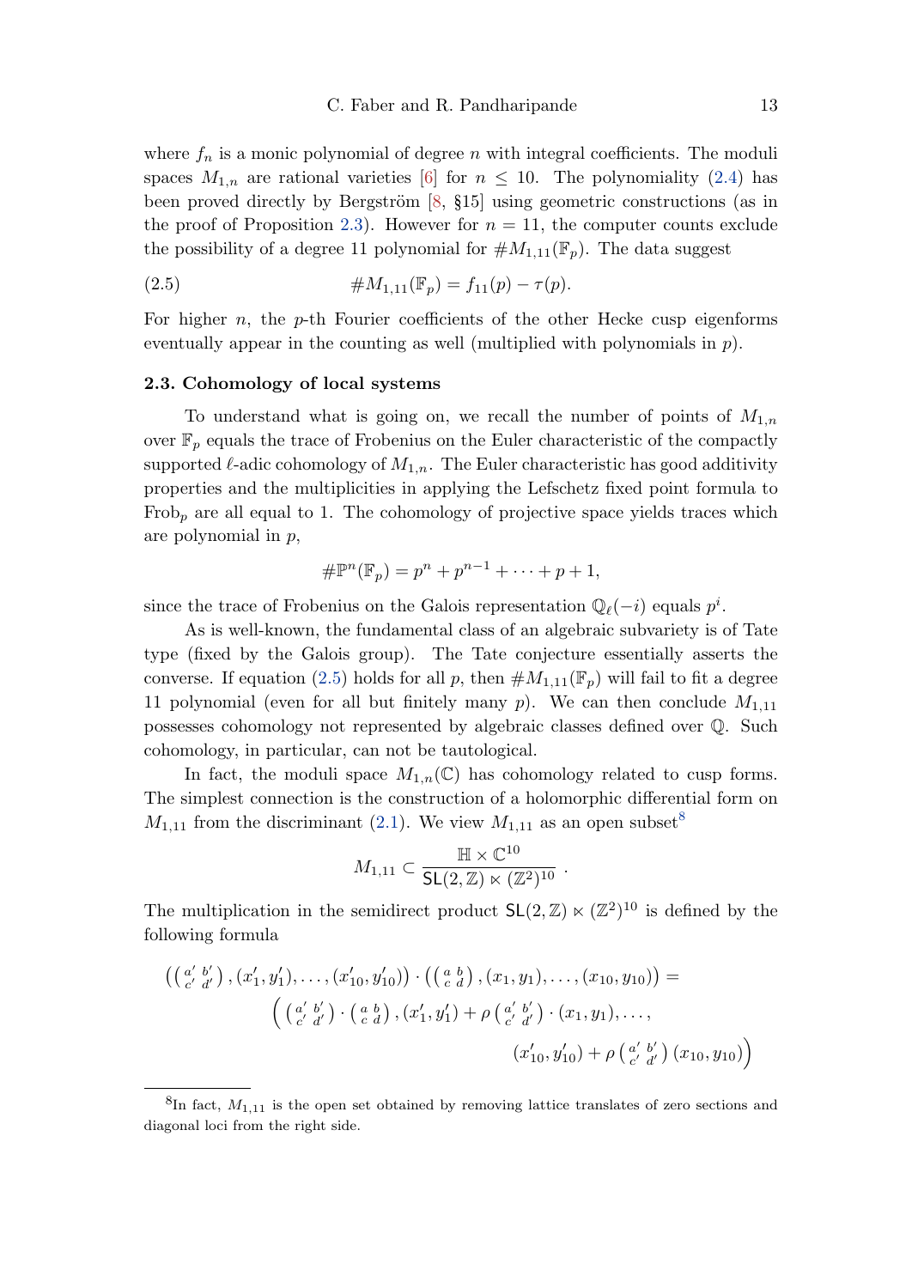where $f_n$ is a monic polynomial of degree $n$ with integral coefficients. The moduli spaces $M_{1,n}$ are rational varieties [6] for $n \leq 10$. The polynomiality (2.4) has been proved directly by Bergström [8, §15] using geometric constructions (as in the proof of Proposition 2.3). However for $n = 11$, the computer counts exclude the possibility of a degree 11 polynomial for $\#M_{1,11}(\mathbb{F}_p)$. The data suggest

$$\#M_{1,11}(\mathbb{F}_p) = f_{11}(p) - \tau(p). \tag{2.5}$$

For higher $n$, the $p$-th Fourier coefficients of the other Hecke cusp eigenforms eventually appear in the counting as well (multiplied with polynomials in $p$).

### 2.3. Cohomology of local systems

To understand what is going on, we recall the number of points of $M_{1,n}$ over $\mathbb{F}_p$ equals the trace of Frobenius on the Euler characteristic of the compactly supported $\ell$-adic cohomology of $M_{1,n}$. The Euler characteristic has good additivity properties and the multiplicities in applying the Lefschetz fixed point formula to $\text{Frob}_p$ are all equal to 1. The cohomology of projective space yields traces which are polynomial in $p$,

$$\#\mathbb{P}^n(\mathbb{F}_p) = p^n + p^{n-1} + \cdots + p + 1,$$

since the trace of Frobenius on the Galois representation $\mathbb{Q}_\ell(-i)$ equals $p^i$.

As is well-known, the fundamental class of an algebraic subvariety is of Tate type (fixed by the Galois group). The Tate conjecture essentially asserts the converse. If equation (2.5) holds for all $p$, then $\#M_{1,11}(\mathbb{F}_p)$ will fail to fit a degree 11 polynomial (even for all but finitely many $p$). We can then conclude $M_{1,11}$ possesses cohomology not represented by algebraic classes defined over $\mathbb{Q}$. Such cohomology, in particular, can not be tautological.

In fact, the moduli space $M_{1,n}(\mathbb{C})$ has cohomology related to cusp forms. The simplest connection is the construction of a holomorphic differential form on $M_{1,11}$ from the discriminant (2.1). We view $M_{1,11}$ as an open subset[8]

$$M_{1,11} \subset \frac{\mathbb{H} \times \mathbb{C}^{10}}{\mathsf{SL}(2,\mathbb{Z}) \ltimes (\mathbb{Z}^2)^{10}} .$$

The multiplication in the semidirect product $\mathsf{SL}(2,\mathbb{Z}) \ltimes (\mathbb{Z}^2)^{10}$ is defined by the following formula

$$\begin{aligned}
&\left( \left(\begin{smallmatrix} a' & b' \\ c' & d' \end{smallmatrix}\right), (x'_1, y'_1), \ldots, (x'_{10}, y'_{10}) \right) \cdot \left( \left(\begin{smallmatrix} a & b \\ c & d \end{smallmatrix}\right), (x_1, y_1), \ldots, (x_{10}, y_{10}) \right) = \\
&\qquad \Big( \left(\begin{smallmatrix} a' & b' \\ c' & d' \end{smallmatrix}\right) \cdot \left(\begin{smallmatrix} a & b \\ c & d \end{smallmatrix}\right), (x'_1, y'_1) + \rho \left(\begin{smallmatrix} a' & b' \\ c' & d' \end{smallmatrix}\right) \cdot (x_1, y_1), \ldots, \\
&\qquad\qquad (x'_{10}, y'_{10}) + \rho \left(\begin{smallmatrix} a' & b' \\ c' & d' \end{smallmatrix}\right) (x_{10}, y_{10}) \Big)
\end{aligned}$$

[8] In fact, $M_{1,11}$ is the open set obtained by removing lattice translates of zero sections and diagonal loci from the right side.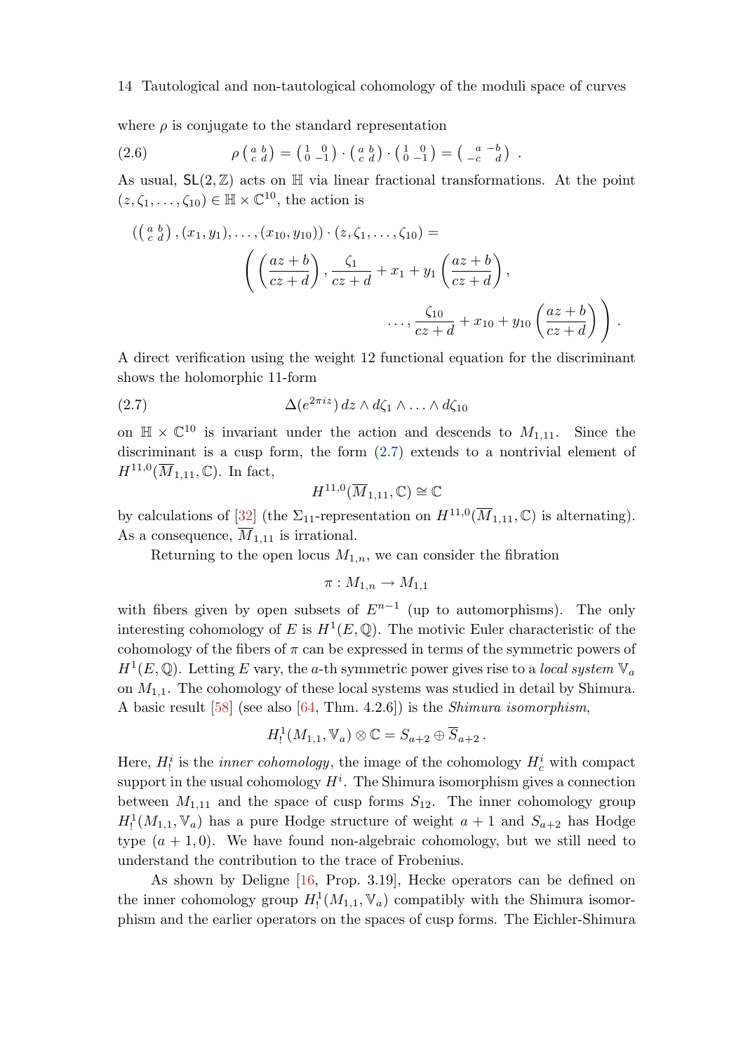where $\rho$ is conjugate to the standard representation

$$\rho \left(\begin{smallmatrix} a & b \\ c & d \end{smallmatrix}\right) = \left(\begin{smallmatrix} 1 & 0 \\ 0 & -1 \end{smallmatrix}\right) \cdot \left(\begin{smallmatrix} a & b \\ c & d \end{smallmatrix}\right) \cdot \left(\begin{smallmatrix} 1 & 0 \\ 0 & -1 \end{smallmatrix}\right) = \left(\begin{smallmatrix} a & -b \\ -c & d \end{smallmatrix}\right) . \tag{2.6}$$

As usual, $\mathsf{SL}(2,\mathbb{Z})$ acts on $\mathbb{H}$ via linear fractional transformations. At the point $(z, \zeta_1, \ldots, \zeta_{10}) \in \mathbb{H} \times \mathbb{C}^{10}$, the action is

$$\begin{aligned} \left(\left(\begin{smallmatrix} a & b \\ c & d \end{smallmatrix}\right), (x_1, y_1), \ldots, (x_{10}, y_{10})\right) \cdot (z, \zeta_1, \ldots, \zeta_{10}) = \\ \left( \left(\frac{az+b}{cz+d}\right), \frac{\zeta_1}{cz+d} + x_1 + y_1 \left(\frac{az+b}{cz+d}\right), \right. \\ \left. \ldots, \frac{\zeta_{10}}{cz+d} + x_{10} + y_{10} \left(\frac{az+b}{cz+d}\right) \right) . \end{aligned}$$

A direct verification using the weight 12 functional equation for the discriminant shows the holomorphic 11-form

$$\Delta(e^{2\pi i z})\, dz \wedge d\zeta_1 \wedge \ldots \wedge d\zeta_{10} \tag{2.7}$$

on $\mathbb{H} \times \mathbb{C}^{10}$ is invariant under the action and descends to $M_{1,11}$. Since the discriminant is a cusp form, the form (2.7) extends to a nontrivial element of $H^{11,0}(\overline{M}_{1,11}, \mathbb{C})$. In fact,

$$H^{11,0}(\overline{M}_{1,11}, \mathbb{C}) \cong \mathbb{C}$$

by calculations of [32] (the $\Sigma_{11}$-representation on $H^{11,0}(\overline{M}_{1,11}, \mathbb{C})$ is alternating). As a consequence, $\overline{M}_{1,11}$ is irrational.

Returning to the open locus $M_{1,n}$, we can consider the fibration

$$\pi : M_{1,n} \to M_{1,1}$$

with fibers given by open subsets of $E^{n-1}$ (up to automorphisms). The only interesting cohomology of $E$ is $H^1(E, \mathbb{Q})$. The motivic Euler characteristic of the cohomology of the fibers of $\pi$ can be expressed in terms of the symmetric powers of $H^1(E, \mathbb{Q})$. Letting $E$ vary, the $a$-th symmetric power gives rise to a *local system* $\mathbb{V}_a$ on $M_{1,1}$. The cohomology of these local systems was studied in detail by Shimura. A basic result [58] (see also [64, Thm. 4.2.6]) is the *Shimura isomorphism*,

$$H^1_!(M_{1,1}, \mathbb{V}_a) \otimes \mathbb{C} = S_{a+2} \oplus \overline{S}_{a+2} .$$

Here, $H^i_!$ is the *inner cohomology*, the image of the cohomology $H^i_c$ with compact support in the usual cohomology $H^i$. The Shimura isomorphism gives a connection between $M_{1,11}$ and the space of cusp forms $S_{12}$. The inner cohomology group $H^1_!(M_{1,1}, \mathbb{V}_a)$ has a pure Hodge structure of weight $a+1$ and $S_{a+2}$ has Hodge type $(a+1, 0)$. We have found non-algebraic cohomology, but we still need to understand the contribution to the trace of Frobenius.

As shown by Deligne [16, Prop. 3.19], Hecke operators can be defined on the inner cohomology group $H^1_!(M_{1,1}, \mathbb{V}_a)$ compatibly with the Shimura isomorphism and the earlier operators on the spaces of cusp forms. The Eichler-Shimura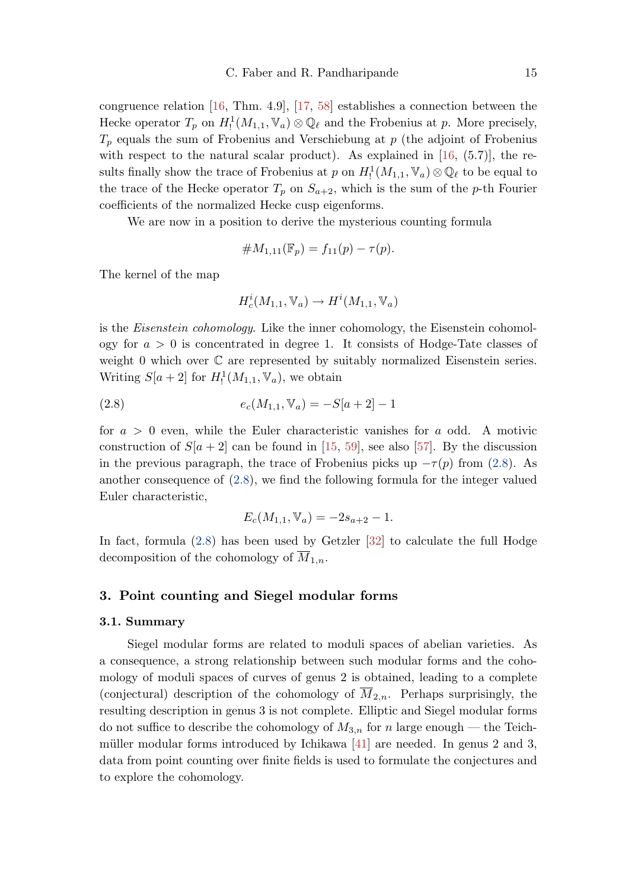congruence relation [16, Thm. 4.9], [17, 58] establishes a connection between the Hecke operator $T_p$ on $H^1_!(M_{1,1}, \mathbb{V}_a) \otimes \mathbb{Q}_\ell$ and the Frobenius at $p$. More precisely, $T_p$ equals the sum of Frobenius and Verschiebung at $p$ (the adjoint of Frobenius with respect to the natural scalar product). As explained in [16, (5.7)], the results finally show the trace of Frobenius at $p$ on $H^1_!(M_{1,1}, \mathbb{V}_a) \otimes \mathbb{Q}_\ell$ to be equal to the trace of the Hecke operator $T_p$ on $S_{a+2}$, which is the sum of the $p$-th Fourier coefficients of the normalized Hecke cusp eigenforms.

We are now in a position to derive the mysterious counting formula

$$\#M_{1,11}(\mathbb{F}_p) = f_{11}(p) - \tau(p).$$

The kernel of the map

$$H^i_c(M_{1,1}, \mathbb{V}_a) \to H^i(M_{1,1}, \mathbb{V}_a)$$

is the *Eisenstein cohomology*. Like the inner cohomology, the Eisenstein cohomology for $a > 0$ is concentrated in degree 1. It consists of Hodge-Tate classes of weight 0 which over $\mathbb{C}$ are represented by suitably normalized Eisenstein series. Writing $S[a+2]$ for $H^1_!(M_{1,1}, \mathbb{V}_a)$, we obtain

$$e_c(M_{1,1}, \mathbb{V}_a) = -S[a+2] - 1 \tag{2.8}$$

for $a > 0$ even, while the Euler characteristic vanishes for $a$ odd. A motivic construction of $S[a+2]$ can be found in [15, 59], see also [57]. By the discussion in the previous paragraph, the trace of Frobenius picks up $-\tau(p)$ from (2.8). As another consequence of (2.8), we find the following formula for the integer valued Euler characteristic,

$$E_c(M_{1,1}, \mathbb{V}_a) = -2s_{a+2} - 1.$$

In fact, formula (2.8) has been used by Getzler [32] to calculate the full Hodge decomposition of the cohomology of $\overline{M}_{1,n}$.

## 3. Point counting and Siegel modular forms

### 3.1. Summary

Siegel modular forms are related to moduli spaces of abelian varieties. As a consequence, a strong relationship between such modular forms and the cohomology of moduli spaces of curves of genus 2 is obtained, leading to a complete (conjectural) description of the cohomology of $\overline{M}_{2,n}$. Perhaps surprisingly, the resulting description in genus 3 is not complete. Elliptic and Siegel modular forms do not suffice to describe the cohomology of $M_{3,n}$ for $n$ large enough — the Teichmüller modular forms introduced by Ichikawa [41] are needed. In genus 2 and 3, data from point counting over finite fields is used to formulate the conjectures and to explore the cohomology.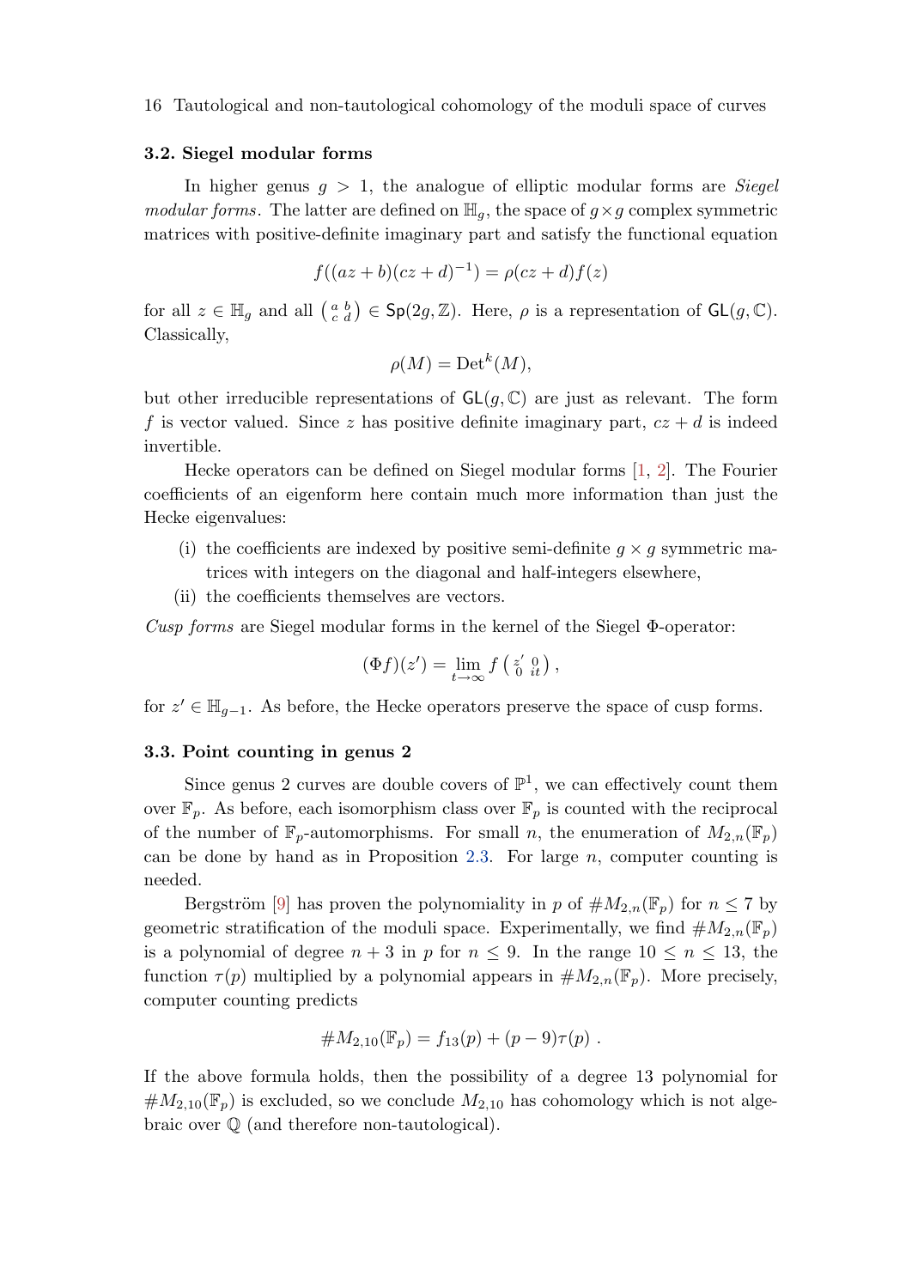### 3.2. Siegel modular forms

In higher genus $g > 1$, the analogue of elliptic modular forms are *Siegel modular forms*. The latter are defined on $\mathbb{H}_g$, the space of $g \times g$ complex symmetric matrices with positive-definite imaginary part and satisfy the functional equation

$$f((az+b)(cz+d)^{-1}) = \rho(cz+d)f(z)$$

for all $z \in \mathbb{H}_g$ and all $\left(\begin{smallmatrix} a & b \\ c & d \end{smallmatrix}\right) \in \mathsf{Sp}(2g, \mathbb{Z})$. Here, $\rho$ is a representation of $\mathsf{GL}(g, \mathbb{C})$. Classically,

$$\rho(M) = \mathrm{Det}^k(M),$$

but other irreducible representations of $\mathsf{GL}(g, \mathbb{C})$ are just as relevant. The form $f$ is vector valued. Since $z$ has positive definite imaginary part, $cz + d$ is indeed invertible.

Hecke operators can be defined on Siegel modular forms [1, 2]. The Fourier coefficients of an eigenform here contain much more information than just the Hecke eigenvalues:

(i) the coefficients are indexed by positive semi-definite $g \times g$ symmetric matrices with integers on the diagonal and half-integers elsewhere,
(ii) the coefficients themselves are vectors.

*Cusp forms* are Siegel modular forms in the kernel of the Siegel $\Phi$-operator:

$$(\Phi f)(z') = \lim_{t \to \infty} f\left(\begin{smallmatrix} z' & 0 \\ 0 & it \end{smallmatrix}\right),$$

for $z' \in \mathbb{H}_{g-1}$. As before, the Hecke operators preserve the space of cusp forms.

### 3.3. Point counting in genus 2

Since genus 2 curves are double covers of $\mathbb{P}^1$, we can effectively count them over $\mathbb{F}_p$. As before, each isomorphism class over $\mathbb{F}_p$ is counted with the reciprocal of the number of $\mathbb{F}_p$-automorphisms. For small $n$, the enumeration of $M_{2,n}(\mathbb{F}_p)$ can be done by hand as in Proposition 2.3. For large $n$, computer counting is needed.

Bergström [9] has proven the polynomiality in $p$ of $\#M_{2,n}(\mathbb{F}_p)$ for $n \leq 7$ by geometric stratification of the moduli space. Experimentally, we find $\#M_{2,n}(\mathbb{F}_p)$ is a polynomial of degree $n+3$ in $p$ for $n \leq 9$. In the range $10 \leq n \leq 13$, the function $\tau(p)$ multiplied by a polynomial appears in $\#M_{2,n}(\mathbb{F}_p)$. More precisely, computer counting predicts

$$\#M_{2,10}(\mathbb{F}_p) = f_{13}(p) + (p-9)\tau(p) \ .$$

If the above formula holds, then the possibility of a degree 13 polynomial for $\#M_{2,10}(\mathbb{F}_p)$ is excluded, so we conclude $M_{2,10}$ has cohomology which is not algebraic over $\mathbb{Q}$ (and therefore non-tautological).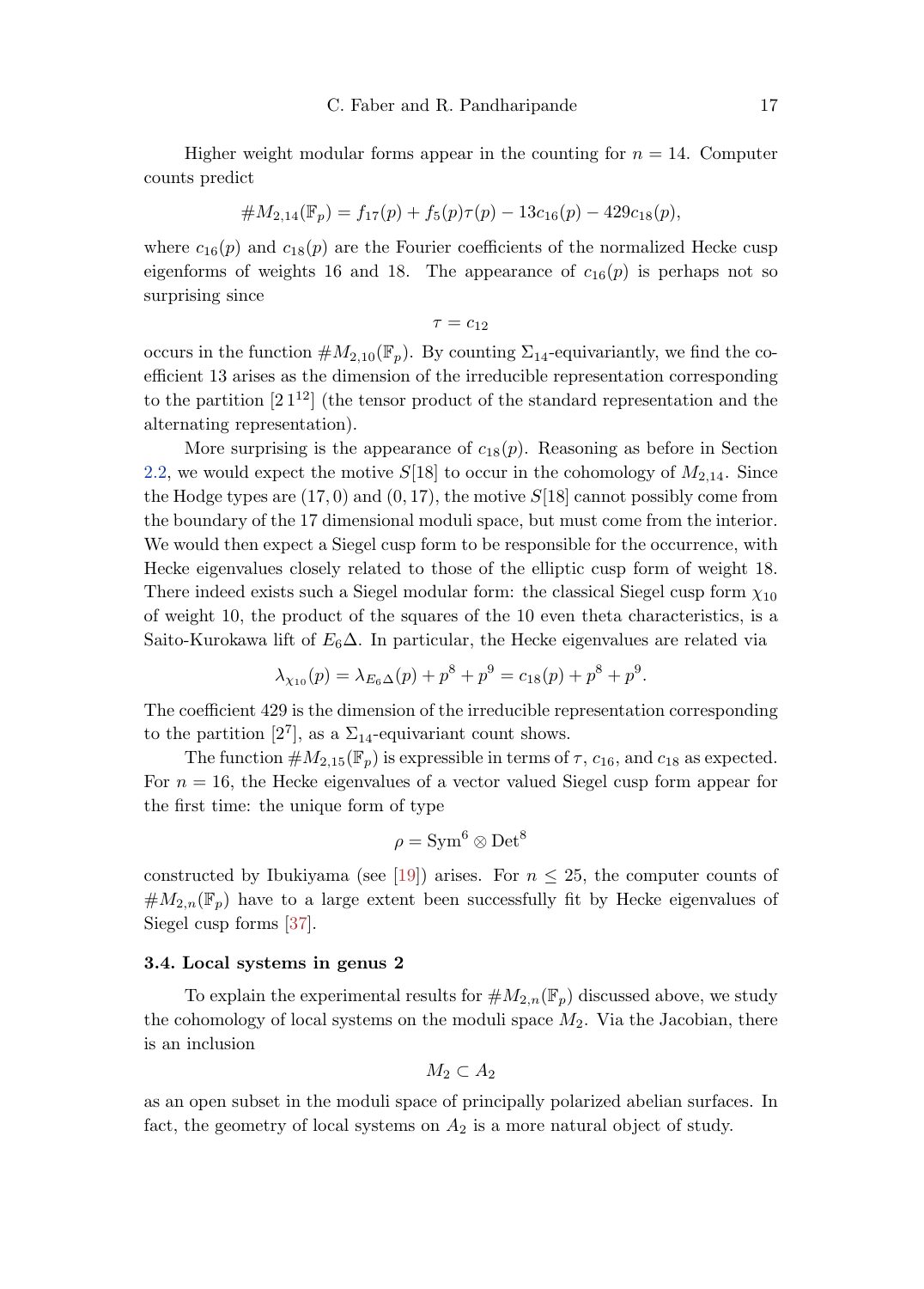Higher weight modular forms appear in the counting for $n = 14$. Computer counts predict

$$\#M_{2,14}(\mathbb{F}_p) = f_{17}(p) + f_5(p)\tau(p) - 13c_{16}(p) - 429c_{18}(p),$$

where $c_{16}(p)$ and $c_{18}(p)$ are the Fourier coefficients of the normalized Hecke cusp eigenforms of weights 16 and 18. The appearance of $c_{16}(p)$ is perhaps not so surprising since

$$\tau = c_{12}$$

occurs in the function $\#M_{2,10}(\mathbb{F}_p)$. By counting $\Sigma_{14}$-equivariantly, we find the coefficient 13 arises as the dimension of the irreducible representation corresponding to the partition $[2\,1^{12}]$ (the tensor product of the standard representation and the alternating representation).

More surprising is the appearance of $c_{18}(p)$. Reasoning as before in Section 2.2, we would expect the motive $S[18]$ to occur in the cohomology of $M_{2,14}$. Since the Hodge types are $(17, 0)$ and $(0, 17)$, the motive $S[18]$ cannot possibly come from the boundary of the 17 dimensional moduli space, but must come from the interior. We would then expect a Siegel cusp form to be responsible for the occurrence, with Hecke eigenvalues closely related to those of the elliptic cusp form of weight 18. There indeed exists such a Siegel modular form: the classical Siegel cusp form $\chi_{10}$ of weight 10, the product of the squares of the 10 even theta characteristics, is a Saito-Kurokawa lift of $E_6\Delta$. In particular, the Hecke eigenvalues are related via

$$\lambda_{\chi_{10}}(p) = \lambda_{E_6\Delta}(p) + p^8 + p^9 = c_{18}(p) + p^8 + p^9.$$

The coefficient 429 is the dimension of the irreducible representation corresponding to the partition $[2^7]$, as a $\Sigma_{14}$-equivariant count shows.

The function $\#M_{2,15}(\mathbb{F}_p)$ is expressible in terms of $\tau$, $c_{16}$, and $c_{18}$ as expected. For $n = 16$, the Hecke eigenvalues of a vector valued Siegel cusp form appear for the first time: the unique form of type

$$\rho = \mathrm{Sym}^6 \otimes \mathrm{Det}^8$$

constructed by Ibukiyama (see [19]) arises. For $n \leq 25$, the computer counts of $\#M_{2,n}(\mathbb{F}_p)$ have to a large extent been successfully fit by Hecke eigenvalues of Siegel cusp forms [37].

### 3.4. Local systems in genus 2

To explain the experimental results for $\#M_{2,n}(\mathbb{F}_p)$ discussed above, we study the cohomology of local systems on the moduli space $M_2$. Via the Jacobian, there is an inclusion

$$M_2 \subset A_2$$

as an open subset in the moduli space of principally polarized abelian surfaces. In fact, the geometry of local systems on $A_2$ is a more natural object of study.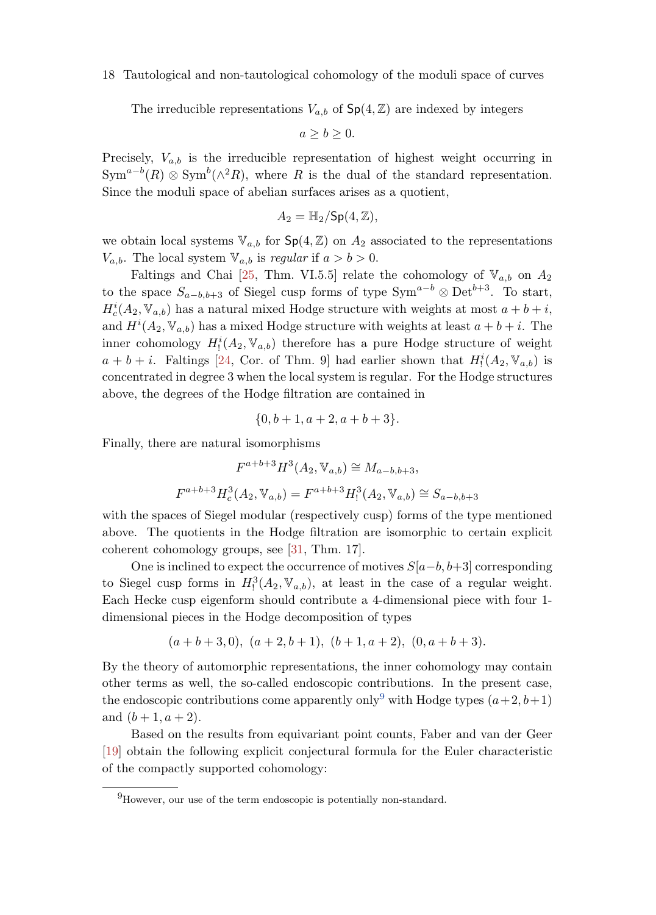The irreducible representations $V_{a,b}$ of $\mathsf{Sp}(4, \mathbb{Z})$ are indexed by integers

$$a \geq b \geq 0.$$

Precisely, $V_{a,b}$ is the irreducible representation of highest weight occurring in $\mathrm{Sym}^{a-b}(R) \otimes \mathrm{Sym}^b(\wedge^2 R)$, where $R$ is the dual of the standard representation. Since the moduli space of abelian surfaces arises as a quotient,

$$A_2 = \mathbb{H}_2/\mathsf{Sp}(4, \mathbb{Z}),$$

we obtain local systems $\mathbb{V}_{a,b}$ for $\mathsf{Sp}(4, \mathbb{Z})$ on $A_2$ associated to the representations $V_{a,b}$. The local system $\mathbb{V}_{a,b}$ is *regular* if $a > b > 0$.

Faltings and Chai [25, Thm. VI.5.5] relate the cohomology of $\mathbb{V}_{a,b}$ on $A_2$ to the space $S_{a-b,b+3}$ of Siegel cusp forms of type $\mathrm{Sym}^{a-b} \otimes \mathrm{Det}^{b+3}$. To start, $H^i_c(A_2, \mathbb{V}_{a,b})$ has a natural mixed Hodge structure with weights at most $a + b + i$, and $H^i(A_2, \mathbb{V}_{a,b})$ has a mixed Hodge structure with weights at least $a + b + i$. The inner cohomology $H^i_!(A_2, \mathbb{V}_{a,b})$ therefore has a pure Hodge structure of weight $a + b + i$. Faltings [24, Cor. of Thm. 9] had earlier shown that $H^i_!(A_2, \mathbb{V}_{a,b})$ is concentrated in degree 3 when the local system is regular. For the Hodge structures above, the degrees of the Hodge filtration are contained in

$$\{0, b + 1, a + 2, a + b + 3\}.$$

Finally, there are natural isomorphisms

$$F^{a+b+3}H^3(A_2, \mathbb{V}_{a,b}) \cong M_{a-b,b+3},$$

$$F^{a+b+3}H^3_c(A_2, \mathbb{V}_{a,b}) = F^{a+b+3}H^3_!(A_2, \mathbb{V}_{a,b}) \cong S_{a-b,b+3}$$

with the spaces of Siegel modular (respectively cusp) forms of the type mentioned above. The quotients in the Hodge filtration are isomorphic to certain explicit coherent cohomology groups, see [31, Thm. 17].

One is inclined to expect the occurrence of motives $S[a-b, b+3]$ corresponding to Siegel cusp forms in $H^3_!(A_2, \mathbb{V}_{a,b})$, at least in the case of a regular weight. Each Hecke cusp eigenform should contribute a 4-dimensional piece with four 1-dimensional pieces in the Hodge decomposition of types

$$(a + b + 3, 0),\ (a + 2, b + 1),\ (b + 1, a + 2),\ (0, a + b + 3).$$

By the theory of automorphic representations, the inner cohomology may contain other terms as well, the so-called endoscopic contributions. In the present case, the endoscopic contributions come apparently only[9] with Hodge types $(a+2, b+1)$ and $(b + 1, a + 2)$.

Based on the results from equivariant point counts, Faber and van der Geer [19] obtain the following explicit conjectural formula for the Euler characteristic of the compactly supported cohomology:

[9] However, our use of the term endoscopic is potentially non-standard.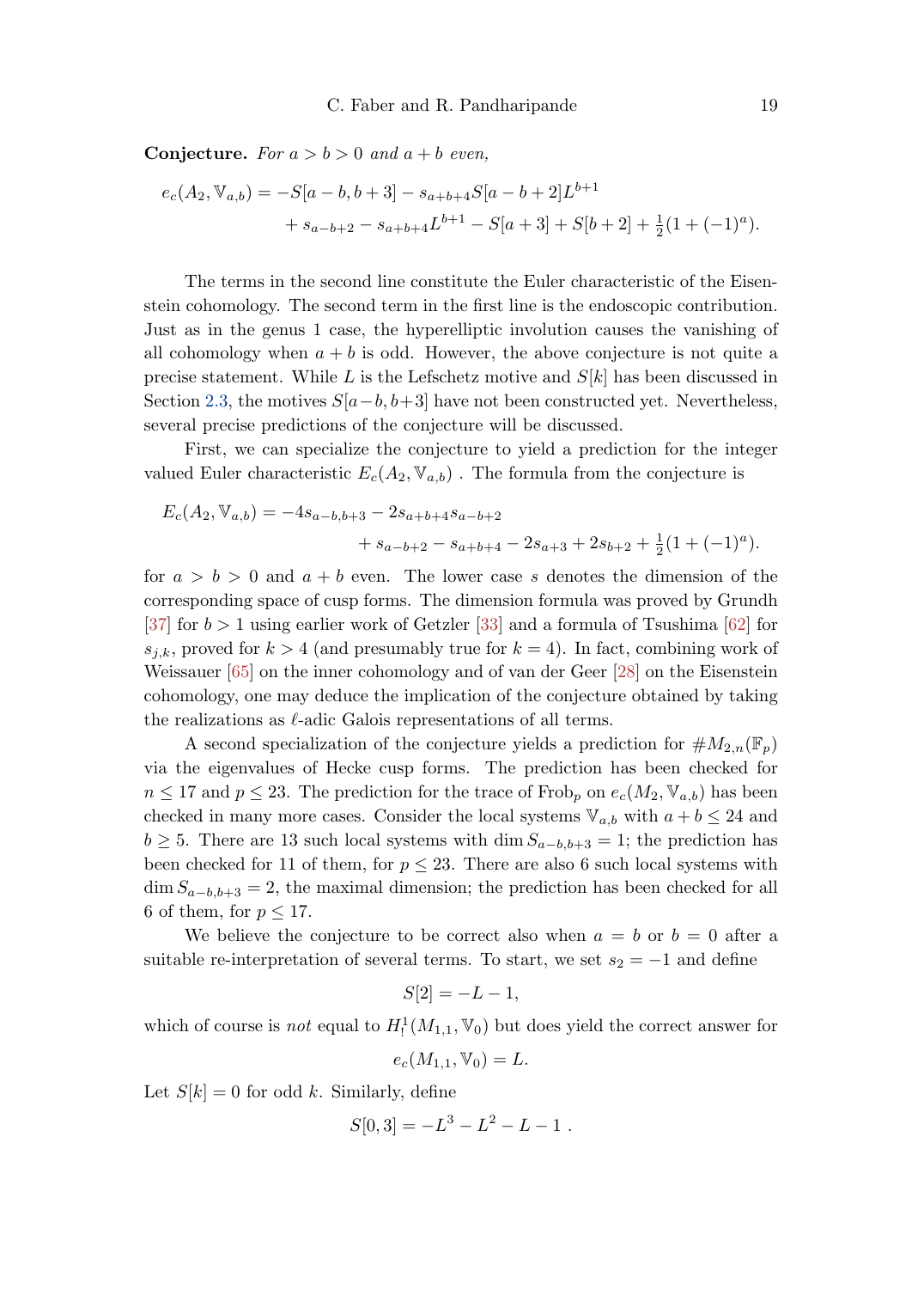**Conjecture.** *For $a > b > 0$ and $a + b$ even,*

$$
\begin{aligned}
e_c(A_2, \mathbb{V}_{a,b}) = & -S[a-b, b+3] - s_{a+b+4} S[a-b+2] L^{b+1} \\
& + s_{a-b+2} - s_{a+b+4} L^{b+1} - S[a+3] + S[b+2] + \tfrac{1}{2}(1 + (-1)^a).
\end{aligned}
$$

The terms in the second line constitute the Euler characteristic of the Eisenstein cohomology. The second term in the first line is the endoscopic contribution. Just as in the genus 1 case, the hyperelliptic involution causes the vanishing of all cohomology when $a + b$ is odd. However, the above conjecture is not quite a precise statement. While $L$ is the Lefschetz motive and $S[k]$ has been discussed in Section 2.3, the motives $S[a-b, b+3]$ have not been constructed yet. Nevertheless, several precise predictions of the conjecture will be discussed.

First, we can specialize the conjecture to yield a prediction for the integer valued Euler characteristic $E_c(A_2, \mathbb{V}_{a,b})$ . The formula from the conjecture is

$$
\begin{aligned}
E_c(A_2, \mathbb{V}_{a,b}) = & -4 s_{a-b,b+3} - 2 s_{a+b+4} s_{a-b+2} \\
& + s_{a-b+2} - s_{a+b+4} - 2 s_{a+3} + 2 s_{b+2} + \tfrac{1}{2}(1 + (-1)^a).
\end{aligned}
$$

for $a > b > 0$ and $a + b$ even. The lower case $s$ denotes the dimension of the corresponding space of cusp forms. The dimension formula was proved by Grundh [37] for $b > 1$ using earlier work of Getzler [33] and a formula of Tsushima [62] for $s_{j,k}$, proved for $k > 4$ (and presumably true for $k = 4$). In fact, combining work of Weissauer [65] on the inner cohomology and of van der Geer [28] on the Eisenstein cohomology, one may deduce the implication of the conjecture obtained by taking the realizations as $\ell$-adic Galois representations of all terms.

A second specialization of the conjecture yields a prediction for $\#M_{2,n}(\mathbb{F}_p)$ via the eigenvalues of Hecke cusp forms. The prediction has been checked for $n \leq 17$ and $p \leq 23$. The prediction for the trace of $\mathrm{Frob}_p$ on $e_c(M_2, \mathbb{V}_{a,b})$ has been checked in many more cases. Consider the local systems $\mathbb{V}_{a,b}$ with $a + b \leq 24$ and $b \geq 5$. There are 13 such local systems with $\dim S_{a-b,b+3} = 1$; the prediction has been checked for 11 of them, for $p \leq 23$. There are also 6 such local systems with $\dim S_{a-b,b+3} = 2$, the maximal dimension; the prediction has been checked for all 6 of them, for $p \leq 17$.

We believe the conjecture to be correct also when $a = b$ or $b = 0$ after a suitable re-interpretation of several terms. To start, we set $s_2 = -1$ and define

$$S[2] = -L - 1,$$

which of course is *not* equal to $H^1_!(M_{1,1}, \mathbb{V}_0)$ but does yield the correct answer for

$$e_c(M_{1,1}, \mathbb{V}_0) = L.$$

Let $S[k] = 0$ for odd $k$. Similarly, define

$$S[0, 3] = -L^3 - L^2 - L - 1 \ .$$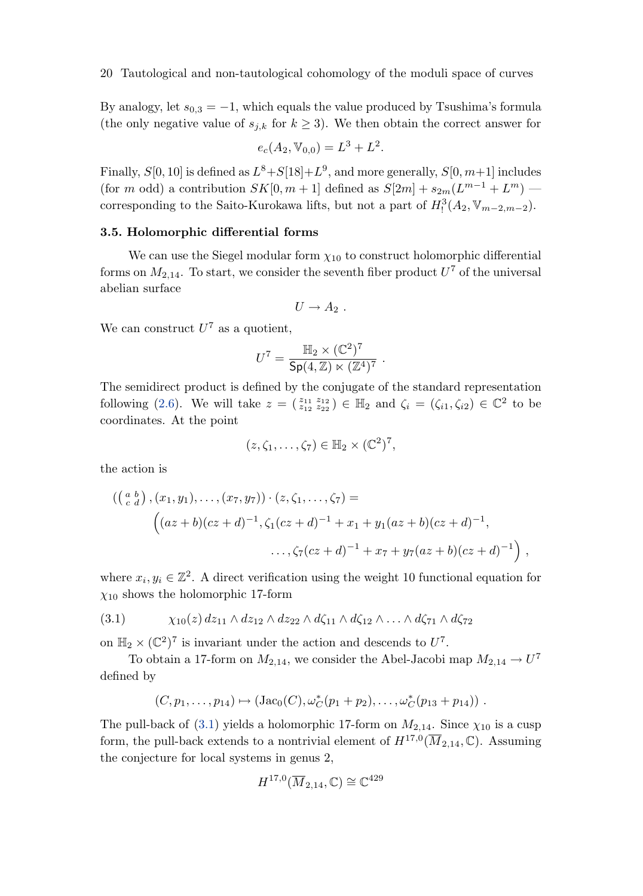By analogy, let $s_{0,3} = -1$, which equals the value produced by Tsushima's formula (the only negative value of $s_{j,k}$ for $k \geq 3$). We then obtain the correct answer for

$$e_c(A_2, \mathbb{V}_{0,0}) = L^3 + L^2.$$

Finally, $S[0,10]$ is defined as $L^8 + S[18] + L^9$, and more generally, $S[0, m+1]$ includes (for $m$ odd) a contribution $SK[0, m+1]$ defined as $S[2m] + s_{2m}(L^{m-1} + L^m)$ — corresponding to the Saito-Kurokawa lifts, but not a part of $H^3_!(A_2, \mathbb{V}_{m-2,m-2})$.

### 3.5. Holomorphic differential forms

We can use the Siegel modular form $\chi_{10}$ to construct holomorphic differential forms on $M_{2,14}$. To start, we consider the seventh fiber product $U^7$ of the universal abelian surface

$$U \to A_2 \ .$$

We can construct $U^7$ as a quotient,

$$U^7 = \frac{\mathbb{H}_2 \times (\mathbb{C}^2)^7}{\mathsf{Sp}(4,\mathbb{Z}) \ltimes (\mathbb{Z}^4)^7} \ .$$

The semidirect product is defined by the conjugate of the standard representation following (2.6). We will take $z = \left(\begin{smallmatrix} z_{11} & z_{12} \\ z_{12} & z_{22} \end{smallmatrix}\right) \in \mathbb{H}_2$ and $\zeta_i = (\zeta_{i1}, \zeta_{i2}) \in \mathbb{C}^2$ to be coordinates. At the point

$$(z, \zeta_1, \ldots, \zeta_7) \in \mathbb{H}_2 \times (\mathbb{C}^2)^7,$$

the action is

$$\begin{aligned}
&\left(\left(\begin{smallmatrix} a & b \\ c & d \end{smallmatrix}\right), (x_1, y_1), \ldots, (x_7, y_7)\right) \cdot (z, \zeta_1, \ldots, \zeta_7) = \\
&\quad \Big((az+b)(cz+d)^{-1}, \zeta_1(cz+d)^{-1} + x_1 + y_1(az+b)(cz+d)^{-1}, \\
&\qquad\qquad \ldots, \zeta_7(cz+d)^{-1} + x_7 + y_7(az+b)(cz+d)^{-1}\Big) \ ,
\end{aligned}$$

where $x_i, y_i \in \mathbb{Z}^2$. A direct verification using the weight 10 functional equation for $\chi_{10}$ shows the holomorphic 17-form

$$\chi_{10}(z)\, dz_{11} \wedge dz_{12} \wedge dz_{22} \wedge d\zeta_{11} \wedge d\zeta_{12} \wedge \ldots \wedge d\zeta_{71} \wedge d\zeta_{72} \tag{3.1}$$

on $\mathbb{H}_2 \times (\mathbb{C}^2)^7$ is invariant under the action and descends to $U^7$.

To obtain a 17-form on $M_{2,14}$, we consider the Abel-Jacobi map $M_{2,14} \to U^7$ defined by

$$(C, p_1, \ldots, p_{14}) \mapsto (\mathrm{Jac}_0(C), \omega_C^*(p_1 + p_2), \ldots, \omega_C^*(p_{13} + p_{14})) \ .$$

The pull-back of (3.1) yields a holomorphic 17-form on $M_{2,14}$. Since $\chi_{10}$ is a cusp form, the pull-back extends to a nontrivial element of $H^{17,0}(\overline{M}_{2,14}, \mathbb{C})$. Assuming the conjecture for local systems in genus 2,

$$H^{17,0}(\overline{M}_{2,14}, \mathbb{C}) \cong \mathbb{C}^{429}$$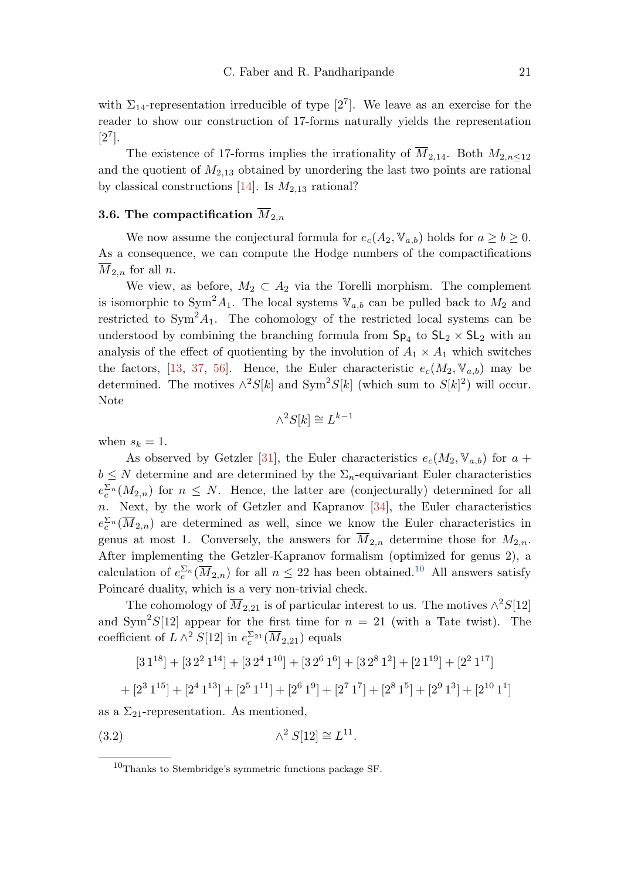with $\Sigma_{14}$-representation irreducible of type $[2^7]$. We leave as an exercise for the reader to show our construction of 17-forms naturally yields the representation $[2^7]$.

The existence of 17-forms implies the irrationality of $\overline{M}_{2,14}$. Both $M_{2,n\leq 12}$ and the quotient of $M_{2,13}$ obtained by unordering the last two points are rational by classical constructions [14]. Is $M_{2,13}$ rational?

### 3.6. The compactification $\overline{M}_{2,n}$

We now assume the conjectural formula for $e_c(A_2, \mathbb{V}_{a,b})$ holds for $a \geq b \geq 0$. As a consequence, we can compute the Hodge numbers of the compactifications $\overline{M}_{2,n}$ for all $n$.

We view, as before, $M_2 \subset A_2$ via the Torelli morphism. The complement is isomorphic to $\mathrm{Sym}^2 A_1$. The local systems $\mathbb{V}_{a,b}$ can be pulled back to $M_2$ and restricted to $\mathrm{Sym}^2 A_1$. The cohomology of the restricted local systems can be understood by combining the branching formula from $\mathsf{Sp}_4$ to $\mathsf{SL}_2 \times \mathsf{SL}_2$ with an analysis of the effect of quotienting by the involution of $A_1 \times A_1$ which switches the factors, [13, 37, 56]. Hence, the Euler characteristic $e_c(M_2, \mathbb{V}_{a,b})$ may be determined. The motives $\wedge^2 S[k]$ and $\mathrm{Sym}^2 S[k]$ (which sum to $S[k]^2$) will occur. Note

$$\wedge^2 S[k] \cong L^{k-1}$$

when $s_k = 1$.

As observed by Getzler [31], the Euler characteristics $e_c(M_2, \mathbb{V}_{a,b})$ for $a + b \leq N$ determine and are determined by the $\Sigma_n$-equivariant Euler characteristics $e_c^{\Sigma_n}(M_{2,n})$ for $n \leq N$. Hence, the latter are (conjecturally) determined for all $n$. Next, by the work of Getzler and Kapranov [34], the Euler characteristics $e_c^{\Sigma_n}(\overline{M}_{2,n})$ are determined as well, since we know the Euler characteristics in genus at most 1. Conversely, the answers for $\overline{M}_{2,n}$ determine those for $M_{2,n}$. After implementing the Getzler-Kapranov formalism (optimized for genus 2), a calculation of $e_c^{\Sigma_n}(\overline{M}_{2,n})$ for all $n \leq 22$ has been obtained.[10] All answers satisfy Poincaré duality, which is a very non-trivial check.

The cohomology of $\overline{M}_{2,21}$ is of particular interest to us. The motives $\wedge^2 S[12]$ and $\mathrm{Sym}^2 S[12]$ appear for the first time for $n = 21$ (with a Tate twist). The coefficient of $L \wedge^2 S[12]$ in $e_c^{\Sigma_{21}}(\overline{M}_{2,21})$ equals

$$[3\,1^{18}] + [3\,2^2\,1^{14}] + [3\,2^4\,1^{10}] + [3\,2^6\,1^6] + [3\,2^8\,1^2] + [2\,1^{19}] + [2^2\,1^{17}]$$

$$+ [2^3\,1^{15}] + [2^4\,1^{13}] + [2^5\,1^{11}] + [2^6\,1^9] + [2^7\,1^7] + [2^8\,1^5] + [2^9\,1^3] + [2^{10}\,1^1]$$

as a $\Sigma_{21}$-representation. As mentioned,

$$\wedge^2 S[12] \cong L^{11}. \tag{3.2}$$

[10] Thanks to Stembridge's symmetric functions package SF.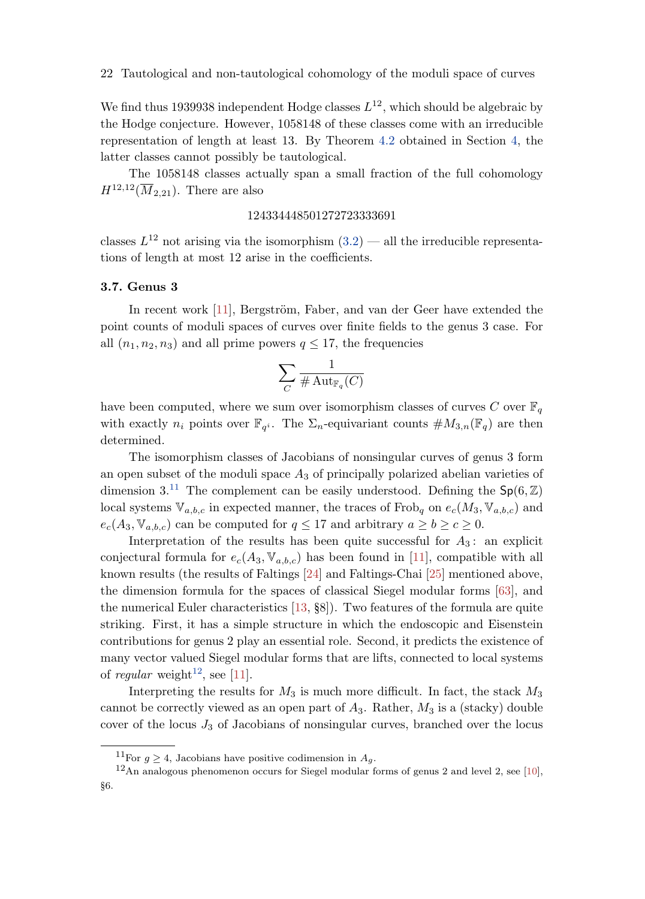We find thus 1939938 independent Hodge classes $L^{12}$, which should be algebraic by the Hodge conjecture. However, 1058148 of these classes come with an irreducible representation of length at least 13. By Theorem 4.2 obtained in Section 4, the latter classes cannot possibly be tautological.

The 1058148 classes actually span a small fraction of the full cohomology $H^{12,12}(\overline{M}_{2,21})$. There are also

$$124334448501272723333691$$

classes $L^{12}$ not arising via the isomorphism (3.2) — all the irreducible representations of length at most 12 arise in the coefficients.

### 3.7. Genus 3

In recent work [11], Bergström, Faber, and van der Geer have extended the point counts of moduli spaces of curves over finite fields to the genus 3 case. For all $(n_1, n_2, n_3)$ and all prime powers $q \leq 17$, the frequencies

$$\sum_C \frac{1}{\# \operatorname{Aut}_{\mathbb{F}_q}(C)}$$

have been computed, where we sum over isomorphism classes of curves $C$ over $\mathbb{F}_q$ with exactly $n_i$ points over $\mathbb{F}_{q^i}$. The $\Sigma_n$-equivariant counts $\# M_{3,n}(\mathbb{F}_q)$ are then determined.

The isomorphism classes of Jacobians of nonsingular curves of genus 3 form an open subset of the moduli space $A_3$ of principally polarized abelian varieties of dimension 3.[11] The complement can be easily understood. Defining the $\mathsf{Sp}(6,\mathbb{Z})$ local systems $\mathbb{V}_{a,b,c}$ in expected manner, the traces of $\operatorname{Frob}_q$ on $e_c(M_3, \mathbb{V}_{a,b,c})$ and $e_c(A_3, \mathbb{V}_{a,b,c})$ can be computed for $q \leq 17$ and arbitrary $a \geq b \geq c \geq 0$.

Interpretation of the results has been quite successful for $A_3$: an explicit conjectural formula for $e_c(A_3, \mathbb{V}_{a,b,c})$ has been found in [11], compatible with all known results (the results of Faltings [24] and Faltings-Chai [25] mentioned above, the dimension formula for the spaces of classical Siegel modular forms [63], and the numerical Euler characteristics [13, §8]). Two features of the formula are quite striking. First, it has a simple structure in which the endoscopic and Eisenstein contributions for genus 2 play an essential role. Second, it predicts the existence of many vector valued Siegel modular forms that are lifts, connected to local systems of *regular* weight[12], see [11].

Interpreting the results for $M_3$ is much more difficult. In fact, the stack $M_3$ cannot be correctly viewed as an open part of $A_3$. Rather, $M_3$ is a (stacky) double cover of the locus $J_3$ of Jacobians of nonsingular curves, branched over the locus

[11] For $g \geq 4$, Jacobians have positive codimension in $A_g$.

[12] An analogous phenomenon occurs for Siegel modular forms of genus 2 and level 2, see [10], §6.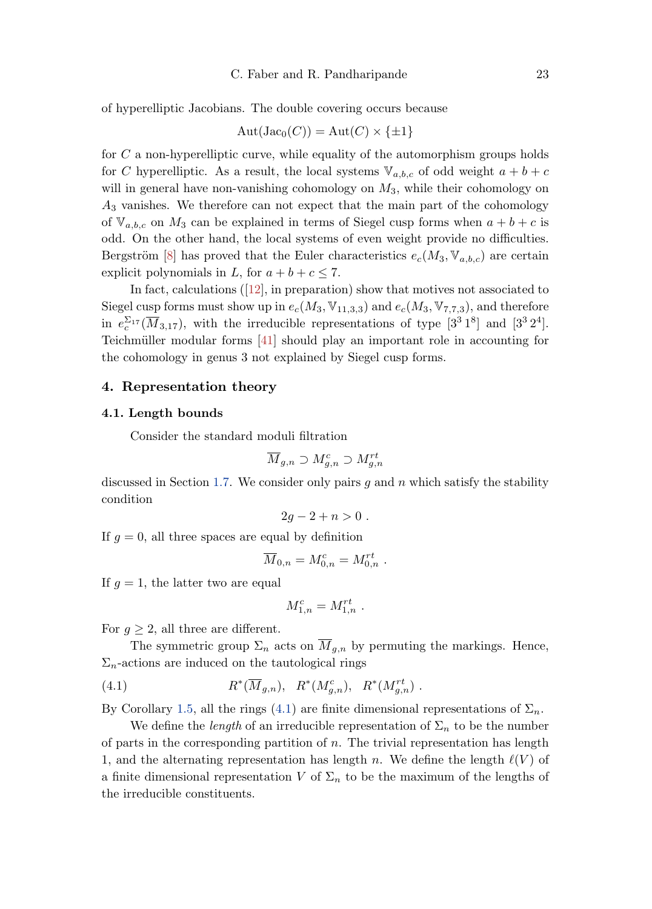of hyperelliptic Jacobians. The double covering occurs because

$$\mathrm{Aut}(\mathrm{Jac}_0(C)) = \mathrm{Aut}(C) \times \{\pm 1\}$$

for $C$ a non-hyperelliptic curve, while equality of the automorphism groups holds for $C$ hyperelliptic. As a result, the local systems $\mathbb{V}_{a,b,c}$ of odd weight $a+b+c$ will in general have non-vanishing cohomology on $M_3$, while their cohomology on $A_3$ vanishes. We therefore can not expect that the main part of the cohomology of $\mathbb{V}_{a,b,c}$ on $M_3$ can be explained in terms of Siegel cusp forms when $a+b+c$ is odd. On the other hand, the local systems of even weight provide no difficulties. Bergström [8] has proved that the Euler characteristics $e_c(M_3, \mathbb{V}_{a,b,c})$ are certain explicit polynomials in $L$, for $a+b+c \leq 7$.

In fact, calculations ([12], in preparation) show that motives not associated to Siegel cusp forms must show up in $e_c(M_3, \mathbb{V}_{11,3,3})$ and $e_c(M_3, \mathbb{V}_{7,7,3})$, and therefore in $e_c^{\Sigma_{17}}(\overline{M}_{3,17})$, with the irreducible representations of type $[3^3\, 1^8]$ and $[3^3\, 2^4]$. Teichmüller modular forms [41] should play an important role in accounting for the cohomology in genus 3 not explained by Siegel cusp forms.

## 4. Representation theory

### 4.1. Length bounds

Consider the standard moduli filtration

$$\overline{M}_{g,n} \supset M^c_{g,n} \supset M^{rt}_{g,n}$$

discussed in Section 1.7. We consider only pairs $g$ and $n$ which satisfy the stability condition

$$2g - 2 + n > 0 \ .$$

If $g = 0$, all three spaces are equal by definition

$$\overline{M}_{0,n} = M^c_{0,n} = M^{rt}_{0,n} \ .$$

If $g = 1$, the latter two are equal

$$M^c_{1,n} = M^{rt}_{1,n} \ .$$

For $g \geq 2$, all three are different.

The symmetric group $\Sigma_n$ acts on $\overline{M}_{g,n}$ by permuting the markings. Hence, $\Sigma_n$-actions are induced on the tautological rings

$$R^*(\overline{M}_{g,n}), \quad R^*(M^c_{g,n}), \quad R^*(M^{rt}_{g,n}) \ . \tag{4.1}$$

By Corollary 1.5, all the rings (4.1) are finite dimensional representations of $\Sigma_n$.

We define the *length* of an irreducible representation of $\Sigma_n$ to be the number of parts in the corresponding partition of $n$. The trivial representation has length 1, and the alternating representation has length $n$. We define the length $\ell(V)$ of a finite dimensional representation $V$ of $\Sigma_n$ to be the maximum of the lengths of the irreducible constituents.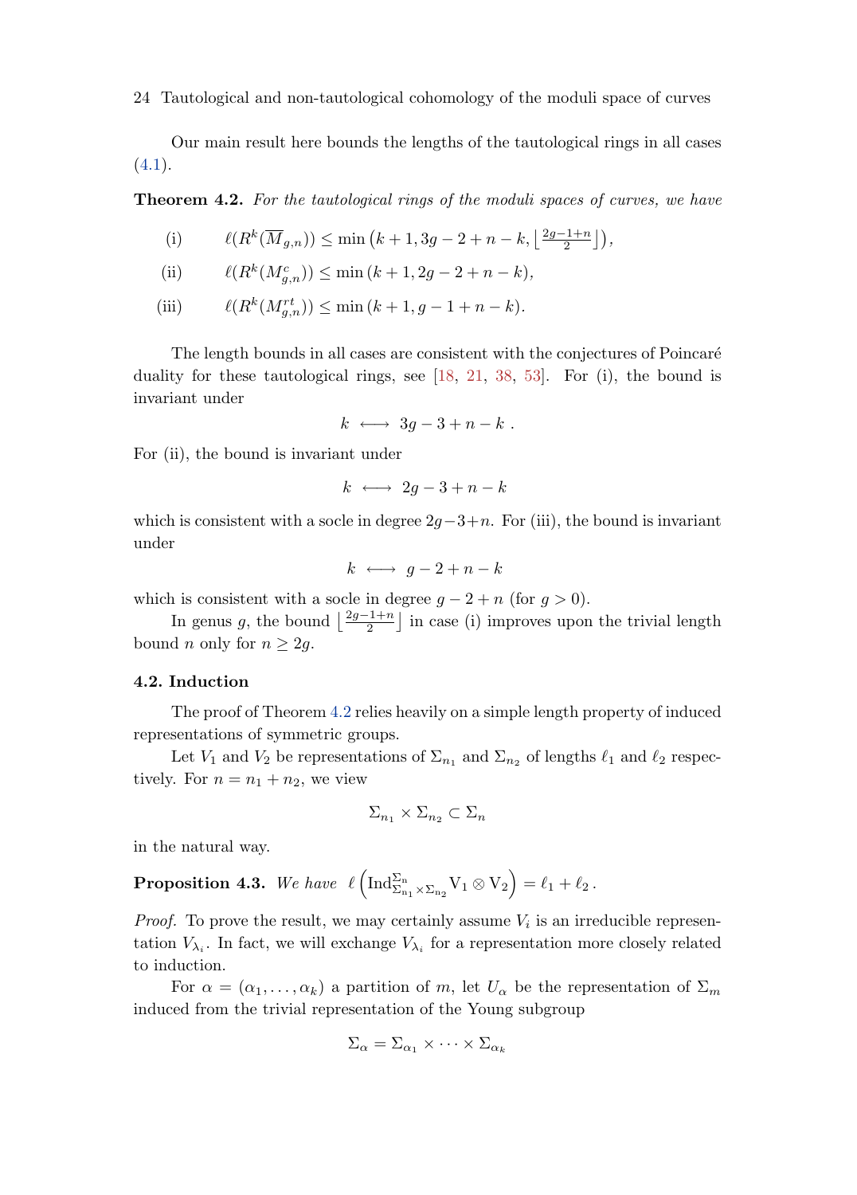Our main result here bounds the lengths of the tautological rings in all cases (4.1).

**Theorem 4.2.** *For the tautological rings of the moduli spaces of curves, we have*

$$\text{(i)} \qquad \ell(R^k(\overline{M}_{g,n})) \leq \min\left(k+1, 3g-2+n-k, \left\lfloor \tfrac{2g-1+n}{2} \right\rfloor\right),$$

$$\text{(ii)} \qquad \ell(R^k(M^c_{g,n})) \leq \min\left(k+1, 2g-2+n-k\right),$$

$$\text{(iii)} \qquad \ell(R^k(M^{rt}_{g,n})) \leq \min\left(k+1, g-1+n-k\right).$$

The length bounds in all cases are consistent with the conjectures of Poincaré duality for these tautological rings, see [18, 21, 38, 53]. For (i), the bound is invariant under

$$k \longleftrightarrow 3g-3+n-k\ .$$

For (ii), the bound is invariant under

$$k \longleftrightarrow 2g-3+n-k$$

which is consistent with a socle in degree $2g-3+n$. For (iii), the bound is invariant under

$$k \longleftrightarrow g-2+n-k$$

which is consistent with a socle in degree $g-2+n$ (for $g>0$).

In genus $g$, the bound $\left\lfloor \frac{2g-1+n}{2} \right\rfloor$ in case (i) improves upon the trivial length bound $n$ only for $n \geq 2g$.

### 4.2. Induction

The proof of Theorem 4.2 relies heavily on a simple length property of induced representations of symmetric groups.

Let $V_1$ and $V_2$ be representations of $\Sigma_{n_1}$ and $\Sigma_{n_2}$ of lengths $\ell_1$ and $\ell_2$ respectively. For $n = n_1 + n_2$, we view

$$\Sigma_{n_1} \times \Sigma_{n_2} \subset \Sigma_n$$

in the natural way.

**Proposition 4.3.** *We have* $\ell\left(\mathrm{Ind}_{\Sigma_{n_1}\times\Sigma_{n_2}}^{\Sigma_n} V_1 \otimes V_2\right) = \ell_1 + \ell_2\,.$

*Proof.* To prove the result, we may certainly assume $V_i$ is an irreducible representation $V_{\lambda_i}$. In fact, we will exchange $V_{\lambda_i}$ for a representation more closely related to induction.

For $\alpha = (\alpha_1, \ldots, \alpha_k)$ a partition of $m$, let $U_\alpha$ be the representation of $\Sigma_m$ induced from the trivial representation of the Young subgroup

$$\Sigma_\alpha = \Sigma_{\alpha_1} \times \cdots \times \Sigma_{\alpha_k}$$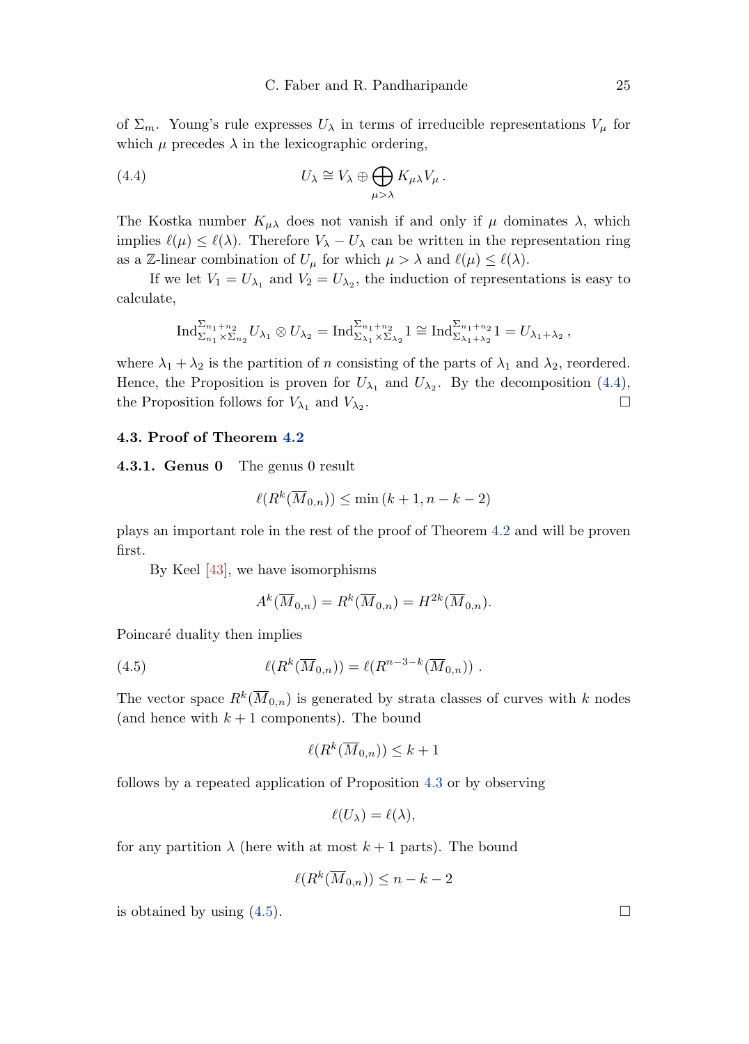of $\Sigma_m$. Young's rule expresses $U_\lambda$ in terms of irreducible representations $V_\mu$ for which $\mu$ precedes $\lambda$ in the lexicographic ordering,

$$U_\lambda \cong V_\lambda \oplus \bigoplus_{\mu > \lambda} K_{\mu\lambda} V_\mu \,. \tag{4.4}$$

The Kostka number $K_{\mu\lambda}$ does not vanish if and only if $\mu$ dominates $\lambda$, which implies $\ell(\mu) \le \ell(\lambda)$. Therefore $V_\lambda - U_\lambda$ can be written in the representation ring as a $\mathbb{Z}$-linear combination of $U_\mu$ for which $\mu > \lambda$ and $\ell(\mu) \le \ell(\lambda)$.

If we let $V_1 = U_{\lambda_1}$ and $V_2 = U_{\lambda_2}$, the induction of representations is easy to calculate,

$$\mathrm{Ind}_{\Sigma_{n_1} \times \Sigma_{n_2}}^{\Sigma_{n_1+n_2}} U_{\lambda_1} \otimes U_{\lambda_2} = \mathrm{Ind}_{\Sigma_{\lambda_1} \times \Sigma_{\lambda_2}}^{\Sigma_{n_1+n_2}} 1 \cong \mathrm{Ind}_{\Sigma_{\lambda_1+\lambda_2}}^{\Sigma_{n_1+n_2}} 1 = U_{\lambda_1+\lambda_2} \,,$$

where $\lambda_1 + \lambda_2$ is the partition of $n$ consisting of the parts of $\lambda_1$ and $\lambda_2$, reordered. Hence, the Proposition is proven for $U_{\lambda_1}$ and $U_{\lambda_2}$. By the decomposition (4.4), the Proposition follows for $V_{\lambda_1}$ and $V_{\lambda_2}$. □

### 4.3. Proof of Theorem 4.2

**4.3.1. Genus 0** The genus 0 result

$$\ell(R^k(\overline{M}_{0,n})) \le \min(k+1, n-k-2)$$

plays an important role in the rest of the proof of Theorem 4.2 and will be proven first.

By Keel [43], we have isomorphisms

$$A^k(\overline{M}_{0,n}) = R^k(\overline{M}_{0,n}) = H^{2k}(\overline{M}_{0,n}).$$

Poincaré duality then implies

$$\ell(R^k(\overline{M}_{0,n})) = \ell(R^{n-3-k}(\overline{M}_{0,n})) \,. \tag{4.5}$$

The vector space $R^k(\overline{M}_{0,n})$ is generated by strata classes of curves with $k$ nodes (and hence with $k+1$ components). The bound

$$\ell(R^k(\overline{M}_{0,n})) \le k+1$$

follows by a repeated application of Proposition 4.3 or by observing

$$\ell(U_\lambda) = \ell(\lambda),$$

for any partition $\lambda$ (here with at most $k+1$ parts). The bound

$$\ell(R^k(\overline{M}_{0,n})) \le n-k-2$$

is obtained by using (4.5). □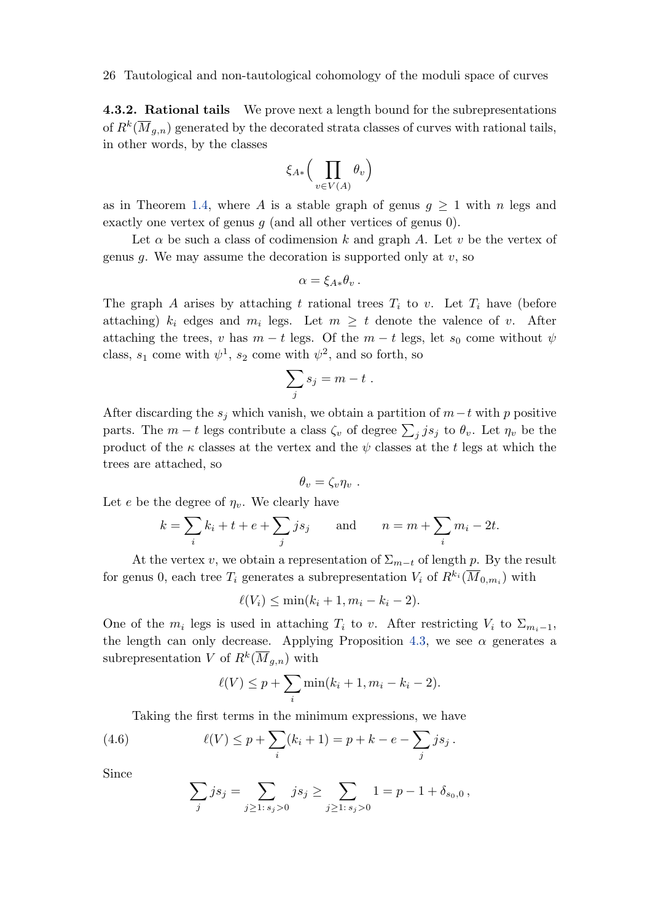**4.3.2. Rational tails** We prove next a length bound for the subrepresentations of $R^k(\overline{M}_{g,n})$ generated by the decorated strata classes of curves with rational tails, in other words, by the classes

$$\xi_{A*}\Big(\prod_{v\in V(A)}\theta_v\Big)$$

as in Theorem 1.4, where $A$ is a stable graph of genus $g \geq 1$ with $n$ legs and exactly one vertex of genus $g$ (and all other vertices of genus 0).

Let $\alpha$ be such a class of codimension $k$ and graph $A$. Let $v$ be the vertex of genus $g$. We may assume the decoration is supported only at $v$, so

$$\alpha = \xi_{A*}\theta_v\,.$$

The graph $A$ arises by attaching $t$ rational trees $T_i$ to $v$. Let $T_i$ have (before attaching) $k_i$ edges and $m_i$ legs. Let $m \geq t$ denote the valence of $v$. After attaching the trees, $v$ has $m-t$ legs. Of the $m-t$ legs, let $s_0$ come without $\psi$ class, $s_1$ come with $\psi^1$, $s_2$ come with $\psi^2$, and so forth, so

$$\sum_j s_j = m-t\,.$$

After discarding the $s_j$ which vanish, we obtain a partition of $m-t$ with $p$ positive parts. The $m-t$ legs contribute a class $\zeta_v$ of degree $\sum_j js_j$ to $\theta_v$. Let $\eta_v$ be the product of the $\kappa$ classes at the vertex and the $\psi$ classes at the $t$ legs at which the trees are attached, so

$$\theta_v = \zeta_v\eta_v\,.$$

Let $e$ be the degree of $\eta_v$. We clearly have

$$k = \sum_i k_i + t + e + \sum_j js_j \qquad \text{and} \qquad n = m + \sum_i m_i - 2t.$$

At the vertex $v$, we obtain a representation of $\Sigma_{m-t}$ of length $p$. By the result for genus 0, each tree $T_i$ generates a subrepresentation $V_i$ of $R^{k_i}(\overline{M}_{0,m_i})$ with

$$\ell(V_i) \leq \min(k_i+1, m_i-k_i-2).$$

One of the $m_i$ legs is used in attaching $T_i$ to $v$. After restricting $V_i$ to $\Sigma_{m_i-1}$, the length can only decrease. Applying Proposition 4.3, we see $\alpha$ generates a subrepresentation $V$ of $R^k(\overline{M}_{g,n})$ with

$$\ell(V) \leq p + \sum_i \min(k_i+1, m_i-k_i-2).$$

Taking the first terms in the minimum expressions, we have

$$\ell(V) \leq p + \sum_i (k_i+1) = p + k - e - \sum_j js_j\,. \tag{4.6}$$

Since

$$\sum_j js_j = \sum_{j\geq 1\colon s_j>0} js_j \geq \sum_{j\geq 1\colon s_j>0} 1 = p - 1 + \delta_{s_0,0}\,,$$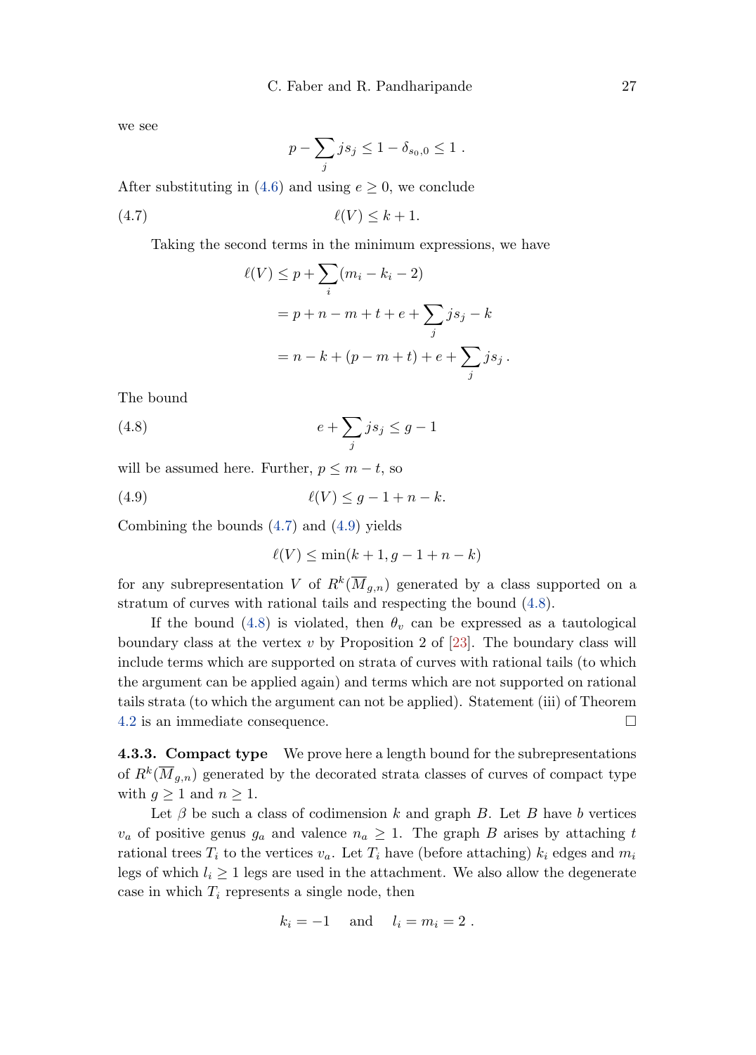we see

$$p - \sum_j j s_j \leq 1 - \delta_{s_0,0} \leq 1 \ .$$

After substituting in (4.6) and using $e \geq 0$, we conclude

$$\ell(V) \leq k+1. \tag{4.7}$$

Taking the second terms in the minimum expressions, we have

$$\begin{aligned}
\ell(V) &\leq p + \sum_i (m_i - k_i - 2) \\
&= p + n - m + t + e + \sum_j j s_j - k \\
&= n - k + (p - m + t) + e + \sum_j j s_j \ .
\end{aligned}$$

The bound

$$e + \sum_j j s_j \leq g - 1 \tag{4.8}$$

will be assumed here. Further, $p \leq m - t$, so

$$\ell(V) \leq g - 1 + n - k. \tag{4.9}$$

Combining the bounds (4.7) and (4.9) yields

$$\ell(V) \leq \min(k+1, g-1+n-k)$$

for any subrepresentation $V$ of $R^k(\overline{M}_{g,n})$ generated by a class supported on a stratum of curves with rational tails and respecting the bound (4.8).

If the bound (4.8) is violated, then $\theta_v$ can be expressed as a tautological boundary class at the vertex $v$ by Proposition 2 of [23]. The boundary class will include terms which are supported on strata of curves with rational tails (to which the argument can be applied again) and terms which are not supported on rational tails strata (to which the argument can not be applied). Statement (iii) of Theorem 4.2 is an immediate consequence. □

**4.3.3. Compact type** We prove here a length bound for the subrepresentations of $R^k(\overline{M}_{g,n})$ generated by the decorated strata classes of curves of compact type with $g \geq 1$ and $n \geq 1$.

Let $\beta$ be such a class of codimension $k$ and graph $B$. Let $B$ have $b$ vertices $v_a$ of positive genus $g_a$ and valence $n_a \geq 1$. The graph $B$ arises by attaching $t$ rational trees $T_i$ to the vertices $v_a$. Let $T_i$ have (before attaching) $k_i$ edges and $m_i$ legs of which $l_i \geq 1$ legs are used in the attachment. We also allow the degenerate case in which $T_i$ represents a single node, then

$$k_i = -1 \quad \text{and} \quad l_i = m_i = 2 \ .$$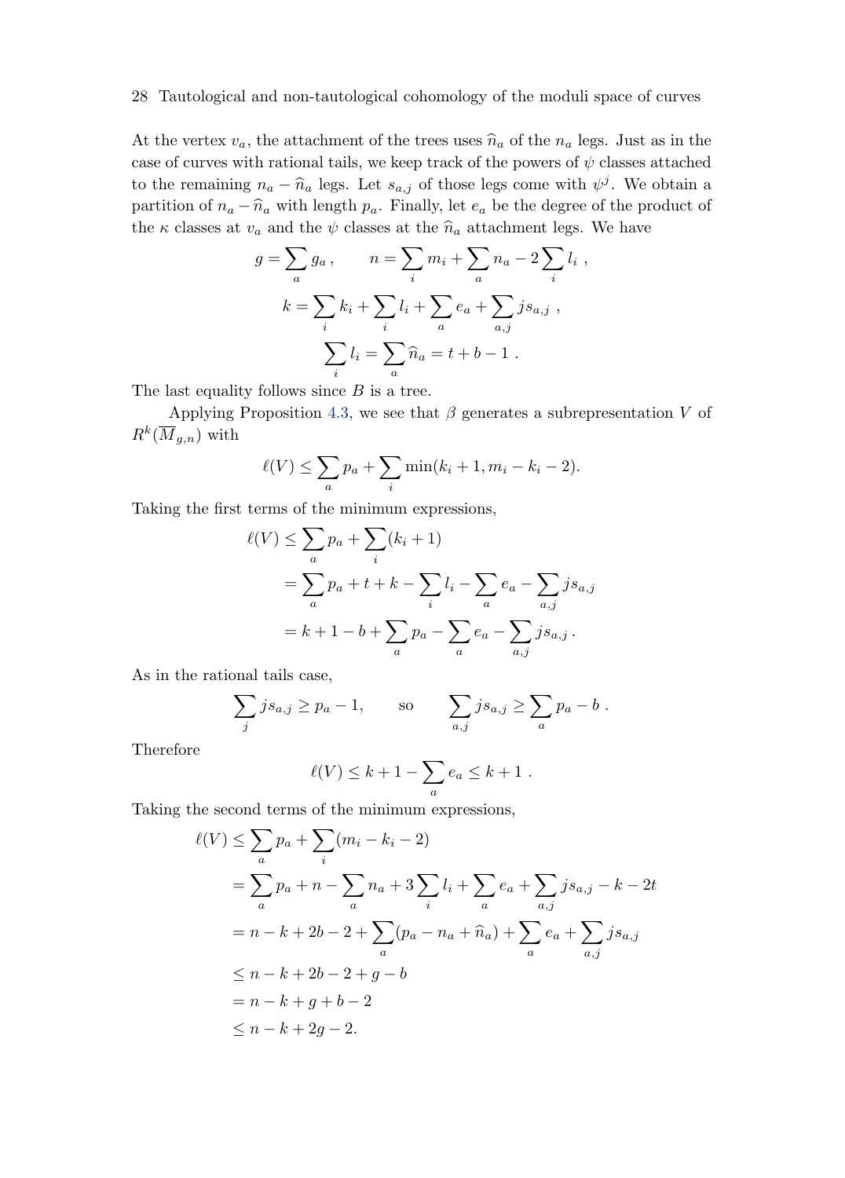At the vertex $v_a$, the attachment of the trees uses $\widehat{n}_a$ of the $n_a$ legs. Just as in the case of curves with rational tails, we keep track of the powers of $\psi$ classes attached to the remaining $n_a - \widehat{n}_a$ legs. Let $s_{a,j}$ of those legs come with $\psi^j$. We obtain a partition of $n_a - \widehat{n}_a$ with length $p_a$. Finally, let $e_a$ be the degree of the product of the $\kappa$ classes at $v_a$ and the $\psi$ classes at the $\widehat{n}_a$ attachment legs. We have

$$
g = \sum_a g_a \,, \qquad n = \sum_i m_i + \sum_a n_a - 2\sum_i l_i \ ,
$$

$$
k = \sum_i k_i + \sum_i l_i + \sum_a e_a + \sum_{a,j} j s_{a,j} \ ,
$$

$$
\sum_i l_i = \sum_a \widehat{n}_a = t + b - 1 \ .
$$

The last equality follows since $B$ is a tree.

Applying Proposition 4.3, we see that $\beta$ generates a subrepresentation $V$ of $R^k(\overline{M}_{g,n})$ with

$$
\ell(V) \leq \sum_a p_a + \sum_i \min(k_i + 1, m_i - k_i - 2).
$$

Taking the first terms of the minimum expressions,

$$
\begin{aligned}
\ell(V) &\leq \sum_a p_a + \sum_i (k_i + 1) \\
&= \sum_a p_a + t + k - \sum_i l_i - \sum_a e_a - \sum_{a,j} j s_{a,j} \\
&= k + 1 - b + \sum_a p_a - \sum_a e_a - \sum_{a,j} j s_{a,j} \, .
\end{aligned}
$$

As in the rational tails case,

$$
\sum_j j s_{a,j} \geq p_a - 1, \qquad \text{so} \qquad \sum_{a,j} j s_{a,j} \geq \sum_a p_a - b \ .
$$

Therefore

$$
\ell(V) \leq k + 1 - \sum_a e_a \leq k + 1 \ .
$$

Taking the second terms of the minimum expressions,

$$
\begin{aligned}
\ell(V) &\leq \sum_a p_a + \sum_i (m_i - k_i - 2) \\
&= \sum_a p_a + n - \sum_a n_a + 3\sum_i l_i + \sum_a e_a + \sum_{a,j} j s_{a,j} - k - 2t \\
&= n - k + 2b - 2 + \sum_a (p_a - n_a + \widehat{n}_a) + \sum_a e_a + \sum_{a,j} j s_{a,j} \\
&\leq n - k + 2b - 2 + g - b \\
&= n - k + g + b - 2 \\
&\leq n - k + 2g - 2.
\end{aligned}
$$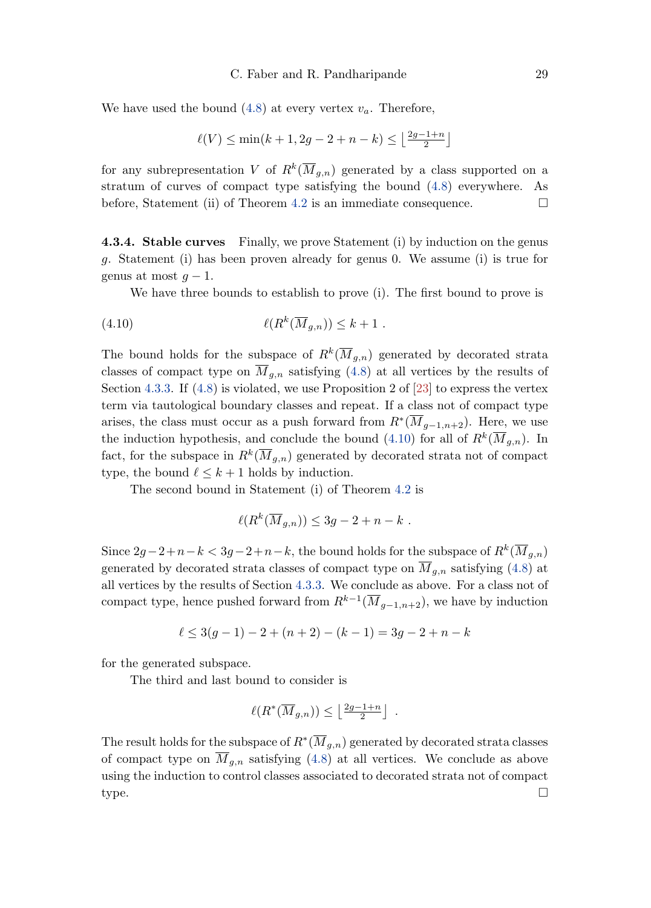We have used the bound (4.8) at every vertex $v_a$. Therefore,

$$\ell(V) \leq \min(k+1, 2g-2+n-k) \leq \left\lfloor \tfrac{2g-1+n}{2} \right\rfloor$$

for any subrepresentation $V$ of $R^k(\overline{M}_{g,n})$ generated by a class supported on a stratum of curves of compact type satisfying the bound (4.8) everywhere. As before, Statement (ii) of Theorem 4.2 is an immediate consequence. □

**4.3.4. Stable curves** Finally, we prove Statement (i) by induction on the genus $g$. Statement (i) has been proven already for genus 0. We assume (i) is true for genus at most $g-1$.

We have three bounds to establish to prove (i). The first bound to prove is

$$\ell(R^k(\overline{M}_{g,n})) \leq k+1 \ . \tag{4.10}$$

The bound holds for the subspace of $R^k(\overline{M}_{g,n})$ generated by decorated strata classes of compact type on $\overline{M}_{g,n}$ satisfying (4.8) at all vertices by the results of Section 4.3.3. If (4.8) is violated, we use Proposition 2 of [23] to express the vertex term via tautological boundary classes and repeat. If a class not of compact type arises, the class must occur as a push forward from $R^*(\overline{M}_{g-1,n+2})$. Here, we use the induction hypothesis, and conclude the bound (4.10) for all of $R^k(\overline{M}_{g,n})$. In fact, for the subspace in $R^k(\overline{M}_{g,n})$ generated by decorated strata not of compact type, the bound $\ell \leq k+1$ holds by induction.

The second bound in Statement (i) of Theorem 4.2 is

$$\ell(R^k(\overline{M}_{g,n})) \leq 3g-2+n-k \ .$$

Since $2g-2+n-k < 3g-2+n-k$, the bound holds for the subspace of $R^k(\overline{M}_{g,n})$ generated by decorated strata classes of compact type on $\overline{M}_{g,n}$ satisfying (4.8) at all vertices by the results of Section 4.3.3. We conclude as above. For a class not of compact type, hence pushed forward from $R^{k-1}(\overline{M}_{g-1,n+2})$, we have by induction

$$\ell \leq 3(g-1)-2+(n+2)-(k-1) = 3g-2+n-k$$

for the generated subspace.

The third and last bound to consider is

$$\ell(R^*(\overline{M}_{g,n})) \leq \left\lfloor \tfrac{2g-1+n}{2} \right\rfloor \ .$$

The result holds for the subspace of $R^*(\overline{M}_{g,n})$ generated by decorated strata classes of compact type on $\overline{M}_{g,n}$ satisfying (4.8) at all vertices. We conclude as above using the induction to control classes associated to decorated strata not of compact type. □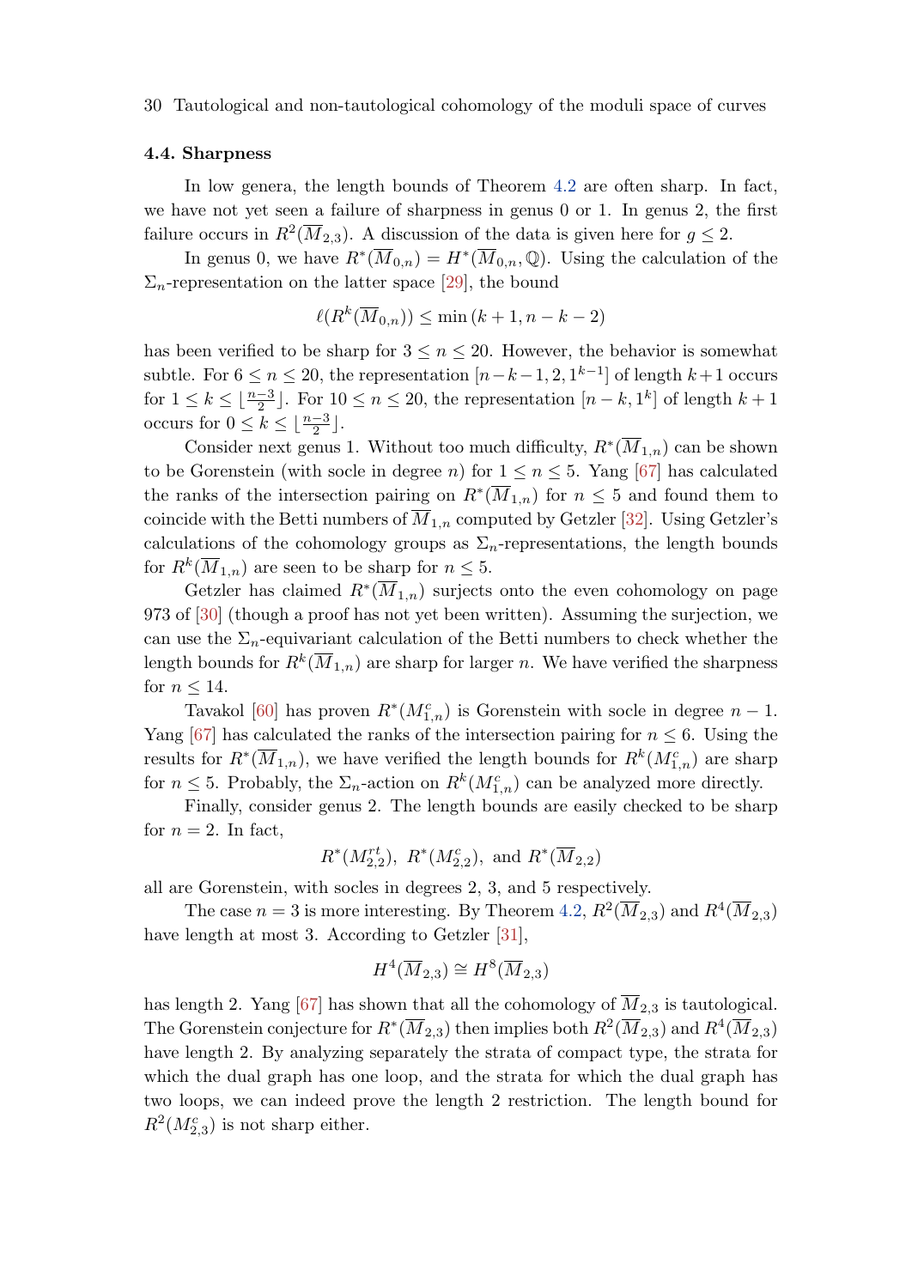### 4.4. Sharpness

In low genera, the length bounds of Theorem 4.2 are often sharp. In fact, we have not yet seen a failure of sharpness in genus 0 or 1. In genus 2, the first failure occurs in $R^2(\overline{M}_{2,3})$. A discussion of the data is given here for $g \leq 2$.

In genus 0, we have $R^*(\overline{M}_{0,n}) = H^*(\overline{M}_{0,n}, \mathbb{Q})$. Using the calculation of the $\Sigma_n$-representation on the latter space [29], the bound

$$\ell(R^k(\overline{M}_{0,n})) \leq \min(k+1, n-k-2)$$

has been verified to be sharp for $3 \leq n \leq 20$. However, the behavior is somewhat subtle. For $6 \leq n \leq 20$, the representation $[n-k-1, 2, 1^{k-1}]$ of length $k+1$ occurs for $1 \leq k \leq \lfloor \frac{n-3}{2} \rfloor$. For $10 \leq n \leq 20$, the representation $[n-k, 1^k]$ of length $k+1$ occurs for $0 \leq k \leq \lfloor \frac{n-3}{2} \rfloor$.

Consider next genus 1. Without too much difficulty, $R^*(\overline{M}_{1,n})$ can be shown to be Gorenstein (with socle in degree $n$) for $1 \leq n \leq 5$. Yang [67] has calculated the ranks of the intersection pairing on $R^*(\overline{M}_{1,n})$ for $n \leq 5$ and found them to coincide with the Betti numbers of $\overline{M}_{1,n}$ computed by Getzler [32]. Using Getzler's calculations of the cohomology groups as $\Sigma_n$-representations, the length bounds for $R^k(\overline{M}_{1,n})$ are seen to be sharp for $n \leq 5$.

Getzler has claimed $R^*(\overline{M}_{1,n})$ surjects onto the even cohomology on page 973 of [30] (though a proof has not yet been written). Assuming the surjection, we can use the $\Sigma_n$-equivariant calculation of the Betti numbers to check whether the length bounds for $R^k(\overline{M}_{1,n})$ are sharp for larger $n$. We have verified the sharpness for $n \leq 14$.

Tavakol [60] has proven $R^*(M^c_{1,n})$ is Gorenstein with socle in degree $n-1$. Yang [67] has calculated the ranks of the intersection pairing for $n \leq 6$. Using the results for $R^*(\overline{M}_{1,n})$, we have verified the length bounds for $R^k(M^c_{1,n})$ are sharp for $n \leq 5$. Probably, the $\Sigma_n$-action on $R^k(M^c_{1,n})$ can be analyzed more directly.

Finally, consider genus 2. The length bounds are easily checked to be sharp for $n = 2$. In fact,

$$R^*(M^{rt}_{2,2}),\ R^*(M^c_{2,2}),\ \text{and}\ R^*(\overline{M}_{2,2})$$

all are Gorenstein, with socles in degrees 2, 3, and 5 respectively.

The case $n = 3$ is more interesting. By Theorem 4.2, $R^2(\overline{M}_{2,3})$ and $R^4(\overline{M}_{2,3})$ have length at most 3. According to Getzler [31],

$$H^4(\overline{M}_{2,3}) \cong H^8(\overline{M}_{2,3})$$

has length 2. Yang [67] has shown that all the cohomology of $\overline{M}_{2,3}$ is tautological. The Gorenstein conjecture for $R^*(\overline{M}_{2,3})$ then implies both $R^2(\overline{M}_{2,3})$ and $R^4(\overline{M}_{2,3})$ have length 2. By analyzing separately the strata of compact type, the strata for which the dual graph has one loop, and the strata for which the dual graph has two loops, we can indeed prove the length 2 restriction. The length bound for $R^2(M^c_{2,3})$ is not sharp either.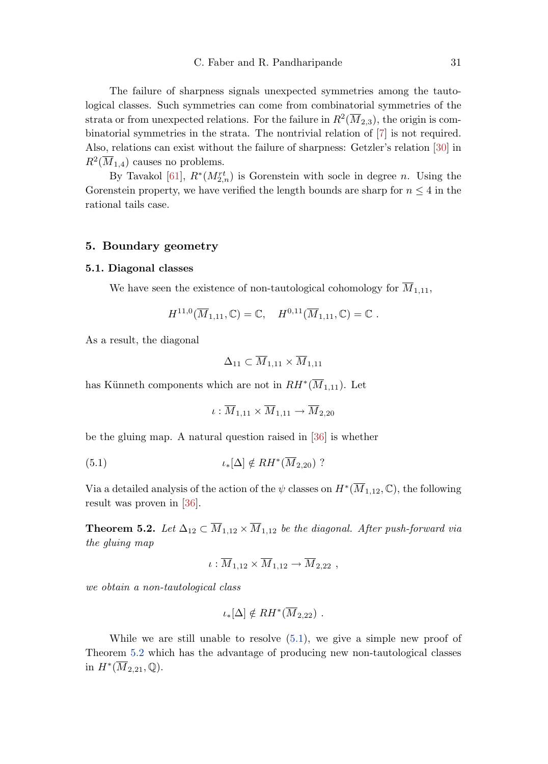The failure of sharpness signals unexpected symmetries among the tautological classes. Such symmetries can come from combinatorial symmetries of the strata or from unexpected relations. For the failure in $R^2(\overline{M}_{2,3})$, the origin is combinatorial symmetries in the strata. The nontrivial relation of [7] is not required. Also, relations can exist without the failure of sharpness: Getzler's relation [30] in $R^2(\overline{M}_{1,4})$ causes no problems.

By Tavakol [61], $R^*(M^{rt}_{2,n})$ is Gorenstein with socle in degree $n$. Using the Gorenstein property, we have verified the length bounds are sharp for $n \leq 4$ in the rational tails case.

## 5. Boundary geometry

### 5.1. Diagonal classes

We have seen the existence of non-tautological cohomology for $\overline{M}_{1,11}$,

$$H^{11,0}(\overline{M}_{1,11}, \mathbb{C}) = \mathbb{C}, \quad H^{0,11}(\overline{M}_{1,11}, \mathbb{C}) = \mathbb{C} \ .$$

As a result, the diagonal

$$\Delta_{11} \subset \overline{M}_{1,11} \times \overline{M}_{1,11}$$

has Künneth components which are not in $RH^*(\overline{M}_{1,11})$. Let

$$\iota : \overline{M}_{1,11} \times \overline{M}_{1,11} \to \overline{M}_{2,20}$$

be the gluing map. A natural question raised in [36] is whether

$$\iota_*[\Delta] \notin RH^*(\overline{M}_{2,20}) \ ? \tag{5.1}$$

Via a detailed analysis of the action of the $\psi$ classes on $H^*(\overline{M}_{1,12}, \mathbb{C})$, the following result was proven in [36].

**Theorem 5.2.** *Let $\Delta_{12} \subset \overline{M}_{1,12} \times \overline{M}_{1,12}$ be the diagonal. After push-forward via the gluing map*

$$\iota : \overline{M}_{1,12} \times \overline{M}_{1,12} \to \overline{M}_{2,22} \ ,$$

*we obtain a non-tautological class*

$$\iota_*[\Delta] \notin RH^*(\overline{M}_{2,22}) \ .$$

While we are still unable to resolve (5.1), we give a simple new proof of Theorem 5.2 which has the advantage of producing new non-tautological classes in $H^*(\overline{M}_{2,21}, \mathbb{Q})$.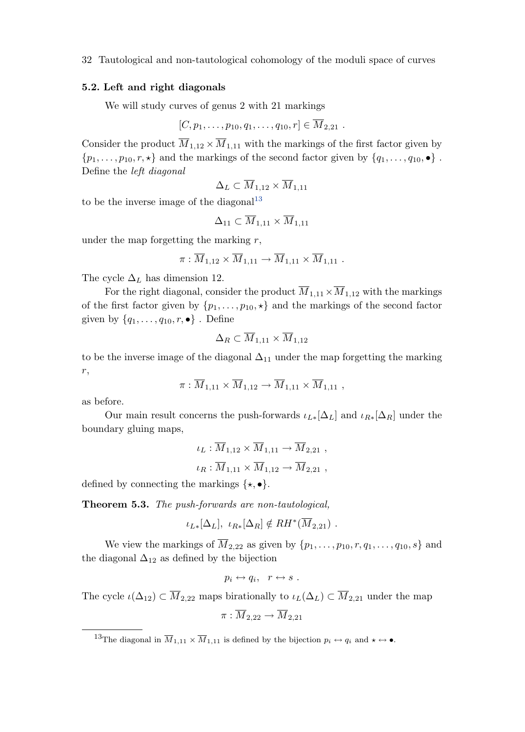### 5.2. Left and right diagonals

We will study curves of genus 2 with 21 markings

$$[C, p_1, \ldots, p_{10}, q_1, \ldots, q_{10}, r] \in \overline{M}_{2,21} \ .$$

Consider the product $\overline{M}_{1,12} \times \overline{M}_{1,11}$ with the markings of the first factor given by $\{p_1, \ldots, p_{10}, r, \star\}$ and the markings of the second factor given by $\{q_1, \ldots, q_{10}, \bullet\}$ . Define the *left diagonal*

$$\Delta_L \subset \overline{M}_{1,12} \times \overline{M}_{1,11}$$

to be the inverse image of the diagonal[13]

$$\Delta_{11} \subset \overline{M}_{1,11} \times \overline{M}_{1,11}$$

under the map forgetting the marking $r$,

$$\pi : \overline{M}_{1,12} \times \overline{M}_{1,11} \to \overline{M}_{1,11} \times \overline{M}_{1,11} \ .$$

The cycle $\Delta_L$ has dimension 12.

For the right diagonal, consider the product $\overline{M}_{1,11} \times \overline{M}_{1,12}$ with the markings of the first factor given by $\{p_1, \ldots, p_{10}, \star\}$ and the markings of the second factor given by $\{q_1, \ldots, q_{10}, r, \bullet\}$ . Define

$$\Delta_R \subset \overline{M}_{1,11} \times \overline{M}_{1,12}$$

to be the inverse image of the diagonal $\Delta_{11}$ under the map forgetting the marking $r$,

$$\pi : \overline{M}_{1,11} \times \overline{M}_{1,12} \to \overline{M}_{1,11} \times \overline{M}_{1,11} \ ,$$

as before.

Our main result concerns the push-forwards $\iota_{L*}[\Delta_L]$ and $\iota_{R*}[\Delta_R]$ under the boundary gluing maps,

$$\iota_L : \overline{M}_{1,12} \times \overline{M}_{1,11} \to \overline{M}_{2,21} \ ,$$

$$\iota_R : \overline{M}_{1,11} \times \overline{M}_{1,12} \to \overline{M}_{2,21} \ ,$$

defined by connecting the markings $\{\star, \bullet\}$.

**Theorem 5.3.** *The push-forwards are non-tautological,*

$$\iota_{L*}[\Delta_L], \ \iota_{R*}[\Delta_R] \notin RH^*(\overline{M}_{2,21}) \ .$$

We view the markings of $\overline{M}_{2,22}$ as given by $\{p_1, \ldots, p_{10}, r, q_1, \ldots, q_{10}, s\}$ and the diagonal $\Delta_{12}$ as defined by the bijection

$$p_i \leftrightarrow q_i, \quad r \leftrightarrow s \ .$$

The cycle $\iota(\Delta_{12}) \subset \overline{M}_{2,22}$ maps birationally to $\iota_L(\Delta_L) \subset \overline{M}_{2,21}$ under the map

$$\pi : \overline{M}_{2,22} \to \overline{M}_{2,21}$$

[13] The diagonal in $\overline{M}_{1,11} \times \overline{M}_{1,11}$ is defined by the bijection $p_i \leftrightarrow q_i$ and $\star \leftrightarrow \bullet$.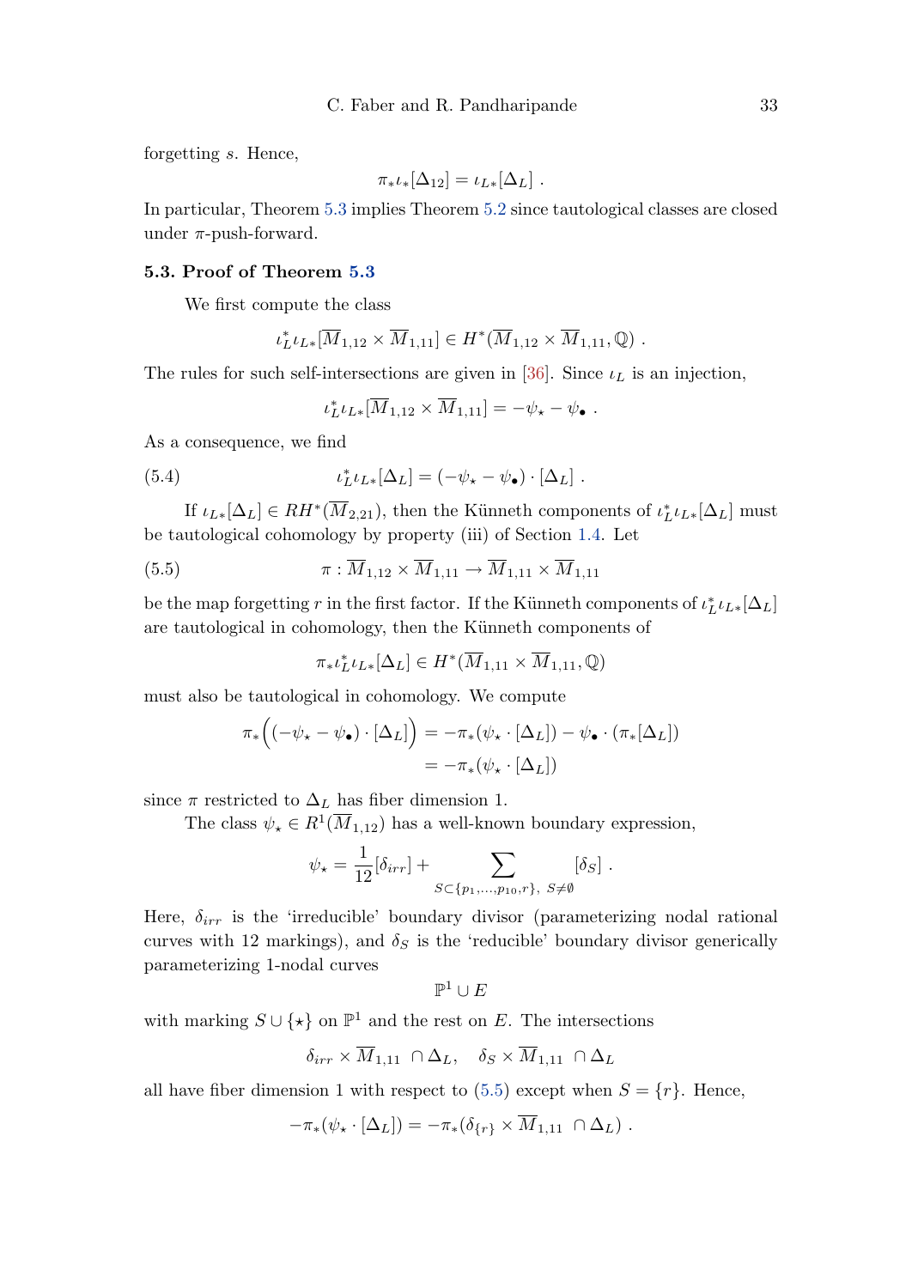forgetting $s$. Hence,

$$\pi_* \iota_*[\Delta_{12}] = \iota_{L*}[\Delta_L] \ .$$

In particular, Theorem 5.3 implies Theorem 5.2 since tautological classes are closed under $\pi$-push-forward.

### 5.3. Proof of Theorem 5.3

We first compute the class

$$\iota_L^* \iota_{L*}[\overline{M}_{1,12} \times \overline{M}_{1,11}] \in H^*(\overline{M}_{1,12} \times \overline{M}_{1,11}, \mathbb{Q}) \ .$$

The rules for such self-intersections are given in [36]. Since $\iota_L$ is an injection,

$$\iota_L^* \iota_{L*}[\overline{M}_{1,12} \times \overline{M}_{1,11}] = -\psi_\star - \psi_\bullet \ .$$

As a consequence, we find

$$\iota_L^* \iota_{L*}[\Delta_L] = (-\psi_\star - \psi_\bullet) \cdot [\Delta_L] \ . \tag{5.4}$$

If $\iota_{L*}[\Delta_L] \in RH^*(\overline{M}_{2,21})$, then the Künneth components of $\iota_L^* \iota_{L*}[\Delta_L]$ must be tautological cohomology by property (iii) of Section 1.4. Let

$$\pi : \overline{M}_{1,12} \times \overline{M}_{1,11} \to \overline{M}_{1,11} \times \overline{M}_{1,11} \tag{5.5}$$

be the map forgetting $r$ in the first factor. If the Künneth components of $\iota_L^* \iota_{L*}[\Delta_L]$ are tautological in cohomology, then the Künneth components of

$$\pi_* \iota_L^* \iota_{L*}[\Delta_L] \in H^*(\overline{M}_{1,11} \times \overline{M}_{1,11}, \mathbb{Q})$$

must also be tautological in cohomology. We compute

$$\begin{aligned}
\pi_*\Big((-\psi_\star - \psi_\bullet) \cdot [\Delta_L]\Big) &= -\pi_*(\psi_\star \cdot [\Delta_L]) - \psi_\bullet \cdot (\pi_*[\Delta_L]) \\
&= -\pi_*(\psi_\star \cdot [\Delta_L])
\end{aligned}$$

since $\pi$ restricted to $\Delta_L$ has fiber dimension 1.

The class $\psi_\star \in R^1(\overline{M}_{1,12})$ has a well-known boundary expression,

$$\psi_\star = \frac{1}{12}[\delta_{irr}] + \sum_{S \subset \{p_1,\ldots,p_{10},r\},\ S \neq \emptyset} [\delta_S] \ .$$

Here, $\delta_{irr}$ is the 'irreducible' boundary divisor (parameterizing nodal rational curves with 12 markings), and $\delta_S$ is the 'reducible' boundary divisor generically parameterizing 1-nodal curves

$$\mathbb{P}^1 \cup E$$

with marking $S \cup \{\star\}$ on $\mathbb{P}^1$ and the rest on $E$. The intersections

$$\delta_{irr} \times \overline{M}_{1,11} \ \cap \Delta_L, \quad \delta_S \times \overline{M}_{1,11} \ \cap \Delta_L$$

all have fiber dimension 1 with respect to (5.5) except when $S = \{r\}$. Hence,

$$-\pi_*(\psi_\star \cdot [\Delta_L]) = -\pi_*(\delta_{\{r\}} \times \overline{M}_{1,11} \ \cap \Delta_L) \ .$$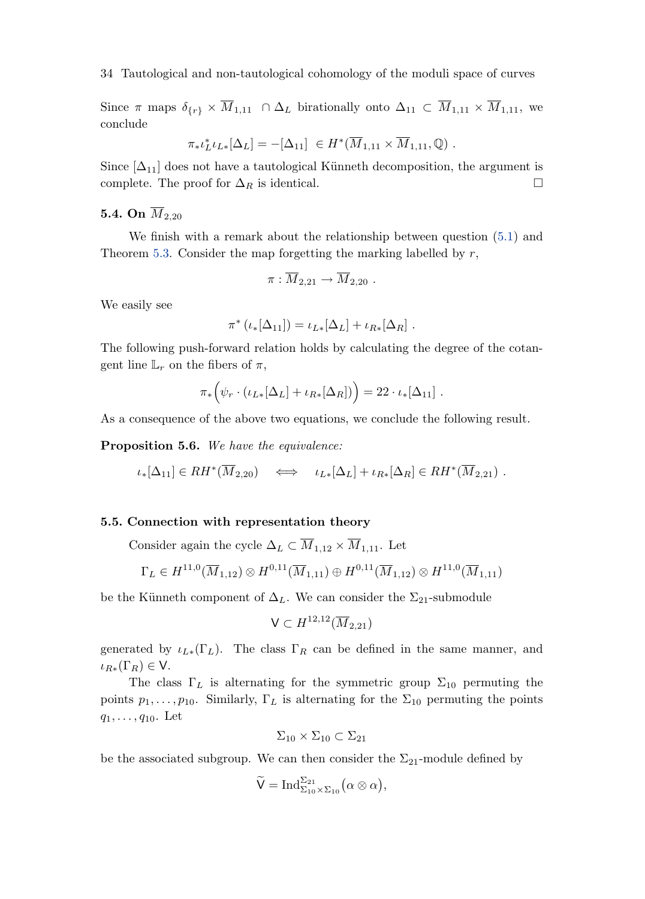Since $\pi$ maps $\delta_{\{r\}} \times \overline{M}_{1,11} \cap \Delta_L$ birationally onto $\Delta_{11} \subset \overline{M}_{1,11} \times \overline{M}_{1,11}$, we conclude

$$\pi_* \iota_L^* \iota_{L*}[\Delta_L] = -[\Delta_{11}] \in H^*(\overline{M}_{1,11} \times \overline{M}_{1,11}, \mathbb{Q}) \ .$$

Since $[\Delta_{11}]$ does not have a tautological Künneth decomposition, the argument is complete. The proof for $\Delta_R$ is identical. □

### 5.4. On $\overline{M}_{2,20}$

We finish with a remark about the relationship between question (5.1) and Theorem 5.3. Consider the map forgetting the marking labelled by $r$,

$$\pi : \overline{M}_{2,21} \to \overline{M}_{2,20} \ .$$

We easily see

$$\pi^* \left(\iota_*[\Delta_{11}]\right) = \iota_{L*}[\Delta_L] + \iota_{R*}[\Delta_R] \ .$$

The following push-forward relation holds by calculating the degree of the cotangent line $\mathbb{L}_r$ on the fibers of $\pi$,

$$\pi_*\Big(\psi_r \cdot \left(\iota_{L*}[\Delta_L] + \iota_{R*}[\Delta_R]\right)\Big) = 22 \cdot \iota_*[\Delta_{11}] \ .$$

As a consequence of the above two equations, we conclude the following result.

**Proposition 5.6.** *We have the equivalence:*

$$\iota_*[\Delta_{11}] \in RH^*(\overline{M}_{2,20}) \quad \Longleftrightarrow \quad \iota_{L*}[\Delta_L] + \iota_{R*}[\Delta_R] \in RH^*(\overline{M}_{2,21}) \ .$$

### 5.5. Connection with representation theory

Consider again the cycle $\Delta_L \subset \overline{M}_{1,12} \times \overline{M}_{1,11}$. Let

$$\Gamma_L \in H^{11,0}(\overline{M}_{1,12}) \otimes H^{0,11}(\overline{M}_{1,11}) \oplus H^{0,11}(\overline{M}_{1,12}) \otimes H^{11,0}(\overline{M}_{1,11})$$

be the Künneth component of $\Delta_L$. We can consider the $\Sigma_{21}$-submodule

$$\mathsf{V} \subset H^{12,12}(\overline{M}_{2,21})$$

generated by $\iota_{L*}(\Gamma_L)$. The class $\Gamma_R$ can be defined in the same manner, and $\iota_{R*}(\Gamma_R) \in \mathsf{V}$.

The class $\Gamma_L$ is alternating for the symmetric group $\Sigma_{10}$ permuting the points $p_1, \ldots, p_{10}$. Similarly, $\Gamma_L$ is alternating for the $\Sigma_{10}$ permuting the points $q_1, \ldots, q_{10}$. Let

$$\Sigma_{10} \times \Sigma_{10} \subset \Sigma_{21}$$

be the associated subgroup. We can then consider the $\Sigma_{21}$-module defined by

$$\widetilde{\mathsf{V}} = \mathrm{Ind}_{\Sigma_{10}\times\Sigma_{10}}^{\Sigma_{21}} \big(\alpha \otimes \alpha\big),$$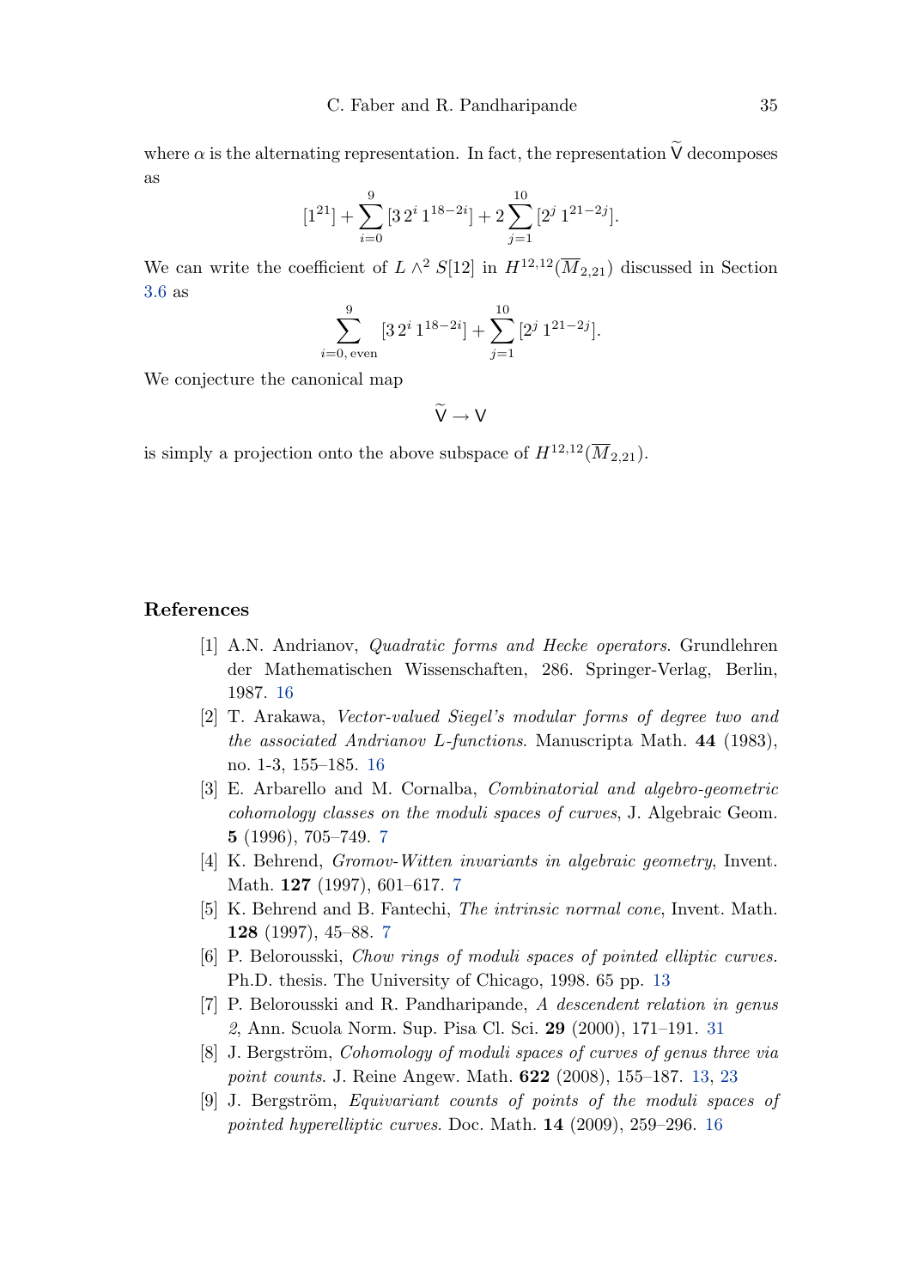where $\alpha$ is the alternating representation. In fact, the representation $\widetilde{\mathsf{V}}$ decomposes as

$$[1^{21}] + \sum_{i=0}^{9} [3\,2^i\,1^{18-2i}] + 2\sum_{j=1}^{10} [2^j\,1^{21-2j}].$$

We can write the coefficient of $L \wedge^2 S[12]$ in $H^{12,12}(\overline{M}_{2,21})$ discussed in Section 3.6 as

$$\sum_{i=0,\,\text{even}}^{9} [3\,2^i\,1^{18-2i}] + \sum_{j=1}^{10} [2^j\,1^{21-2j}].$$

We conjecture the canonical map

$$\widetilde{\mathsf{V}} \to \mathsf{V}$$

is simply a projection onto the above subspace of $H^{12,12}(\overline{M}_{2,21})$.

## References

[1] A.N. Andrianov, *Quadratic forms and Hecke operators*. Grundlehren der Mathematischen Wissenschaften, 286. Springer-Verlag, Berlin, 1987. 16

[2] T. Arakawa, *Vector-valued Siegel's modular forms of degree two and the associated Andrianov L-functions*. Manuscripta Math. **44** (1983), no. 1-3, 155–185. 16

[3] E. Arbarello and M. Cornalba, *Combinatorial and algebro-geometric cohomology classes on the moduli spaces of curves*, J. Algebraic Geom. **5** (1996), 705–749. 7

[4] K. Behrend, *Gromov-Witten invariants in algebraic geometry*, Invent. Math. **127** (1997), 601–617. 7

[5] K. Behrend and B. Fantechi, *The intrinsic normal cone*, Invent. Math. **128** (1997), 45–88. 7

[6] P. Belorousski, *Chow rings of moduli spaces of pointed elliptic curves.* Ph.D. thesis. The University of Chicago, 1998. 65 pp. 13

[7] P. Belorousski and R. Pandharipande, *A descendent relation in genus 2*, Ann. Scuola Norm. Sup. Pisa Cl. Sci. **29** (2000), 171–191. 31

[8] J. Bergström, *Cohomology of moduli spaces of curves of genus three via point counts*. J. Reine Angew. Math. **622** (2008), 155–187. 13, 23

[9] J. Bergström, *Equivariant counts of points of the moduli spaces of pointed hyperelliptic curves*. Doc. Math. **14** (2009), 259–296. 16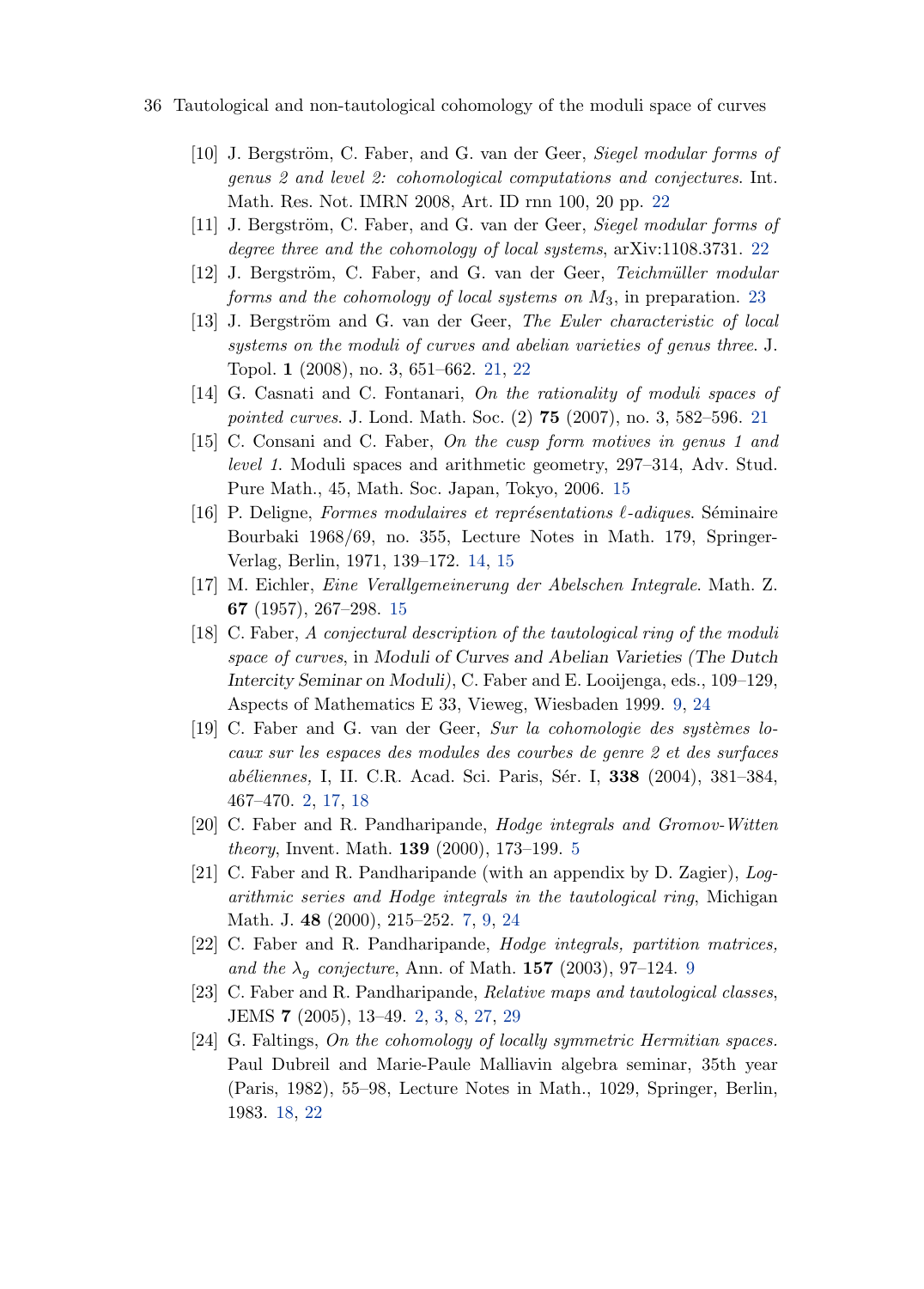[10] J. Bergström, C. Faber, and G. van der Geer, *Siegel modular forms of genus 2 and level 2: cohomological computations and conjectures*. Int. Math. Res. Not. IMRN 2008, Art. ID rnn 100, 20 pp. 22

[11] J. Bergström, C. Faber, and G. van der Geer, *Siegel modular forms of degree three and the cohomology of local systems*, arXiv:1108.3731. 22

[12] J. Bergström, C. Faber, and G. van der Geer, *Teichmüller modular forms and the cohomology of local systems on $M_3$*, in preparation. 23

[13] J. Bergström and G. van der Geer, *The Euler characteristic of local systems on the moduli of curves and abelian varieties of genus three*. J. Topol. **1** (2008), no. 3, 651–662. 21, 22

[14] G. Casnati and C. Fontanari, *On the rationality of moduli spaces of pointed curves*. J. Lond. Math. Soc. (2) **75** (2007), no. 3, 582–596. 21

[15] C. Consani and C. Faber, *On the cusp form motives in genus 1 and level 1*. Moduli spaces and arithmetic geometry, 297–314, Adv. Stud. Pure Math., 45, Math. Soc. Japan, Tokyo, 2006. 15

[16] P. Deligne, *Formes modulaires et représentations $\ell$-adiques*. Séminaire Bourbaki 1968/69, no. 355, Lecture Notes in Math. 179, Springer-Verlag, Berlin, 1971, 139–172. 14, 15

[17] M. Eichler, *Eine Verallgemeinerung der Abelschen Integrale*. Math. Z. **67** (1957), 267–298. 15

[18] C. Faber, *A conjectural description of the tautological ring of the moduli space of curves*, in Moduli of Curves and Abelian Varieties (The Dutch Intercity Seminar on Moduli), C. Faber and E. Looijenga, eds., 109–129, Aspects of Mathematics E 33, Vieweg, Wiesbaden 1999. 9, 24

[19] C. Faber and G. van der Geer, *Sur la cohomologie des systèmes locaux sur les espaces des modules des courbes de genre 2 et des surfaces abéliennes,* I, II. C.R. Acad. Sci. Paris, Sér. I, **338** (2004), 381–384, 467–470. 2, 17, 18

[20] C. Faber and R. Pandharipande, *Hodge integrals and Gromov-Witten theory*, Invent. Math. **139** (2000), 173–199. 5

[21] C. Faber and R. Pandharipande (with an appendix by D. Zagier), *Logarithmic series and Hodge integrals in the tautological ring*, Michigan Math. J. **48** (2000), 215–252. 7, 9, 24

[22] C. Faber and R. Pandharipande, *Hodge integrals, partition matrices, and the $\lambda_g$ conjecture*, Ann. of Math. **157** (2003), 97–124. 9

[23] C. Faber and R. Pandharipande, *Relative maps and tautological classes*, JEMS **7** (2005), 13–49. 2, 3, 8, 27, 29

[24] G. Faltings, *On the cohomology of locally symmetric Hermitian spaces.* Paul Dubreil and Marie-Paule Malliavin algebra seminar, 35th year (Paris, 1982), 55–98, Lecture Notes in Math., 1029, Springer, Berlin, 1983. 18, 22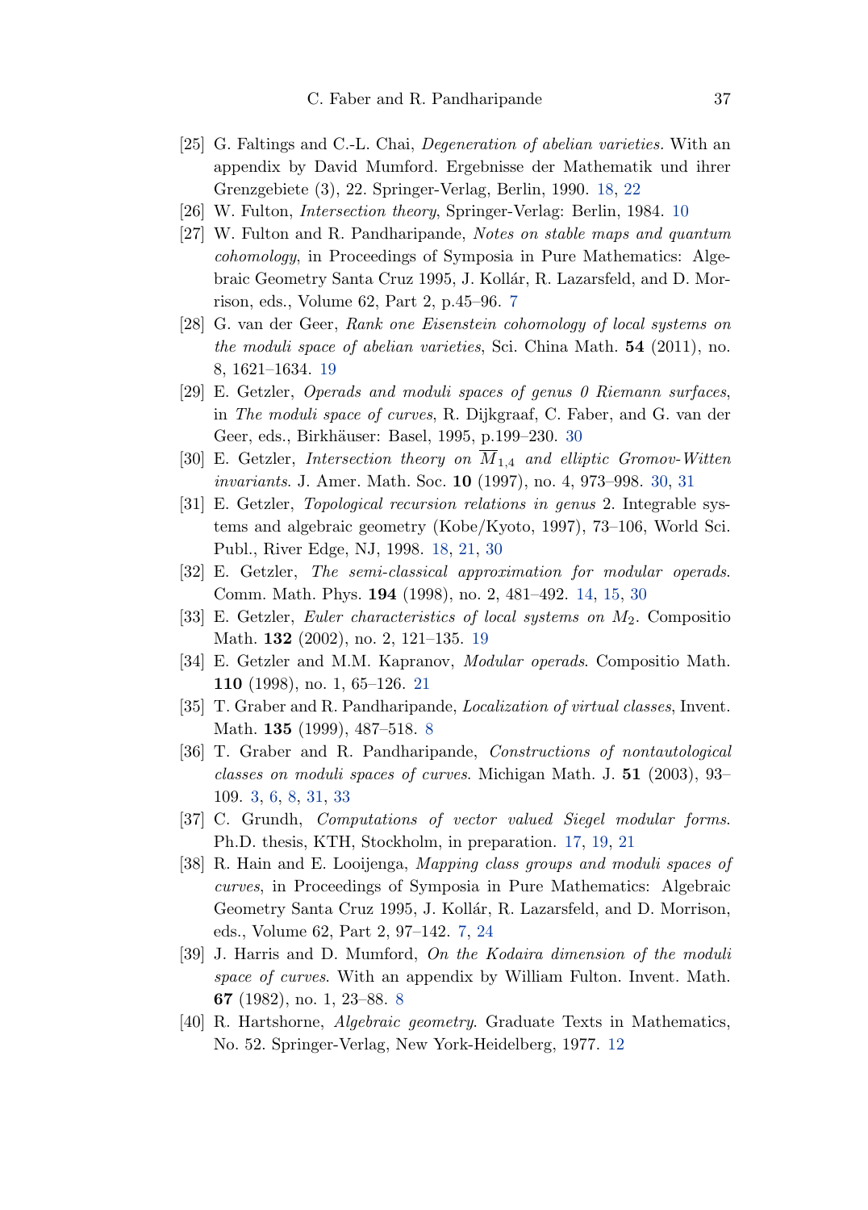[25] G. Faltings and C.-L. Chai, *Degeneration of abelian varieties.* With an appendix by David Mumford. Ergebnisse der Mathematik und ihrer Grenzgebiete (3), 22. Springer-Verlag, Berlin, 1990. 18, 22

[26] W. Fulton, *Intersection theory*, Springer-Verlag: Berlin, 1984. 10

[27] W. Fulton and R. Pandharipande, *Notes on stable maps and quantum cohomology*, in Proceedings of Symposia in Pure Mathematics: Algebraic Geometry Santa Cruz 1995, J. Kollár, R. Lazarsfeld, and D. Morrison, eds., Volume 62, Part 2, p.45–96. 7

[28] G. van der Geer, *Rank one Eisenstein cohomology of local systems on the moduli space of abelian varieties*, Sci. China Math. **54** (2011), no. 8, 1621–1634. 19

[29] E. Getzler, *Operads and moduli spaces of genus 0 Riemann surfaces*, in *The moduli space of curves*, R. Dijkgraaf, C. Faber, and G. van der Geer, eds., Birkhäuser: Basel, 1995, p.199–230. 30

[30] E. Getzler, *Intersection theory on $\overline{M}_{1,4}$ and elliptic Gromov-Witten invariants*. J. Amer. Math. Soc. **10** (1997), no. 4, 973–998. 30, 31

[31] E. Getzler, *Topological recursion relations in genus* 2. Integrable systems and algebraic geometry (Kobe/Kyoto, 1997), 73–106, World Sci. Publ., River Edge, NJ, 1998. 18, 21, 30

[32] E. Getzler, *The semi-classical approximation for modular operads*. Comm. Math. Phys. **194** (1998), no. 2, 481–492. 14, 15, 30

[33] E. Getzler, *Euler characteristics of local systems on $M_2$*. Compositio Math. **132** (2002), no. 2, 121–135. 19

[34] E. Getzler and M.M. Kapranov, *Modular operads*. Compositio Math. **110** (1998), no. 1, 65–126. 21

[35] T. Graber and R. Pandharipande, *Localization of virtual classes*, Invent. Math. **135** (1999), 487–518. 8

[36] T. Graber and R. Pandharipande, *Constructions of nontautological classes on moduli spaces of curves*. Michigan Math. J. **51** (2003), 93–109. 3, 6, 8, 31, 33

[37] C. Grundh, *Computations of vector valued Siegel modular forms*. Ph.D. thesis, KTH, Stockholm, in preparation. 17, 19, 21

[38] R. Hain and E. Looijenga, *Mapping class groups and moduli spaces of curves*, in Proceedings of Symposia in Pure Mathematics: Algebraic Geometry Santa Cruz 1995, J. Kollár, R. Lazarsfeld, and D. Morrison, eds., Volume 62, Part 2, 97–142. 7, 24

[39] J. Harris and D. Mumford, *On the Kodaira dimension of the moduli space of curves*. With an appendix by William Fulton. Invent. Math. **67** (1982), no. 1, 23–88. 8

[40] R. Hartshorne, *Algebraic geometry*. Graduate Texts in Mathematics, No. 52. Springer-Verlag, New York-Heidelberg, 1977. 12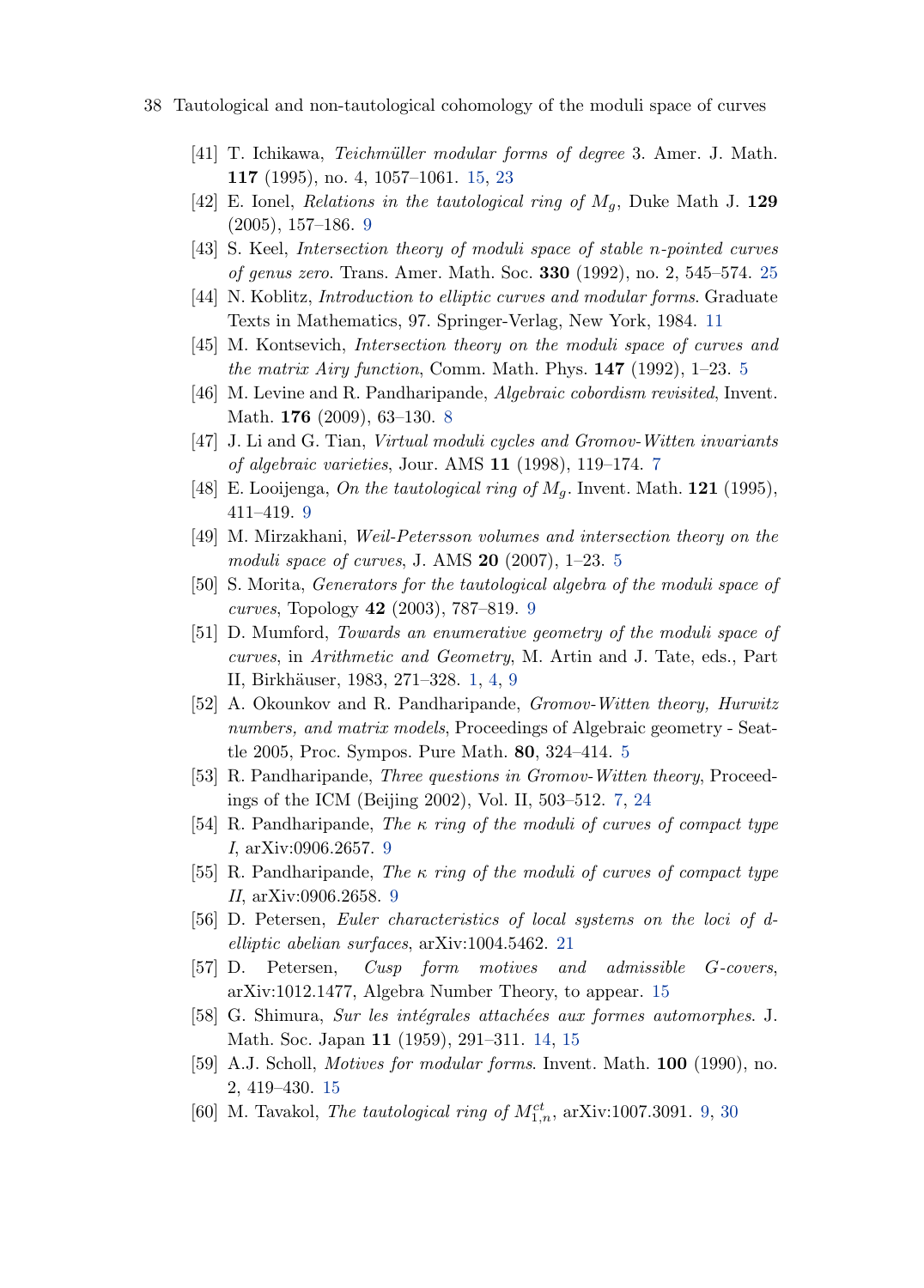[41] T. Ichikawa, *Teichmüller modular forms of degree* 3. Amer. J. Math. **117** (1995), no. 4, 1057–1061. 15, 23

[42] E. Ionel, *Relations in the tautological ring of $M_g$*, Duke Math J. **129** (2005), 157–186. 9

[43] S. Keel, *Intersection theory of moduli space of stable n-pointed curves of genus zero*. Trans. Amer. Math. Soc. **330** (1992), no. 2, 545–574. 25

[44] N. Koblitz, *Introduction to elliptic curves and modular forms*. Graduate Texts in Mathematics, 97. Springer-Verlag, New York, 1984. 11

[45] M. Kontsevich, *Intersection theory on the moduli space of curves and the matrix Airy function*, Comm. Math. Phys. **147** (1992), 1–23. 5

[46] M. Levine and R. Pandharipande, *Algebraic cobordism revisited*, Invent. Math. **176** (2009), 63–130. 8

[47] J. Li and G. Tian, *Virtual moduli cycles and Gromov-Witten invariants of algebraic varieties*, Jour. AMS **11** (1998), 119–174. 7

[48] E. Looijenga, *On the tautological ring of $M_g$*. Invent. Math. **121** (1995), 411–419. 9

[49] M. Mirzakhani, *Weil-Petersson volumes and intersection theory on the moduli space of curves*, J. AMS **20** (2007), 1–23. 5

[50] S. Morita, *Generators for the tautological algebra of the moduli space of curves*, Topology **42** (2003), 787–819. 9

[51] D. Mumford, *Towards an enumerative geometry of the moduli space of curves*, in *Arithmetic and Geometry*, M. Artin and J. Tate, eds., Part II, Birkhäuser, 1983, 271–328. 1, 4, 9

[52] A. Okounkov and R. Pandharipande, *Gromov-Witten theory, Hurwitz numbers, and matrix models*, Proceedings of Algebraic geometry - Seattle 2005, Proc. Sympos. Pure Math. **80**, 324–414. 5

[53] R. Pandharipande, *Three questions in Gromov-Witten theory*, Proceedings of the ICM (Beijing 2002), Vol. II, 503–512. 7, 24

[54] R. Pandharipande, *The $\kappa$ ring of the moduli of curves of compact type I*, arXiv:0906.2657. 9

[55] R. Pandharipande, *The $\kappa$ ring of the moduli of curves of compact type II*, arXiv:0906.2658. 9

[56] D. Petersen, *Euler characteristics of local systems on the loci of d-elliptic abelian surfaces*, arXiv:1004.5462. 21

[57] D. Petersen, *Cusp form motives and admissible G-covers*, arXiv:1012.1477, Algebra Number Theory, to appear. 15

[58] G. Shimura, *Sur les intégrales attachées aux formes automorphes*. J. Math. Soc. Japan **11** (1959), 291–311. 14, 15

[59] A.J. Scholl, *Motives for modular forms*. Invent. Math. **100** (1990), no. 2, 419–430. 15

[60] M. Tavakol, *The tautological ring of $M_{1,n}^{ct}$*, arXiv:1007.3091. 9, 30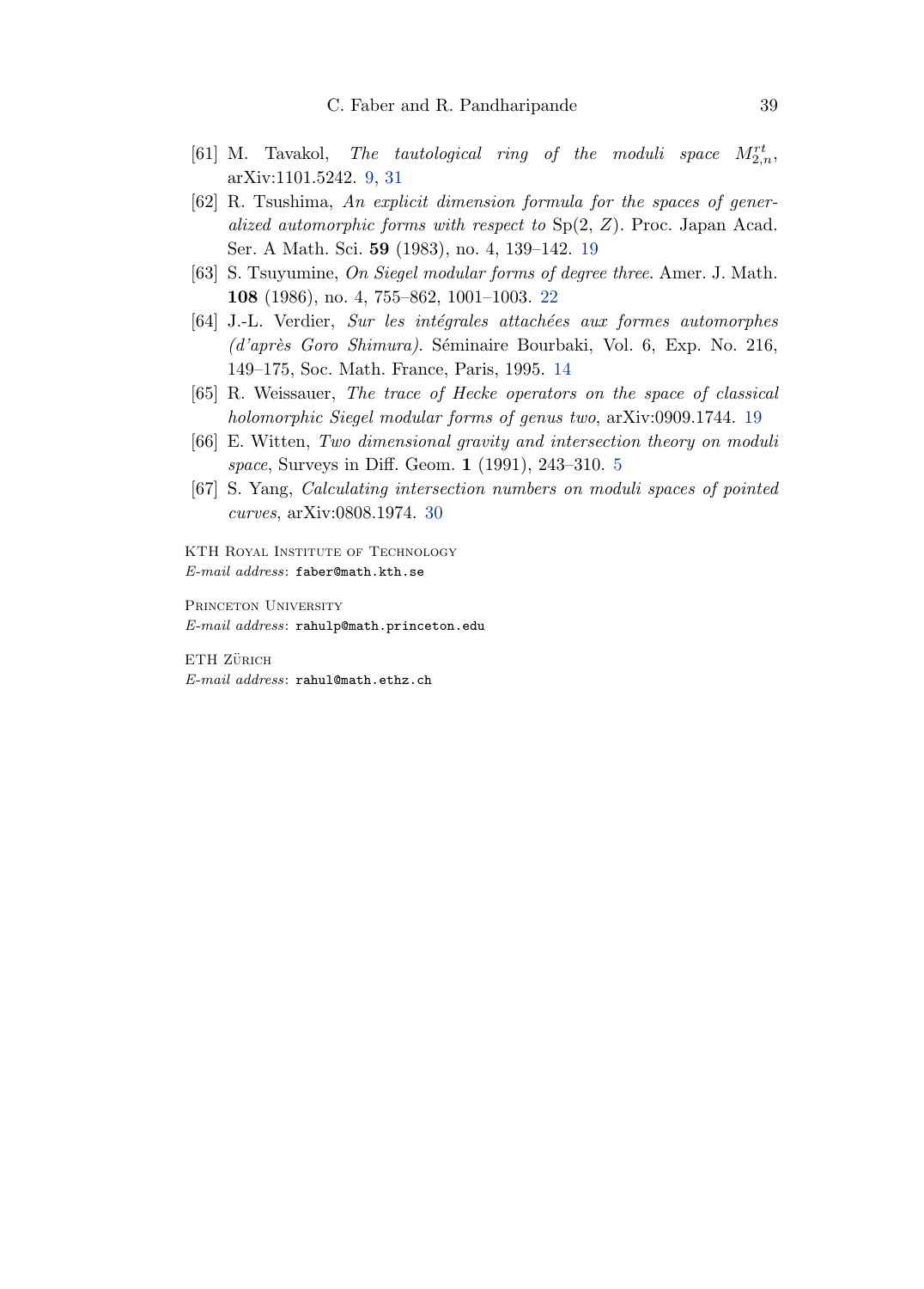[61] M. Tavakol, *The tautological ring of the moduli space* $M_{2,n}^{rt}$, arXiv:1101.5242. 9, 31

[62] R. Tsushima, *An explicit dimension formula for the spaces of generalized automorphic forms with respect to* Sp(2, $Z$). Proc. Japan Acad. Ser. A Math. Sci. **59** (1983), no. 4, 139–142. 19

[63] S. Tsuyumine, *On Siegel modular forms of degree three*. Amer. J. Math. **108** (1986), no. 4, 755–862, 1001–1003. 22

[64] J.-L. Verdier, *Sur les intégrales attachées aux formes automorphes (d'après Goro Shimura)*. Séminaire Bourbaki, Vol. 6, Exp. No. 216, 149–175, Soc. Math. France, Paris, 1995. 14

[65] R. Weissauer, *The trace of Hecke operators on the space of classical holomorphic Siegel modular forms of genus two*, arXiv:0909.1744. 19

[66] E. Witten, *Two dimensional gravity and intersection theory on moduli space*, Surveys in Diff. Geom. **1** (1991), 243–310. 5

[67] S. Yang, *Calculating intersection numbers on moduli spaces of pointed curves*, arXiv:0808.1974. 30

KTH Royal Institute of Technology
*E-mail address*: faber@math.kth.se

Princeton University
*E-mail address*: rahulp@math.princeton.edu

ETH Zürich
*E-mail address*: rahul@math.ethz.ch